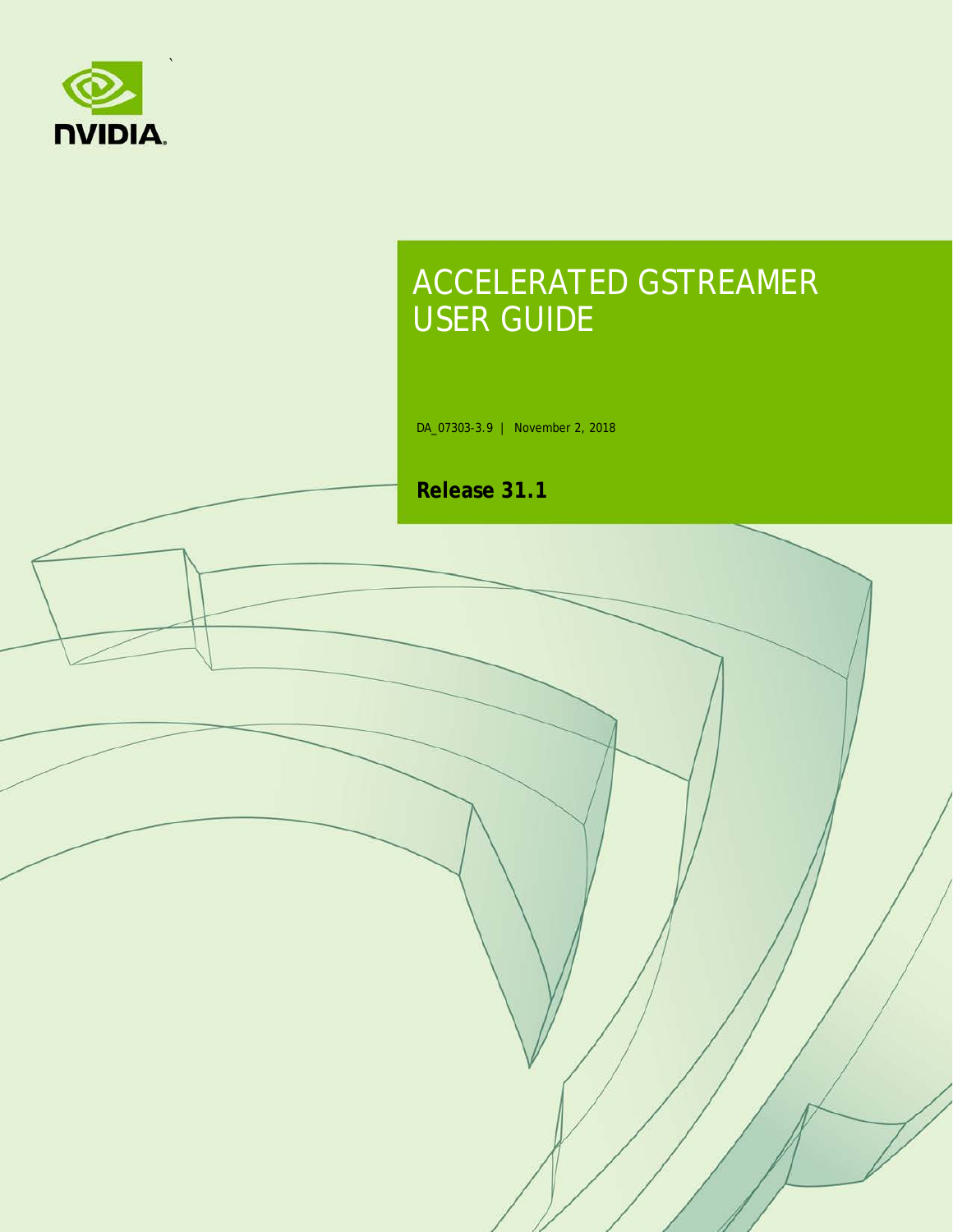# ACCELERATED GSTREAMER USER GUIDE

DA_07303-3.9 | November 2, 2018

**Release 31.1**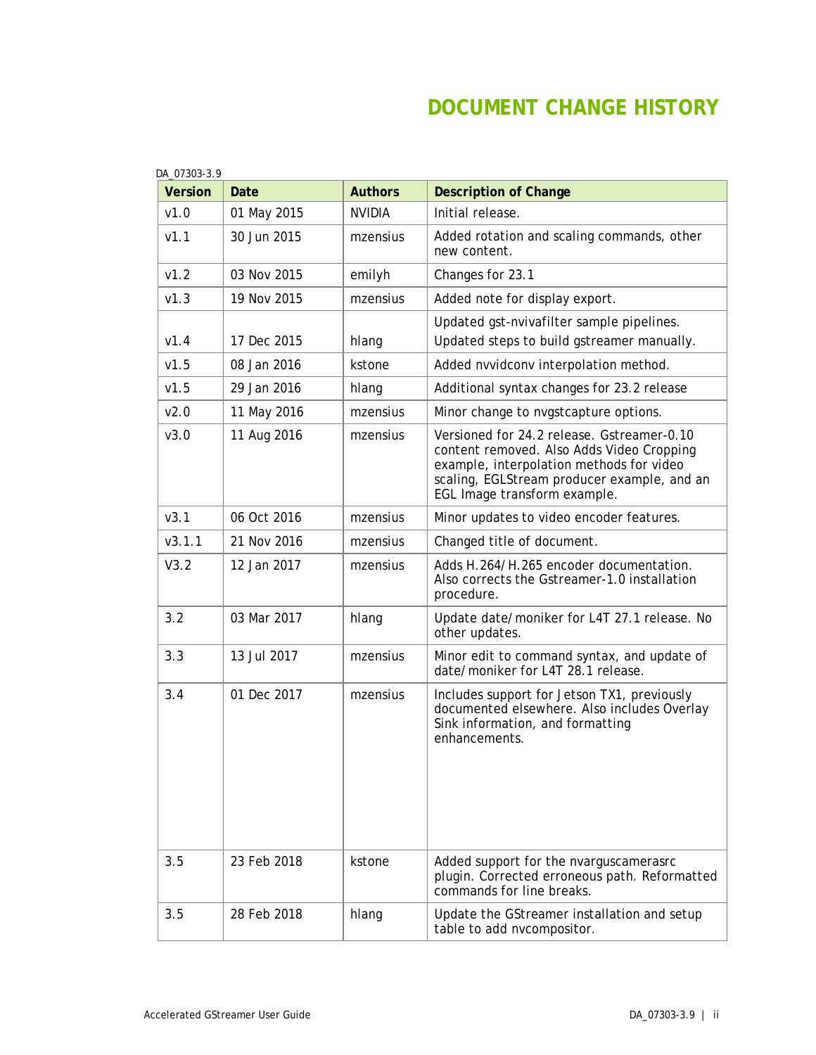# DOCUMENT CHANGE HISTORY

DA_07303-3.9

| Version | Date | Authors | Description of Change |
|---|---|---|---|
| v1.0 | 01 May 2015 | NVIDIA | Initial release. |
| v1.1 | 30 Jun 2015 | mzensius | Added rotation and scaling commands, other new content. |
| v1.2 | 03 Nov 2015 | emilyh | Changes for 23.1 |
| v1.3 | 19 Nov 2015 | mzensius | Added note for display export. |
| v1.4 | 17 Dec 2015 | hlang | Updated gst-nvivafilter sample pipelines. Updated steps to build gstreamer manually. |
| v1.5 | 08 Jan 2016 | kstone | Added nvvidconv interpolation method. |
| v1.5 | 29 Jan 2016 | hlang | Additional syntax changes for 23.2 release |
| v2.0 | 11 May 2016 | mzensius | Minor change to nvgstcapture options. |
| v3.0 | 11 Aug 2016 | mzensius | Versioned for 24.2 release. Gstreamer-0.10 content removed. Also Adds Video Cropping example, interpolation methods for video scaling, EGLStream producer example, and an EGL Image transform example. |
| v3.1 | 06 Oct 2016 | mzensius | Minor updates to video encoder features. |
| v3.1.1 | 21 Nov 2016 | mzensius | Changed title of document. |
| V3.2 | 12 Jan 2017 | mzensius | Adds H.264/H.265 encoder documentation. Also corrects the Gstreamer-1.0 installation procedure. |
| 3.2 | 03 Mar 2017 | hlang | Update date/moniker for L4T 27.1 release. No other updates. |
| 3.3 | 13 Jul 2017 | mzensius | Minor edit to command syntax, and update of date/moniker for L4T 28.1 release. |
| 3.4 | 01 Dec 2017 | mzensius | Includes support for Jetson TX1, previously documented elsewhere. Also includes Overlay Sink information, and formatting enhancements. |
| 3.5 | 23 Feb 2018 | kstone | Added support for the nvarguscamerasrc plugin. Corrected erroneous path. Reformatted commands for line breaks. |
| 3.5 | 28 Feb 2018 | hlang | Update the GStreamer installation and setup table to add nvcompositor. |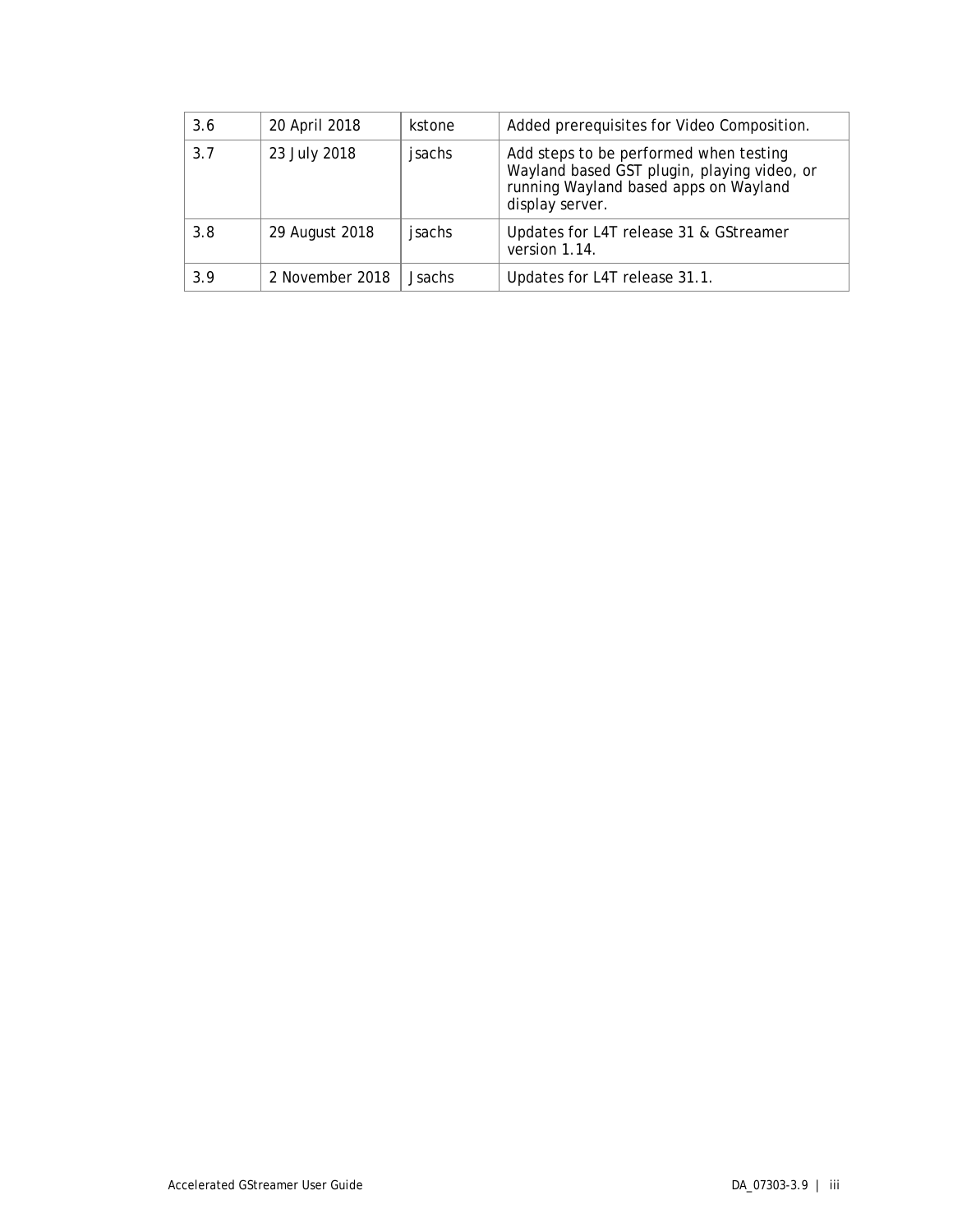| | | | |
|---|---|---|---|
| 3.6 | 20 April 2018 | kstone | Added prerequisites for Video Composition. |
| 3.7 | 23 July 2018 | jsachs | Add steps to be performed when testing Wayland based GST plugin, playing video, or running Wayland based apps on Wayland display server. |
| 3.8 | 29 August 2018 | jsachs | Updates for L4T release 31 & GStreamer version 1.14. |
| 3.9 | 2 November 2018 | Jsachs | Updates for L4T release 31.1. |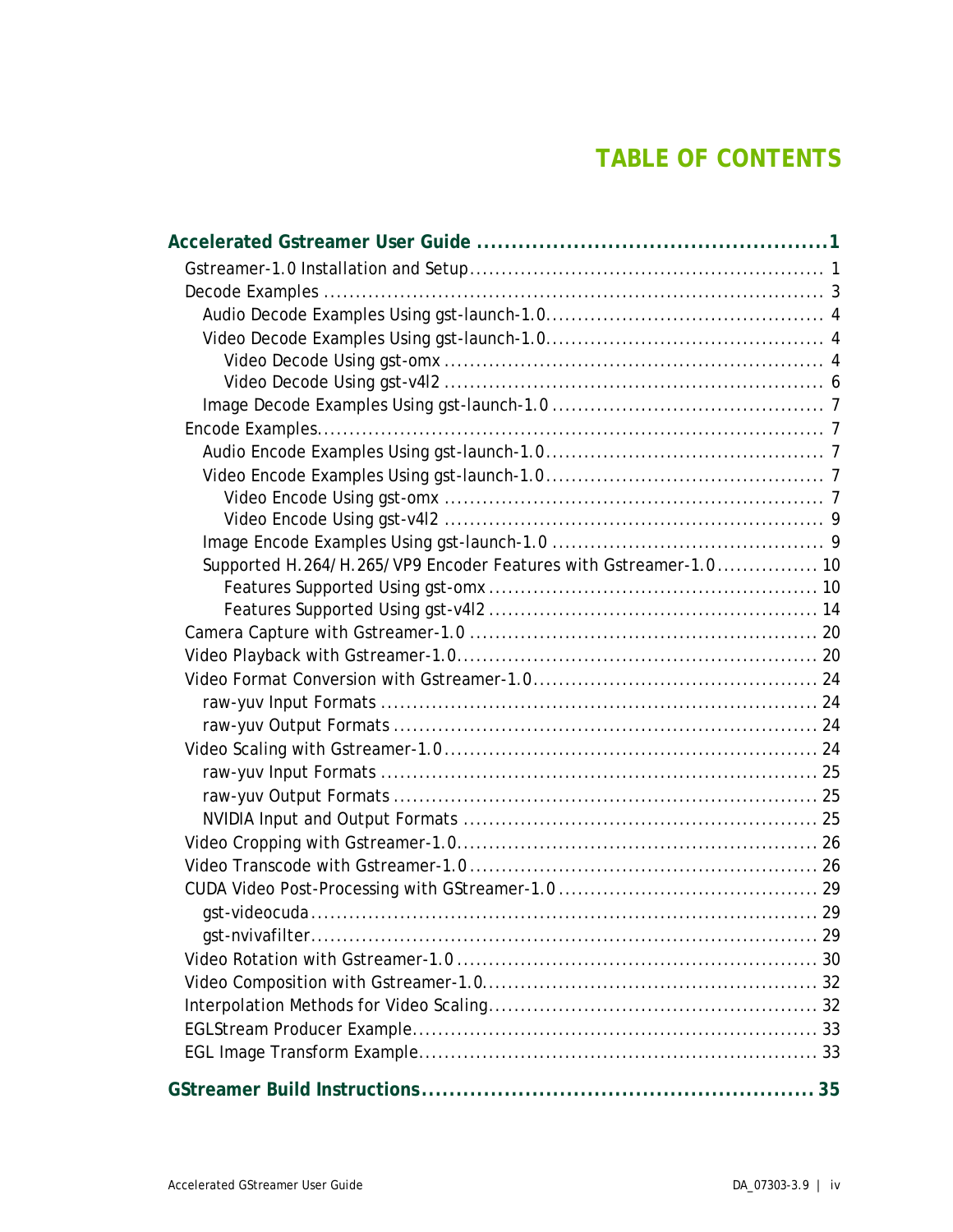# TABLE OF CONTENTS

**Accelerated Gstreamer User Guide .................................................. 1**

- Gstreamer-1.0 Installation and Setup ........................................................ 1
- Decode Examples ........................................................................... 3
  - Audio Decode Examples Using gst-launch-1.0 ........................................... 4
  - Video Decode Examples Using gst-launch-1.0 ........................................... 4
    - Video Decode Using gst-omx ........................................................ 4
    - Video Decode Using gst-v4l2 ........................................................ 6
  - Image Decode Examples Using gst-launch-1.0 .......................................... 7
- Encode Examples ............................................................................ 7
  - Audio Encode Examples Using gst-launch-1.0 ........................................... 7
  - Video Encode Examples Using gst-launch-1.0 ........................................... 7
    - Video Encode Using gst-omx ........................................................ 7
    - Video Encode Using gst-v4l2 ........................................................ 9
  - Image Encode Examples Using gst-launch-1.0 .......................................... 9
  - Supported H.264/H.265/VP9 Encoder Features with Gstreamer-1.0 ................ 10
    - Features Supported Using gst-omx ................................................. 10
    - Features Supported Using gst-v4l2 ................................................ 14
- Camera Capture with Gstreamer-1.0 ...................................................... 20
- Video Playback with Gstreamer-1.0 ....................................................... 20
- Video Format Conversion with Gstreamer-1.0 ........................................... 24
  - raw-yuv Input Formats .................................................................. 24
  - raw-yuv Output Formats ................................................................ 24
- Video Scaling with Gstreamer-1.0 ......................................................... 24
  - raw-yuv Input Formats .................................................................. 25
  - raw-yuv Output Formats ................................................................ 25
  - NVIDIA Input and Output Formats ...................................................... 25
- Video Cropping with Gstreamer-1.0 ....................................................... 26
- Video Transcode with Gstreamer-1.0 ..................................................... 26
- CUDA Video Post-Processing with GStreamer-1.0 ....................................... 29
  - gst-videocuda ............................................................................. 29
  - gst-nvivafilter ............................................................................ 29
- Video Rotation with Gstreamer-1.0 ....................................................... 30
- Video Composition with Gstreamer-1.0 ................................................... 32
- Interpolation Methods for Video Scaling ................................................... 32
- EGLStream Producer Example ............................................................... 33
- EGL Image Transform Example .............................................................. 33

**GStreamer Build Instructions ........................................................ 35**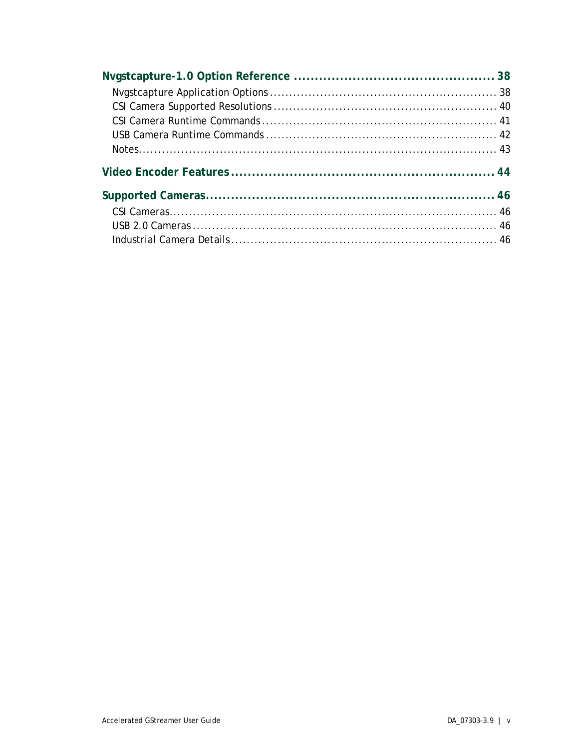**Nvgstcapture-1.0 Option Reference .............................................. 38**

- Nvgstcapture Application Options ........................................................ 38
- CSI Camera Supported Resolutions ....................................................... 40
- CSI Camera Runtime Commands ........................................................... 41
- USB Camera Runtime Commands .......................................................... 42
- Notes......................................................................................................... 43

**Video Encoder Features ............................................................. 44**

**Supported Cameras.................................................................... 46**

- CSI Cameras............................................................................................ 46
- USB 2.0 Cameras ...................................................................................... 46
- Industrial Camera Details ......................................................................... 46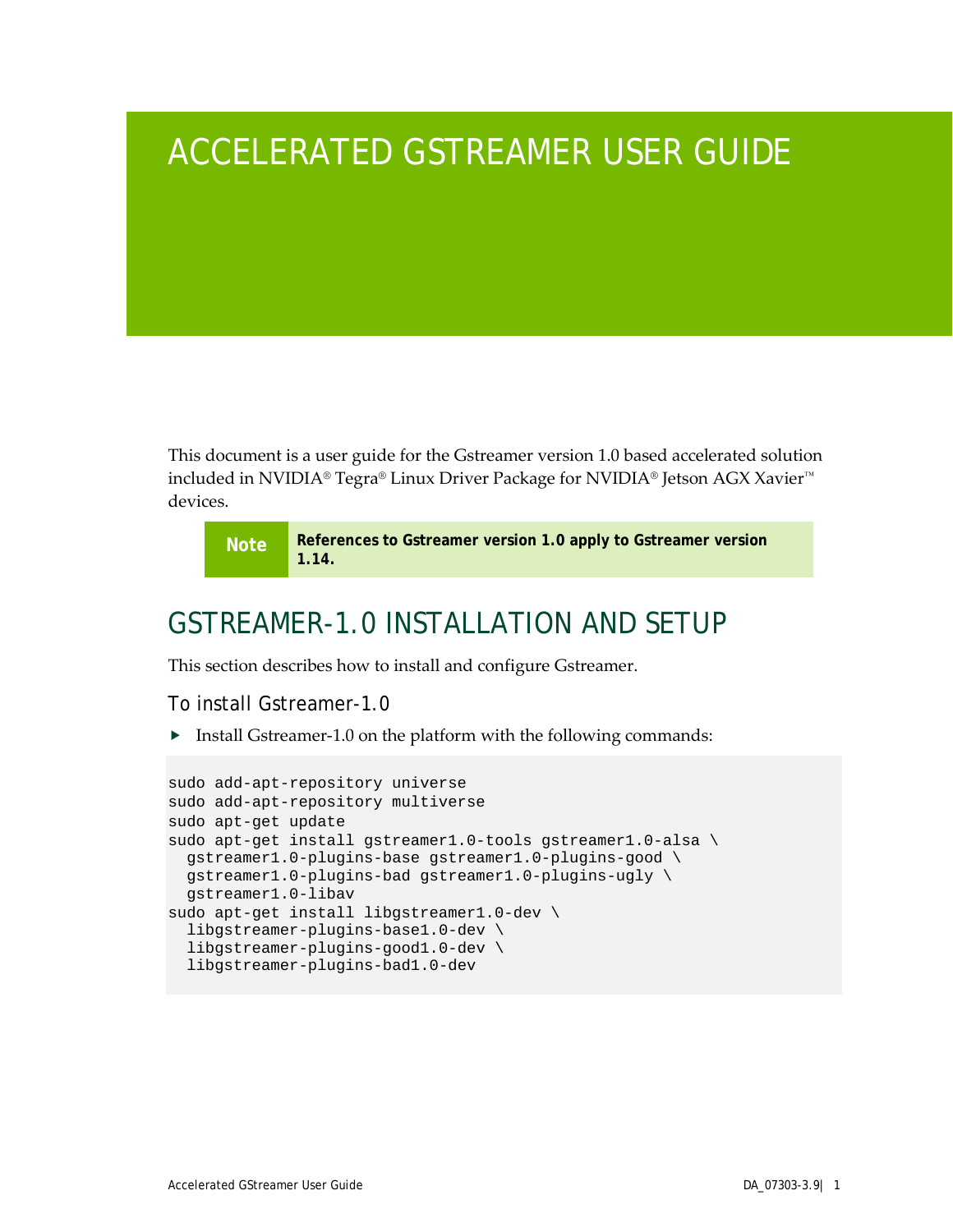# ACCELERATED GSTREAMER USER GUIDE

This document is a user guide for the Gstreamer version 1.0 based accelerated solution included in NVIDIA® Tegra® Linux Driver Package for NVIDIA® Jetson AGX Xavier™ devices.

> **Note** | **References to Gstreamer version 1.0 apply to Gstreamer version 1.14.**

## GSTREAMER-1.0 INSTALLATION AND SETUP

This section describes how to install and configure Gstreamer.

### To install Gstreamer-1.0

- Install Gstreamer-1.0 on the platform with the following commands:

```
sudo add-apt-repository universe
sudo add-apt-repository multiverse
sudo apt-get update
sudo apt-get install gstreamer1.0-tools gstreamer1.0-alsa \
  gstreamer1.0-plugins-base gstreamer1.0-plugins-good \
  gstreamer1.0-plugins-bad gstreamer1.0-plugins-ugly \
  gstreamer1.0-libav
sudo apt-get install libgstreamer1.0-dev \
  libgstreamer-plugins-base1.0-dev \
  libgstreamer-plugins-good1.0-dev \
  libgstreamer-plugins-bad1.0-dev
```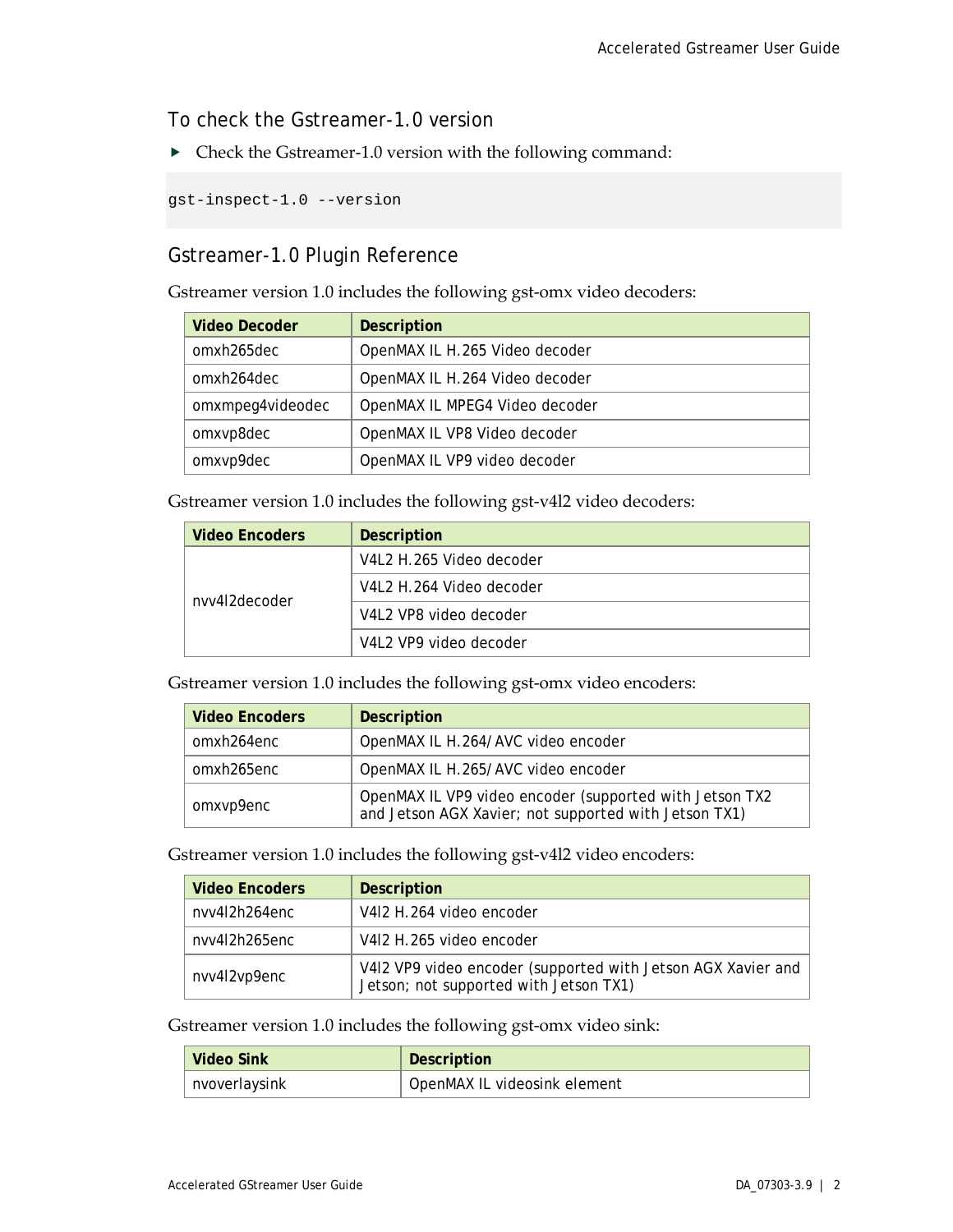## To check the Gstreamer-1.0 version

- Check the Gstreamer-1.0 version with the following command:

```
gst-inspect-1.0 --version
```

## Gstreamer-1.0 Plugin Reference

Gstreamer version 1.0 includes the following gst-omx video decoders:

| Video Decoder | Description |
|---|---|
| omxh265dec | OpenMAX IL H.265 Video decoder |
| omxh264dec | OpenMAX IL H.264 Video decoder |
| omxmpeg4videodec | OpenMAX IL MPEG4 Video decoder |
| omxvp8dec | OpenMAX IL VP8 Video decoder |
| omxvp9dec | OpenMAX IL VP9 video decoder |

Gstreamer version 1.0 includes the following gst-v4l2 video decoders:

| Video Encoders | Description |
|---|---|
| nvv4l2decoder | V4L2 H.265 Video decoder |
| | V4L2 H.264 Video decoder |
| | V4L2 VP8 video decoder |
| | V4L2 VP9 video decoder |

Gstreamer version 1.0 includes the following gst-omx video encoders:

| Video Encoders | Description |
|---|---|
| omxh264enc | OpenMAX IL H.264/AVC video encoder |
| omxh265enc | OpenMAX IL H.265/AVC video encoder |
| omxvp9enc | OpenMAX IL VP9 video encoder (supported with Jetson TX2 and Jetson AGX Xavier; not supported with Jetson TX1) |

Gstreamer version 1.0 includes the following gst-v4l2 video encoders:

| Video Encoders | Description |
|---|---|
| nvv4l2h264enc | V4l2 H.264 video encoder |
| nvv4l2h265enc | V4l2 H.265 video encoder |
| nvv4l2vp9enc | V4l2 VP9 video encoder (supported with Jetson AGX Xavier and Jetson; not supported with Jetson TX1) |

Gstreamer version 1.0 includes the following gst-omx video sink:

| Video Sink | Description |
|---|---|
| nvoverlaysink | OpenMAX IL videosink element |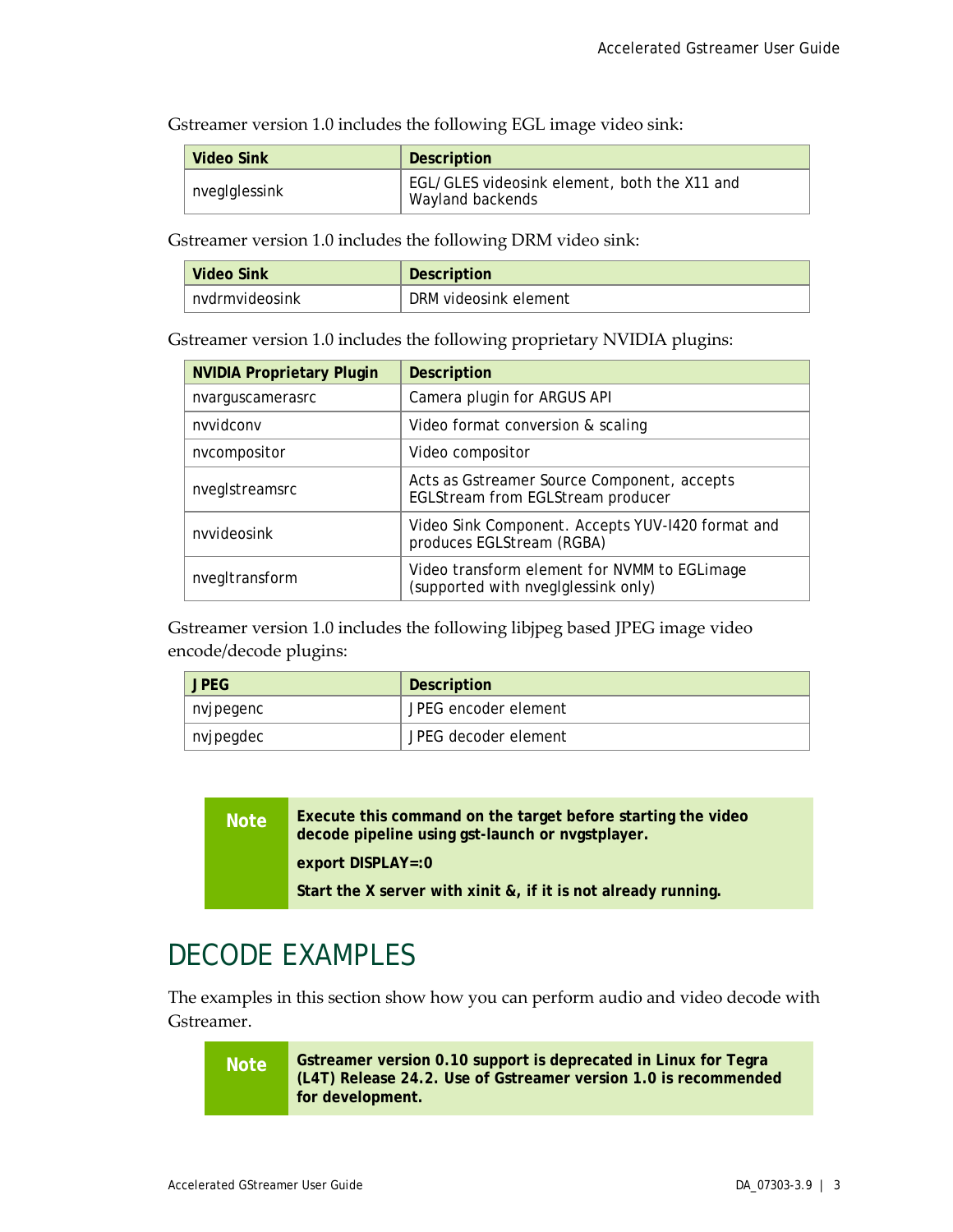Gstreamer version 1.0 includes the following EGL image video sink:

| Video Sink | Description |
| --- | --- |
| nveglglessink | EGL/GLES videosink element, both the X11 and Wayland backends |

Gstreamer version 1.0 includes the following DRM video sink:

| Video Sink | Description |
| --- | --- |
| nvdrmvideosink | DRM videosink element |

Gstreamer version 1.0 includes the following proprietary NVIDIA plugins:

| NVIDIA Proprietary Plugin | Description |
| --- | --- |
| nvarguscamerasrc | Camera plugin for ARGUS API |
| nvvidconv | Video format conversion & scaling |
| nvcompositor | Video compositor |
| nveglstreamsrc | Acts as Gstreamer Source Component, accepts EGLStream from EGLStream producer |
| nvvideosink | Video Sink Component. Accepts YUV-I420 format and produces EGLStream (RGBA) |
| nvegltransform | Video transform element for NVMM to EGLimage (supported with nveglglessink only) |

Gstreamer version 1.0 includes the following libjpeg based JPEG image video encode/decode plugins:

| JPEG | Description |
| --- | --- |
| nvjpegenc | JPEG encoder element |
| nvjpegdec | JPEG decoder element |

> **Note** **Execute this command on the target before starting the video decode pipeline using gst-launch or nvgstplayer.**
>
> **export DISPLAY=:0**
>
> **Start the X server with xinit &, if it is not already running.**

# DECODE EXAMPLES

The examples in this section show how you can perform audio and video decode with Gstreamer.

> **Note** **Gstreamer version 0.10 support is deprecated in Linux for Tegra (L4T) Release 24.2. Use of Gstreamer version 1.0 is recommended for development.**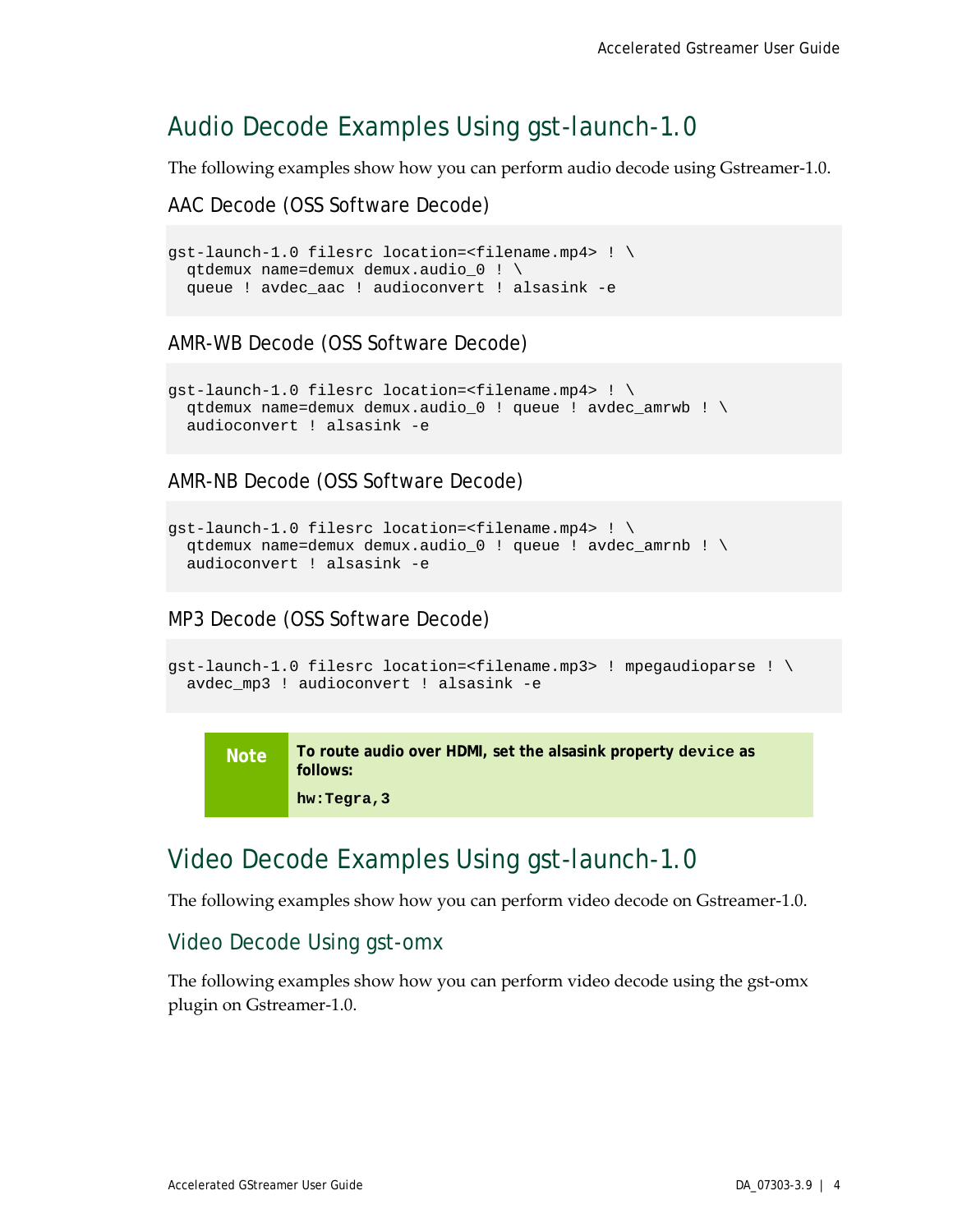## Audio Decode Examples Using gst-launch-1.0

The following examples show how you can perform audio decode using Gstreamer-1.0.

### AAC Decode (OSS Software Decode)

```
gst-launch-1.0 filesrc location=<filename.mp4> ! \
  qtdemux name=demux demux.audio_0 ! \
  queue ! avdec_aac ! audioconvert ! alsasink -e
```

### AMR-WB Decode (OSS Software Decode)

```
gst-launch-1.0 filesrc location=<filename.mp4> ! \
  qtdemux name=demux demux.audio_0 ! queue ! avdec_amrwb ! \
  audioconvert ! alsasink -e
```

### AMR-NB Decode (OSS Software Decode)

```
gst-launch-1.0 filesrc location=<filename.mp4> ! \
  qtdemux name=demux demux.audio_0 ! queue ! avdec_amrnb ! \
  audioconvert ! alsasink -e
```

### MP3 Decode (OSS Software Decode)

```
gst-launch-1.0 filesrc location=<filename.mp3> ! mpegaudioparse ! \
  avdec_mp3 ! audioconvert ! alsasink -e
```

> **Note** **To route audio over HDMI, set the alsasink property `device` as follows:**
>
> **`hw:Tegra,3`**

## Video Decode Examples Using gst-launch-1.0

The following examples show how you can perform video decode on Gstreamer-1.0.

### Video Decode Using gst-omx

The following examples show how you can perform video decode using the gst-omx plugin on Gstreamer-1.0.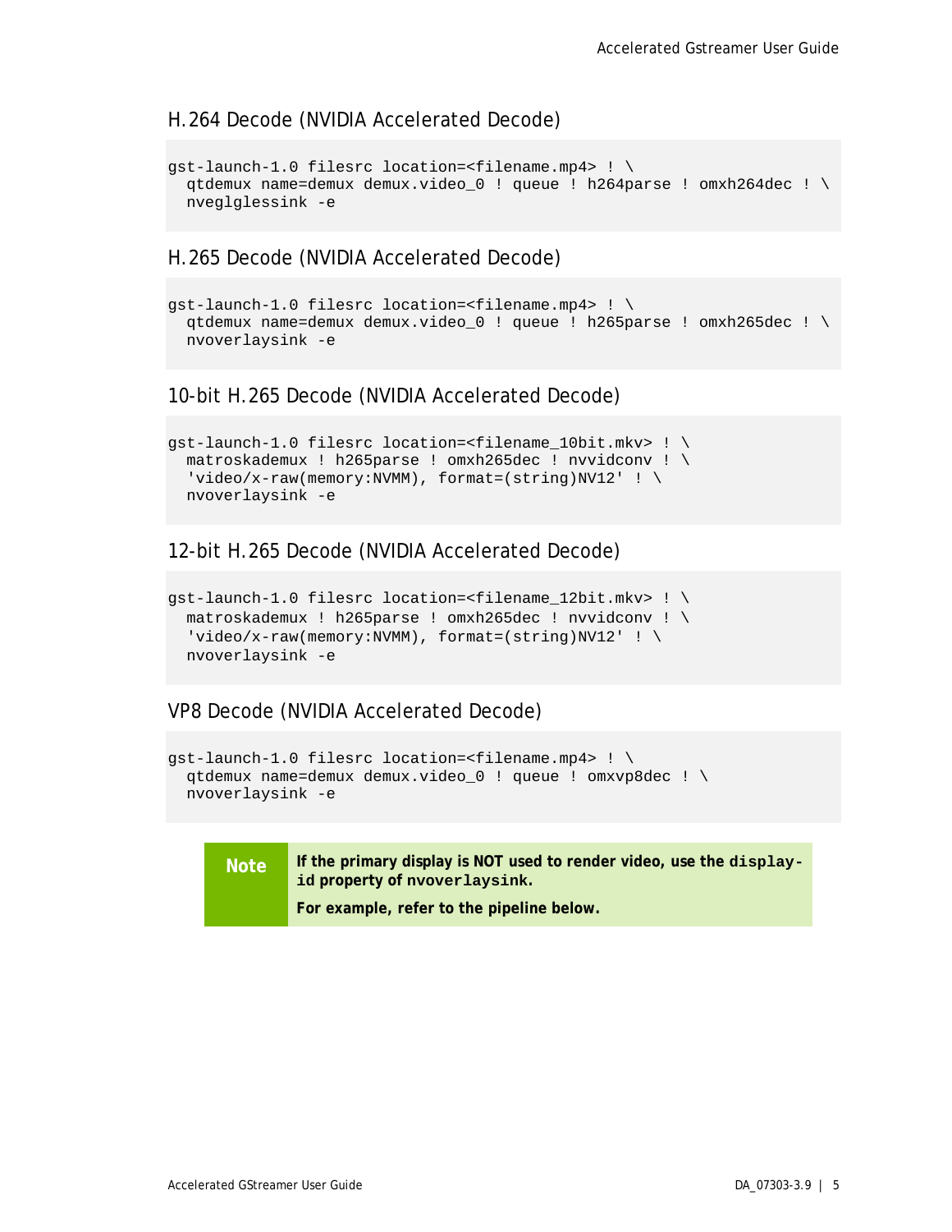### H.264 Decode (NVIDIA Accelerated Decode)

```
gst-launch-1.0 filesrc location=<filename.mp4> ! \
  qtdemux name=demux demux.video_0 ! queue ! h264parse ! omxh264dec ! \
  nveglglessink -e
```

### H.265 Decode (NVIDIA Accelerated Decode)

```
gst-launch-1.0 filesrc location=<filename.mp4> ! \
  qtdemux name=demux demux.video_0 ! queue ! h265parse ! omxh265dec ! \
  nvoverlaysink -e
```

### 10-bit H.265 Decode (NVIDIA Accelerated Decode)

```
gst-launch-1.0 filesrc location=<filename_10bit.mkv> ! \
  matroskademux ! h265parse ! omxh265dec ! nvvidconv ! \
  'video/x-raw(memory:NVMM), format=(string)NV12' ! \
  nvoverlaysink -e
```

### 12-bit H.265 Decode (NVIDIA Accelerated Decode)

```
gst-launch-1.0 filesrc location=<filename_12bit.mkv> ! \
  matroskademux ! h265parse ! omxh265dec ! nvvidconv ! \
  'video/x-raw(memory:NVMM), format=(string)NV12' ! \
  nvoverlaysink -e
```

### VP8 Decode (NVIDIA Accelerated Decode)

```
gst-launch-1.0 filesrc location=<filename.mp4> ! \
  qtdemux name=demux demux.video_0 ! queue ! omxvp8dec ! \
  nvoverlaysink -e
```

> **Note** **If the primary display is NOT used to render video, use the `display-id` property of `nvoverlaysink`.**
>
> **For example, refer to the pipeline below.**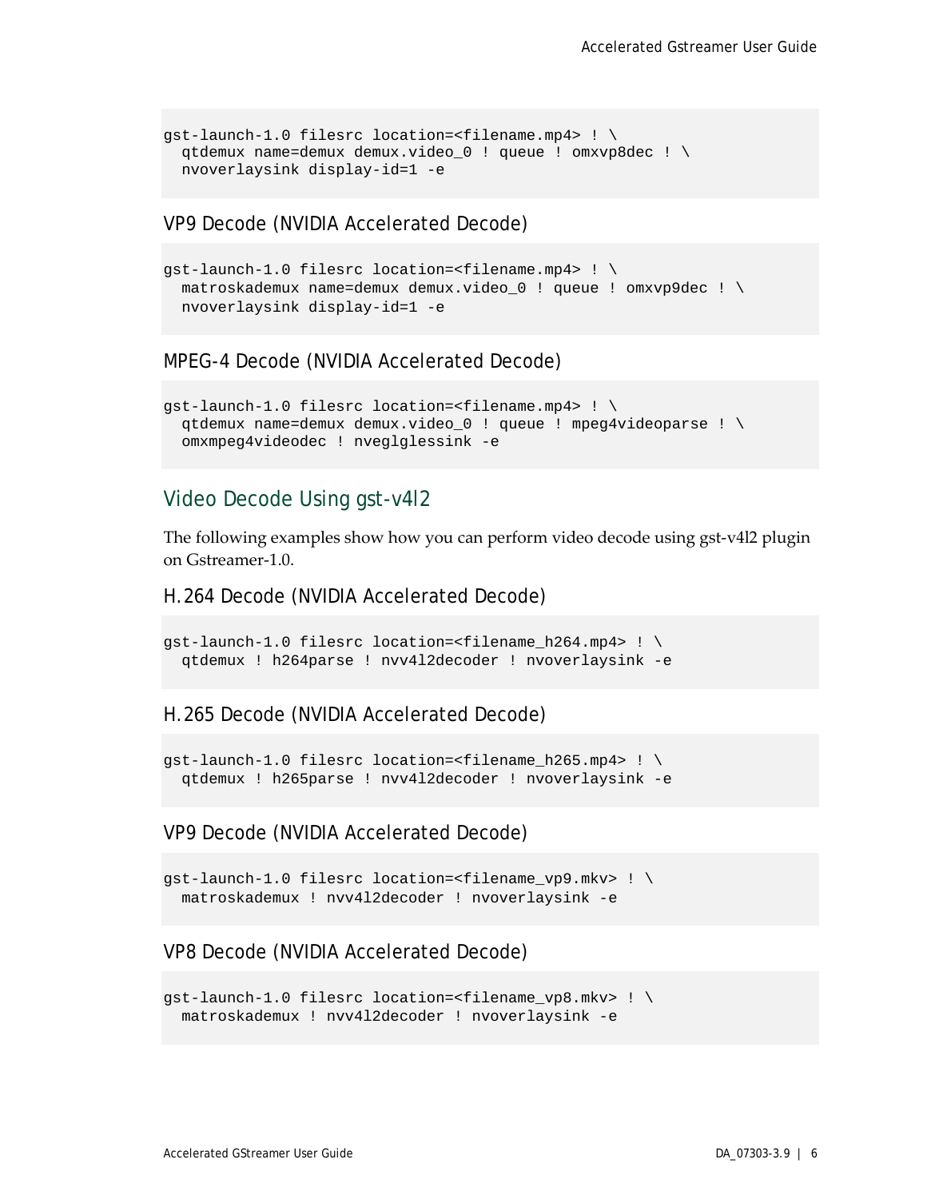```
gst-launch-1.0 filesrc location=<filename.mp4> ! \
  qtdemux name=demux demux.video_0 ! queue ! omxvp8dec ! \
  nvoverlaysink display-id=1 -e
```

### VP9 Decode (NVIDIA Accelerated Decode)

```
gst-launch-1.0 filesrc location=<filename.mp4> ! \
  matroskademux name=demux demux.video_0 ! queue ! omxvp9dec ! \
  nvoverlaysink display-id=1 -e
```

### MPEG-4 Decode (NVIDIA Accelerated Decode)

```
gst-launch-1.0 filesrc location=<filename.mp4> ! \
  qtdemux name=demux demux.video_0 ! queue ! mpeg4videoparse ! \
  omxmpeg4videodec ! nveglglessink -e
```

## Video Decode Using gst-v4l2

The following examples show how you can perform video decode using gst-v4l2 plugin on Gstreamer-1.0.

### H.264 Decode (NVIDIA Accelerated Decode)

```
gst-launch-1.0 filesrc location=<filename_h264.mp4> ! \
  qtdemux ! h264parse ! nvv4l2decoder ! nvoverlaysink -e
```

### H.265 Decode (NVIDIA Accelerated Decode)

```
gst-launch-1.0 filesrc location=<filename_h265.mp4> ! \
  qtdemux ! h265parse ! nvv4l2decoder ! nvoverlaysink -e
```

### VP9 Decode (NVIDIA Accelerated Decode)

```
gst-launch-1.0 filesrc location=<filename_vp9.mkv> ! \
  matroskademux ! nvv4l2decoder ! nvoverlaysink -e
```

### VP8 Decode (NVIDIA Accelerated Decode)

```
gst-launch-1.0 filesrc location=<filename_vp8.mkv> ! \
  matroskademux ! nvv4l2decoder ! nvoverlaysink -e
```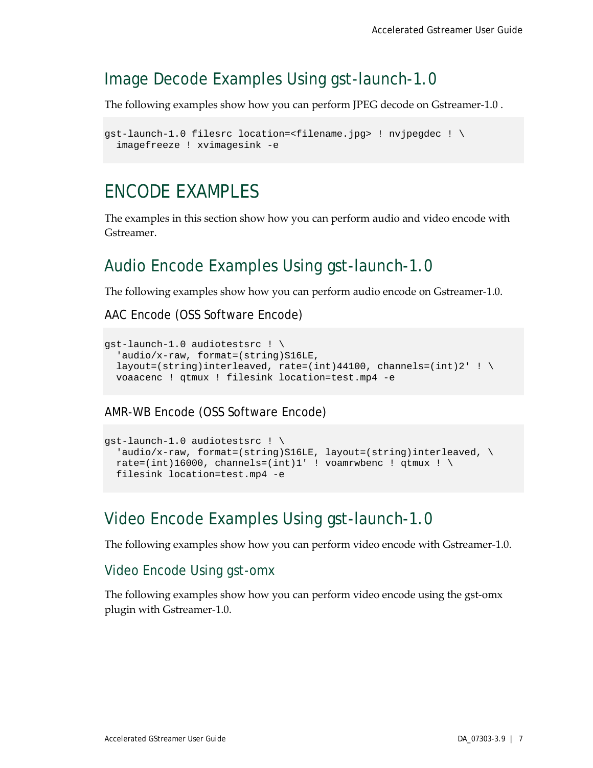## Image Decode Examples Using gst-launch-1.0

The following examples show how you can perform JPEG decode on Gstreamer-1.0 .

```
gst-launch-1.0 filesrc location=<filename.jpg> ! nvjpegdec ! \
  imagefreeze ! xvimagesink -e
```

# ENCODE EXAMPLES

The examples in this section show how you can perform audio and video encode with Gstreamer.

## Audio Encode Examples Using gst-launch-1.0

The following examples show how you can perform audio encode on Gstreamer-1.0.

### AAC Encode (OSS Software Encode)

```
gst-launch-1.0 audiotestsrc ! \
  'audio/x-raw, format=(string)S16LE,
  layout=(string)interleaved, rate=(int)44100, channels=(int)2' ! \
  voaacenc ! qtmux ! filesink location=test.mp4 -e
```

### AMR-WB Encode (OSS Software Encode)

```
gst-launch-1.0 audiotestsrc ! \
  'audio/x-raw, format=(string)S16LE, layout=(string)interleaved, \
  rate=(int)16000, channels=(int)1' ! voamrwbenc ! qtmux ! \
  filesink location=test.mp4 -e
```

## Video Encode Examples Using gst-launch-1.0

The following examples show how you can perform video encode with Gstreamer-1.0.

### Video Encode Using gst-omx

The following examples show how you can perform video encode using the gst-omx plugin with Gstreamer-1.0.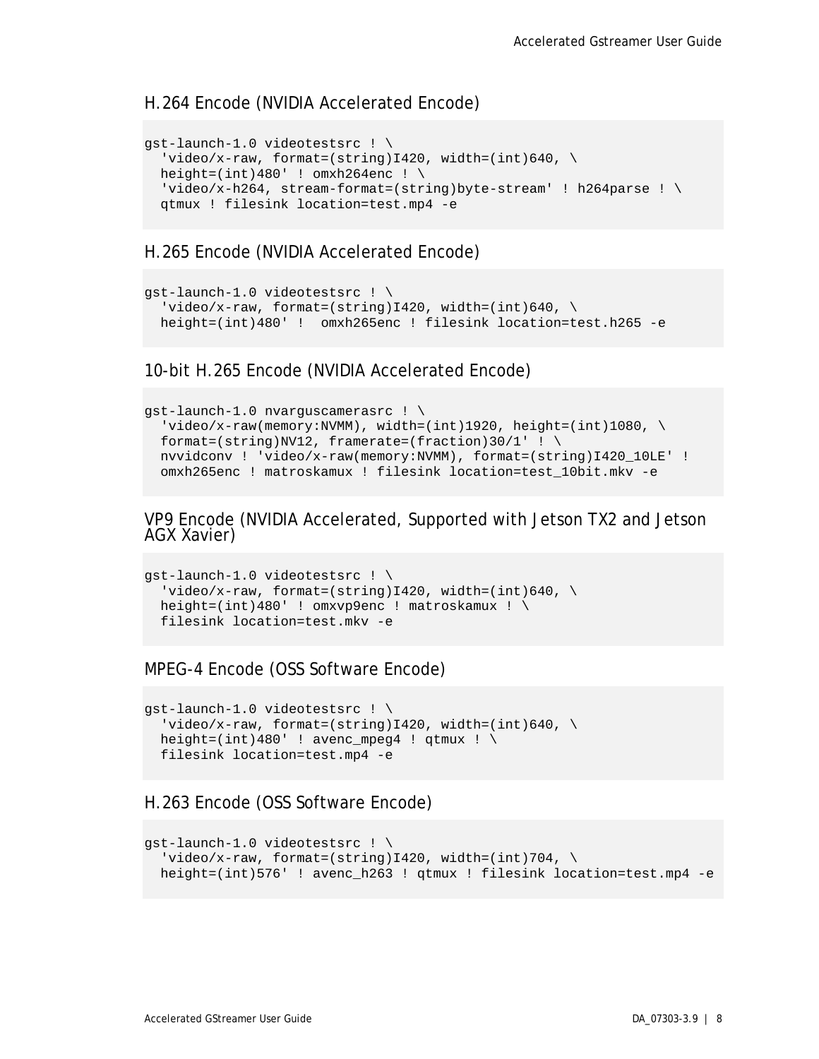## H.264 Encode (NVIDIA Accelerated Encode)

```
gst-launch-1.0 videotestsrc ! \
  'video/x-raw, format=(string)I420, width=(int)640, \
  height=(int)480' ! omxh264enc ! \
  'video/x-h264, stream-format=(string)byte-stream' ! h264parse ! \
  qtmux ! filesink location=test.mp4 -e
```

## H.265 Encode (NVIDIA Accelerated Encode)

```
gst-launch-1.0 videotestsrc ! \
  'video/x-raw, format=(string)I420, width=(int)640, \
  height=(int)480' !  omxh265enc ! filesink location=test.h265 -e
```

## 10-bit H.265 Encode (NVIDIA Accelerated Encode)

```
gst-launch-1.0 nvarguscamerasrc ! \
  'video/x-raw(memory:NVMM), width=(int)1920, height=(int)1080, \
  format=(string)NV12, framerate=(fraction)30/1' ! \
  nvvidconv ! 'video/x-raw(memory:NVMM), format=(string)I420_10LE' !
  omxh265enc ! matroskamux ! filesink location=test_10bit.mkv -e
```

## VP9 Encode (NVIDIA Accelerated, Supported with Jetson TX2 and Jetson AGX Xavier)

```
gst-launch-1.0 videotestsrc ! \
  'video/x-raw, format=(string)I420, width=(int)640, \
  height=(int)480' ! omxvp9enc ! matroskamux ! \
  filesink location=test.mkv -e
```

## MPEG-4 Encode (OSS Software Encode)

```
gst-launch-1.0 videotestsrc ! \
  'video/x-raw, format=(string)I420, width=(int)640, \
  height=(int)480' ! avenc_mpeg4 ! qtmux ! \
  filesink location=test.mp4 -e
```

## H.263 Encode (OSS Software Encode)

```
gst-launch-1.0 videotestsrc ! \
  'video/x-raw, format=(string)I420, width=(int)704, \
  height=(int)576' ! avenc_h263 ! qtmux ! filesink location=test.mp4 -e
```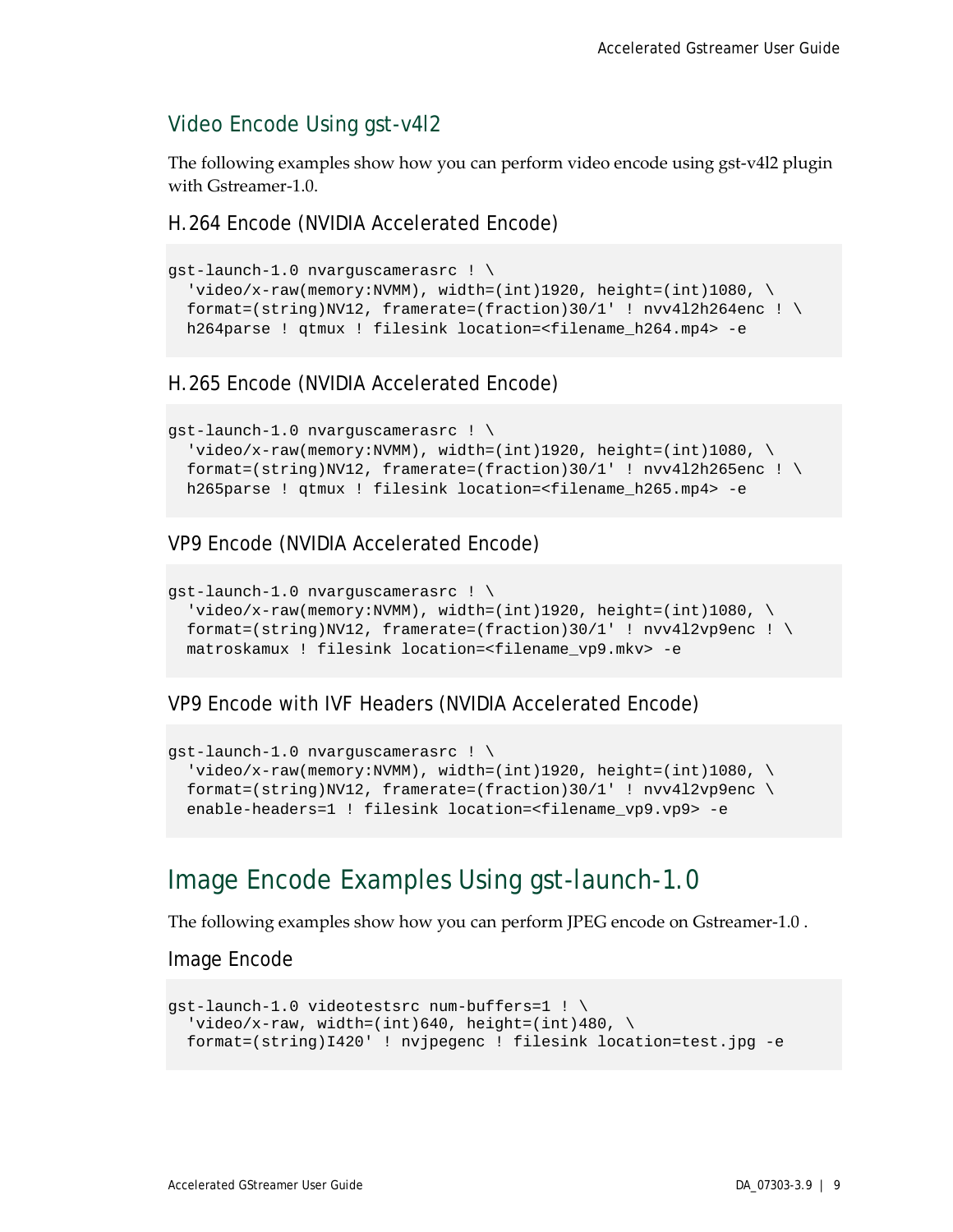## Video Encode Using gst-v4l2

The following examples show how you can perform video encode using gst-v4l2 plugin with Gstreamer-1.0.

### H.264 Encode (NVIDIA Accelerated Encode)

```
gst-launch-1.0 nvarguscamerasrc ! \
  'video/x-raw(memory:NVMM), width=(int)1920, height=(int)1080, \
  format=(string)NV12, framerate=(fraction)30/1' ! nvv4l2h264enc ! \
  h264parse ! qtmux ! filesink location=<filename_h264.mp4> -e
```

### H.265 Encode (NVIDIA Accelerated Encode)

```
gst-launch-1.0 nvarguscamerasrc ! \
  'video/x-raw(memory:NVMM), width=(int)1920, height=(int)1080, \
  format=(string)NV12, framerate=(fraction)30/1' ! nvv4l2h265enc ! \
  h265parse ! qtmux ! filesink location=<filename_h265.mp4> -e
```

### VP9 Encode (NVIDIA Accelerated Encode)

```
gst-launch-1.0 nvarguscamerasrc ! \
  'video/x-raw(memory:NVMM), width=(int)1920, height=(int)1080, \
  format=(string)NV12, framerate=(fraction)30/1' ! nvv4l2vp9enc ! \
  matroskamux ! filesink location=<filename_vp9.mkv> -e
```

### VP9 Encode with IVF Headers (NVIDIA Accelerated Encode)

```
gst-launch-1.0 nvarguscamerasrc ! \
  'video/x-raw(memory:NVMM), width=(int)1920, height=(int)1080, \
  format=(string)NV12, framerate=(fraction)30/1' ! nvv4l2vp9enc \
  enable-headers=1 ! filesink location=<filename_vp9.vp9> -e
```

# Image Encode Examples Using gst-launch-1.0

The following examples show how you can perform JPEG encode on Gstreamer-1.0 .

### Image Encode

```
gst-launch-1.0 videotestsrc num-buffers=1 ! \
  'video/x-raw, width=(int)640, height=(int)480, \
  format=(string)I420' ! nvjpegenc ! filesink location=test.jpg -e
```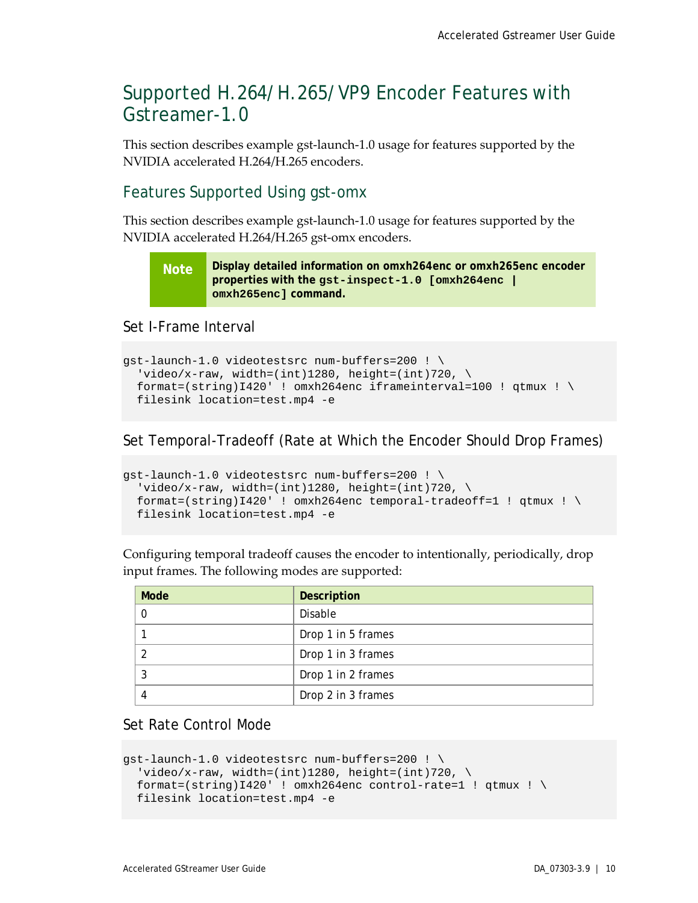# Supported H.264/H.265/VP9 Encoder Features with Gstreamer-1.0

This section describes example gst-launch-1.0 usage for features supported by the NVIDIA accelerated H.264/H.265 encoders.

## Features Supported Using gst-omx

This section describes example gst-launch-1.0 usage for features supported by the NVIDIA accelerated H.264/H.265 gst-omx encoders.

> **Note** **Display detailed information on omxh264enc or omxh265enc encoder properties with the `gst-inspect-1.0 [omxh264enc | omxh265enc]` command.**

### Set I-Frame Interval

```
gst-launch-1.0 videotestsrc num-buffers=200 ! \
  'video/x-raw, width=(int)1280, height=(int)720, \
  format=(string)I420' ! omxh264enc iframeinterval=100 ! qtmux ! \
  filesink location=test.mp4 -e
```

### Set Temporal-Tradeoff (Rate at Which the Encoder Should Drop Frames)

```
gst-launch-1.0 videotestsrc num-buffers=200 ! \
  'video/x-raw, width=(int)1280, height=(int)720, \
  format=(string)I420' ! omxh264enc temporal-tradeoff=1 ! qtmux ! \
  filesink location=test.mp4 -e
```

Configuring temporal tradeoff causes the encoder to intentionally, periodically, drop input frames. The following modes are supported:

| Mode | Description |
|---|---|
| 0 | Disable |
| 1 | Drop 1 in 5 frames |
| 2 | Drop 1 in 3 frames |
| 3 | Drop 1 in 2 frames |
| 4 | Drop 2 in 3 frames |

### Set Rate Control Mode

```
gst-launch-1.0 videotestsrc num-buffers=200 ! \
  'video/x-raw, width=(int)1280, height=(int)720, \
  format=(string)I420' ! omxh264enc control-rate=1 ! qtmux ! \
  filesink location=test.mp4 -e
```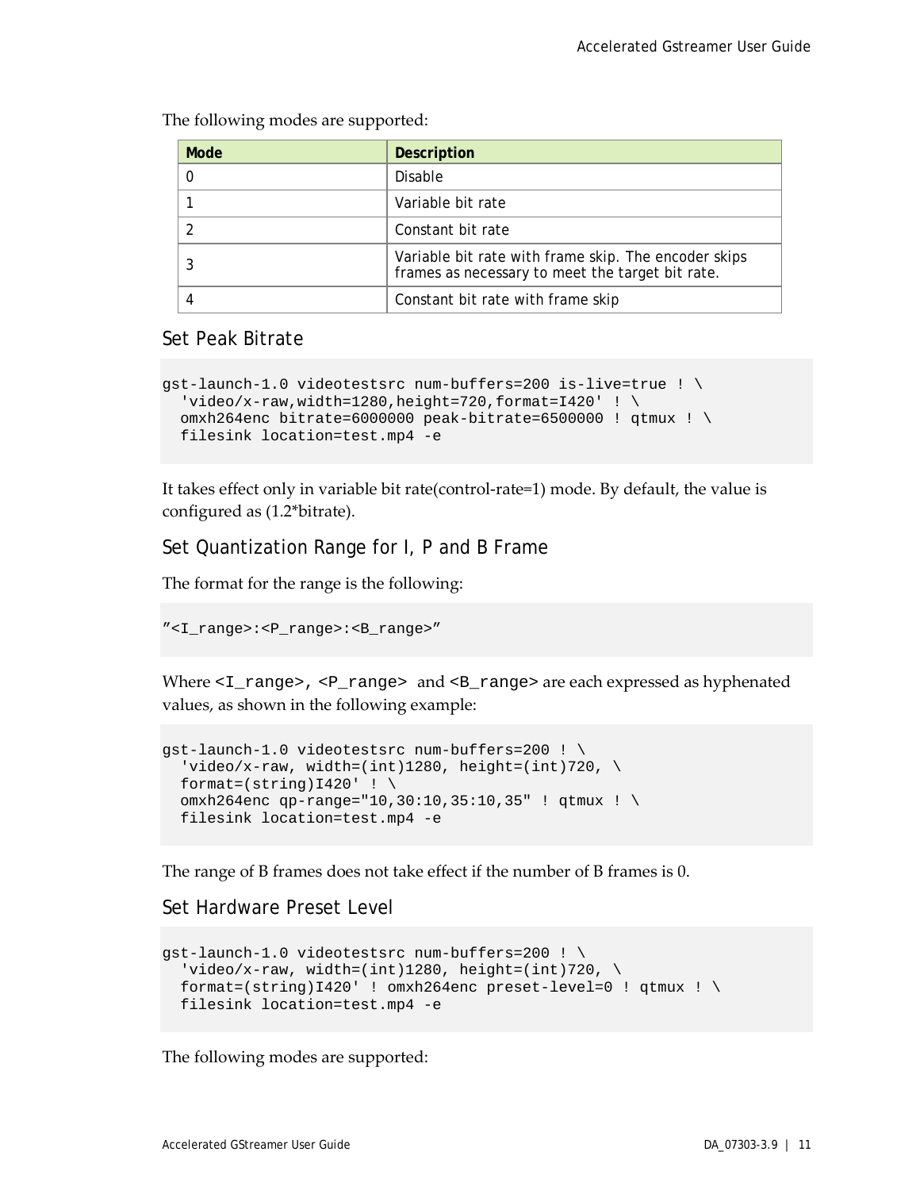The following modes are supported:

| Mode | Description |
| --- | --- |
| 0 | Disable |
| 1 | Variable bit rate |
| 2 | Constant bit rate |
| 3 | Variable bit rate with frame skip. The encoder skips frames as necessary to meet the target bit rate. |
| 4 | Constant bit rate with frame skip |

### Set Peak Bitrate

```
gst-launch-1.0 videotestsrc num-buffers=200 is-live=true ! \
  'video/x-raw,width=1280,height=720,format=I420' ! \
  omxh264enc bitrate=6000000 peak-bitrate=6500000 ! qtmux ! \
  filesink location=test.mp4 -e
```

It takes effect only in variable bit rate(control-rate=1) mode. By default, the value is configured as (1.2*bitrate).

### Set Quantization Range for I, P and B Frame

The format for the range is the following:

```
"<I_range>:<P_range>:<B_range>"
```

Where `<I_range>`, `<P_range>` and `<B_range>` are each expressed as hyphenated values, as shown in the following example:

```
gst-launch-1.0 videotestsrc num-buffers=200 ! \
  'video/x-raw, width=(int)1280, height=(int)720, \
  format=(string)I420' ! \
  omxh264enc qp-range="10,30:10,35:10,35" ! qtmux ! \
  filesink location=test.mp4 -e
```

The range of B frames does not take effect if the number of B frames is 0.

### Set Hardware Preset Level

```
gst-launch-1.0 videotestsrc num-buffers=200 ! \
  'video/x-raw, width=(int)1280, height=(int)720, \
  format=(string)I420' ! omxh264enc preset-level=0 ! qtmux ! \
  filesink location=test.mp4 -e
```

The following modes are supported: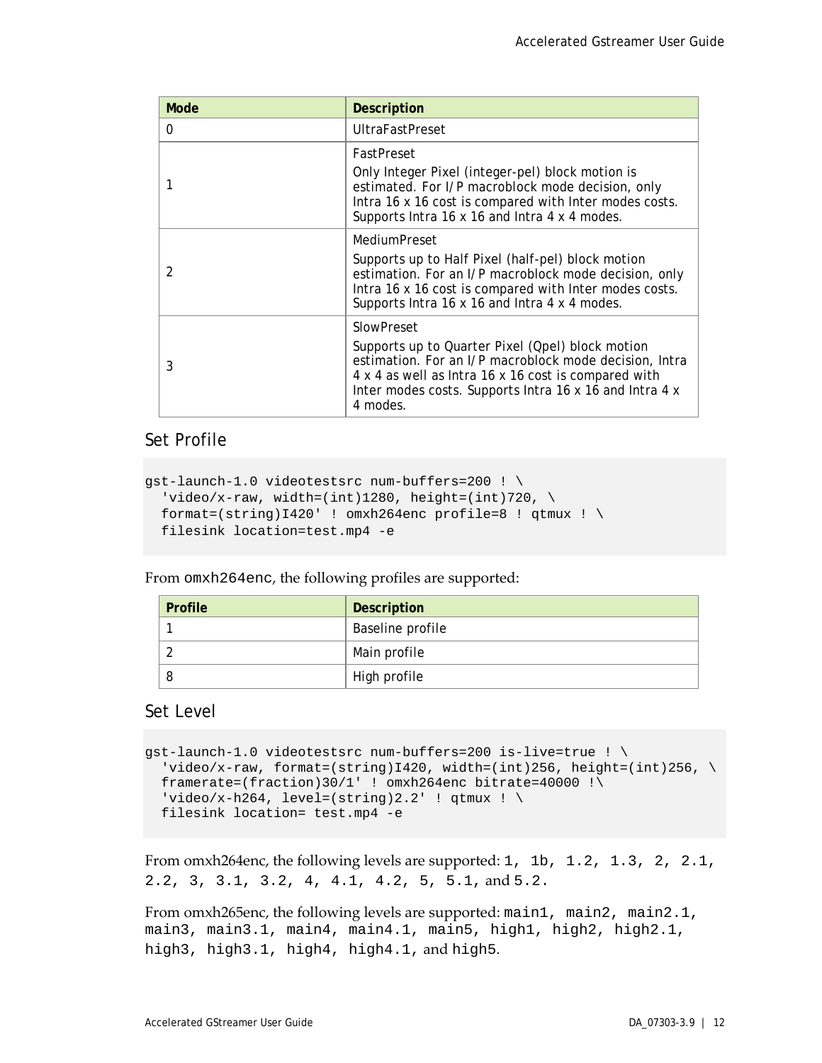| Mode | Description |
| --- | --- |
| 0 | UltraFastPreset |
| 1 | FastPreset<br>Only Integer Pixel (integer-pel) block motion is estimated. For I/P macroblock mode decision, only Intra 16 x 16 cost is compared with Inter modes costs. Supports Intra 16 x 16 and Intra 4 x 4 modes. |
| 2 | MediumPreset<br>Supports up to Half Pixel (half-pel) block motion estimation. For an I/P macroblock mode decision, only Intra 16 x 16 cost is compared with Inter modes costs. Supports Intra 16 x 16 and Intra 4 x 4 modes. |
| 3 | SlowPreset<br>Supports up to Quarter Pixel (Qpel) block motion estimation. For an I/P macroblock mode decision, Intra 4 x 4 as well as Intra 16 x 16 cost is compared with Inter modes costs. Supports Intra 16 x 16 and Intra 4 x 4 modes. |

### Set Profile

```
gst-launch-1.0 videotestsrc num-buffers=200 ! \
  'video/x-raw, width=(int)1280, height=(int)720, \
  format=(string)I420' ! omxh264enc profile=8 ! qtmux ! \
  filesink location=test.mp4 -e
```

From `omxh264enc`, the following profiles are supported:

| Profile | Description |
| --- | --- |
| 1 | Baseline profile |
| 2 | Main profile |
| 8 | High profile |

### Set Level

```
gst-launch-1.0 videotestsrc num-buffers=200 is-live=true ! \
  'video/x-raw, format=(string)I420, width=(int)256, height=(int)256, \
  framerate=(fraction)30/1' ! omxh264enc bitrate=40000 !\
  'video/x-h264, level=(string)2.2' ! qtmux ! \
  filesink location= test.mp4 -e
```

From omxh264enc, the following levels are supported: `1, 1b, 1.2, 1.3, 2, 2.1, 2.2, 3, 3.1, 3.2, 4, 4.1, 4.2, 5, 5.1,` and `5.2`.

From omxh265enc, the following levels are supported: `main1, main2, main2.1, main3, main3.1, main4, main4.1, main5, high1, high2, high2.1, high3, high3.1, high4, high4.1,` and `high5`.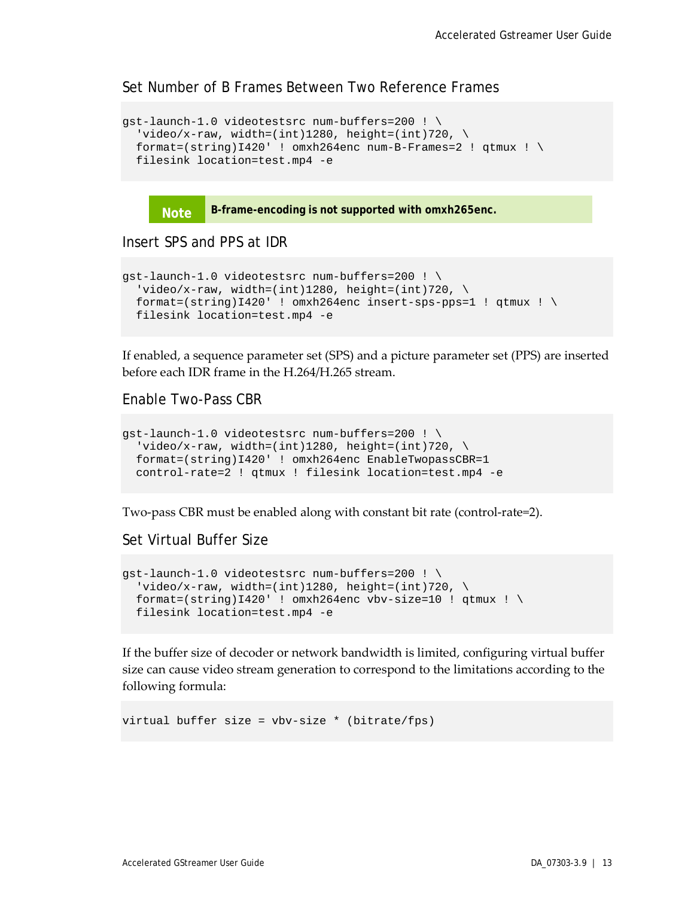### Set Number of B Frames Between Two Reference Frames

```
gst-launch-1.0 videotestsrc num-buffers=200 ! \
  'video/x-raw, width=(int)1280, height=(int)720, \
  format=(string)I420' ! omxh264enc num-B-Frames=2 ! qtmux ! \
  filesink location=test.mp4 -e
```

> **Note** **B-frame-encoding is not supported with omxh265enc.**

### Insert SPS and PPS at IDR

```
gst-launch-1.0 videotestsrc num-buffers=200 ! \
  'video/x-raw, width=(int)1280, height=(int)720, \
  format=(string)I420' ! omxh264enc insert-sps-pps=1 ! qtmux ! \
  filesink location=test.mp4 -e
```

If enabled, a sequence parameter set (SPS) and a picture parameter set (PPS) are inserted before each IDR frame in the H.264/H.265 stream.

### Enable Two-Pass CBR

```
gst-launch-1.0 videotestsrc num-buffers=200 ! \
  'video/x-raw, width=(int)1280, height=(int)720, \
  format=(string)I420' ! omxh264enc EnableTwopassCBR=1
  control-rate=2 ! qtmux ! filesink location=test.mp4 -e
```

Two-pass CBR must be enabled along with constant bit rate (control-rate=2).

### Set Virtual Buffer Size

```
gst-launch-1.0 videotestsrc num-buffers=200 ! \
  'video/x-raw, width=(int)1280, height=(int)720, \
  format=(string)I420' ! omxh264enc vbv-size=10 ! qtmux ! \
  filesink location=test.mp4 -e
```

If the buffer size of decoder or network bandwidth is limited, configuring virtual buffer size can cause video stream generation to correspond to the limitations according to the following formula:

```
virtual buffer size = vbv-size * (bitrate/fps)
```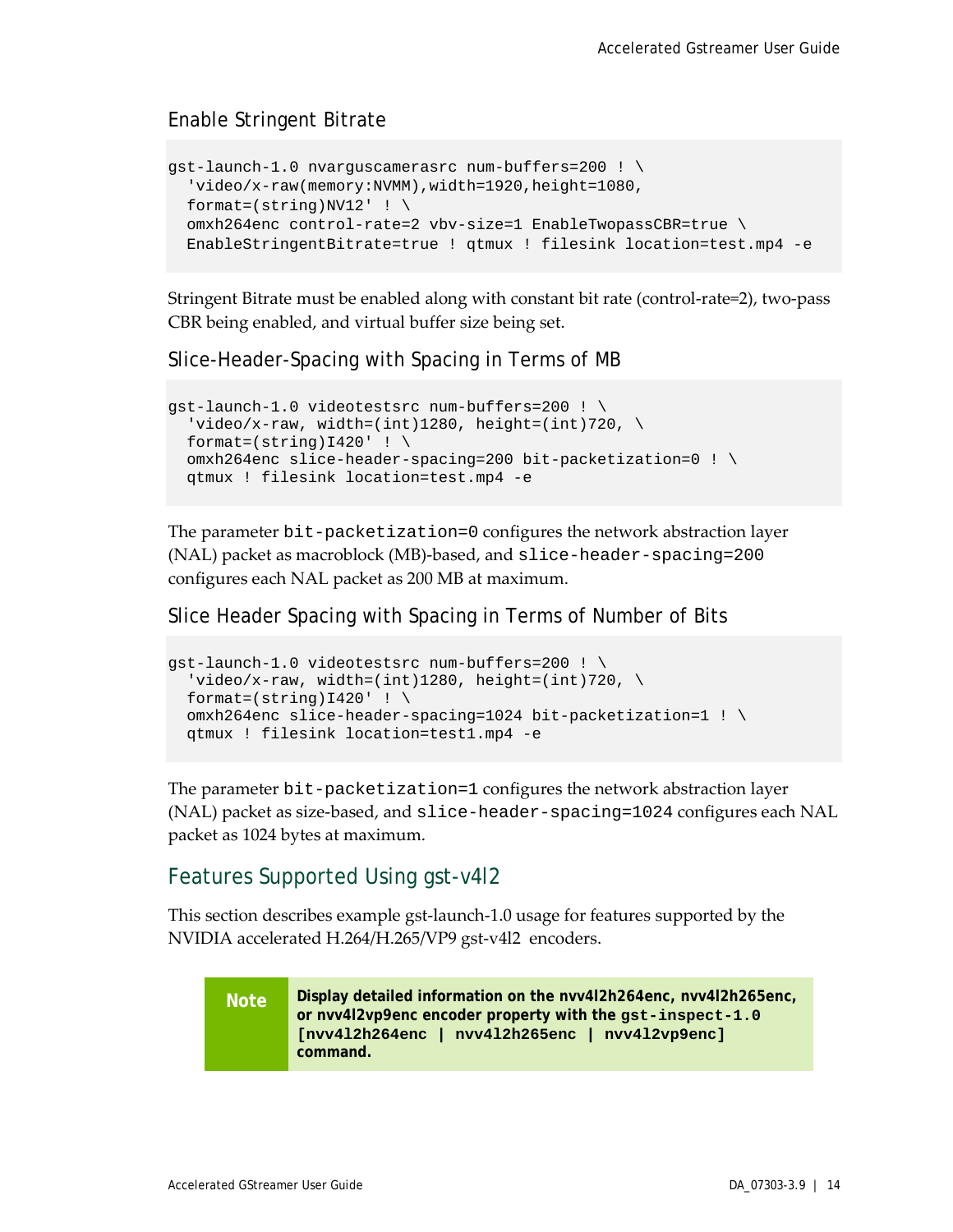### Enable Stringent Bitrate

```
gst-launch-1.0 nvarguscamerasrc num-buffers=200 ! \
  'video/x-raw(memory:NVMM),width=1920,height=1080,
  format=(string)NV12' ! \
  omxh264enc control-rate=2 vbv-size=1 EnableTwopassCBR=true \
  EnableStringentBitrate=true ! qtmux ! filesink location=test.mp4 -e
```

Stringent Bitrate must be enabled along with constant bit rate (control-rate=2), two-pass CBR being enabled, and virtual buffer size being set.

### Slice-Header-Spacing with Spacing in Terms of MB

```
gst-launch-1.0 videotestsrc num-buffers=200 ! \
  'video/x-raw, width=(int)1280, height=(int)720, \
  format=(string)I420' ! \
  omxh264enc slice-header-spacing=200 bit-packetization=0 ! \
  qtmux ! filesink location=test.mp4 -e
```

The parameter `bit-packetization=0` configures the network abstraction layer (NAL) packet as macroblock (MB)-based, and `slice-header-spacing=200` configures each NAL packet as 200 MB at maximum.

### Slice Header Spacing with Spacing in Terms of Number of Bits

```
gst-launch-1.0 videotestsrc num-buffers=200 ! \
  'video/x-raw, width=(int)1280, height=(int)720, \
  format=(string)I420' ! \
  omxh264enc slice-header-spacing=1024 bit-packetization=1 ! \
  qtmux ! filesink location=test1.mp4 -e
```

The parameter `bit-packetization=1` configures the network abstraction layer (NAL) packet as size-based, and `slice-header-spacing=1024` configures each NAL packet as 1024 bytes at maximum.

## Features Supported Using gst-v4l2

This section describes example gst-launch-1.0 usage for features supported by the NVIDIA accelerated H.264/H.265/VP9 gst-v4l2 encoders.

> **Note** **Display detailed information on the nvv4l2h264enc, nvv4l2h265enc, or nvv4l2vp9enc encoder property with the `gst-inspect-1.0 [nvv4l2h264enc | nvv4l2h265enc | nvv4l2vp9enc]` command.**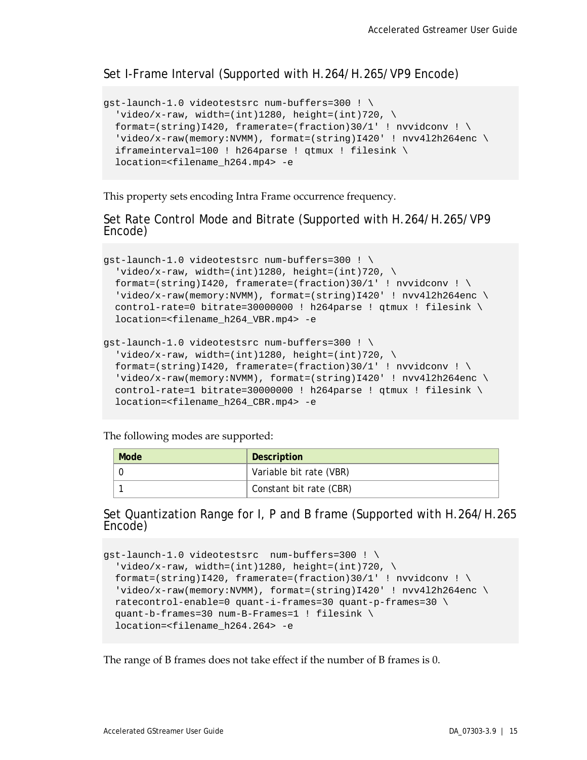### Set I-Frame Interval (Supported with H.264/H.265/VP9 Encode)

```
gst-launch-1.0 videotestsrc num-buffers=300 ! \
  'video/x-raw, width=(int)1280, height=(int)720, \
  format=(string)I420, framerate=(fraction)30/1' ! nvvidconv ! \
  'video/x-raw(memory:NVMM), format=(string)I420' ! nvv4l2h264enc \
  iframeinterval=100 ! h264parse ! qtmux ! filesink \
  location=<filename_h264.mp4> -e
```

This property sets encoding Intra Frame occurrence frequency.

### Set Rate Control Mode and Bitrate (Supported with H.264/H.265/VP9 Encode)

```
gst-launch-1.0 videotestsrc num-buffers=300 ! \
  'video/x-raw, width=(int)1280, height=(int)720, \
  format=(string)I420, framerate=(fraction)30/1' ! nvvidconv ! \
  'video/x-raw(memory:NVMM), format=(string)I420' ! nvv4l2h264enc \
  control-rate=0 bitrate=30000000 ! h264parse ! qtmux ! filesink \
  location=<filename_h264_VBR.mp4> -e

gst-launch-1.0 videotestsrc num-buffers=300 ! \
  'video/x-raw, width=(int)1280, height=(int)720, \
  format=(string)I420, framerate=(fraction)30/1' ! nvvidconv ! \
  'video/x-raw(memory:NVMM), format=(string)I420' ! nvv4l2h264enc \
  control-rate=1 bitrate=30000000 ! h264parse ! qtmux ! filesink \
  location=<filename_h264_CBR.mp4> -e
```

The following modes are supported:

| Mode | Description |
|---|---|
| 0 | Variable bit rate (VBR) |
| 1 | Constant bit rate (CBR) |

### Set Quantization Range for I, P and B frame (Supported with H.264/H.265 Encode)

```
gst-launch-1.0 videotestsrc  num-buffers=300 ! \
  'video/x-raw, width=(int)1280, height=(int)720, \
  format=(string)I420, framerate=(fraction)30/1' ! nvvidconv ! \
  'video/x-raw(memory:NVMM), format=(string)I420' ! nvv4l2h264enc \
  ratecontrol-enable=0 quant-i-frames=30 quant-p-frames=30 \
  quant-b-frames=30 num-B-Frames=1 ! filesink \
  location=<filename_h264.264> -e
```

The range of B frames does not take effect if the number of B frames is 0.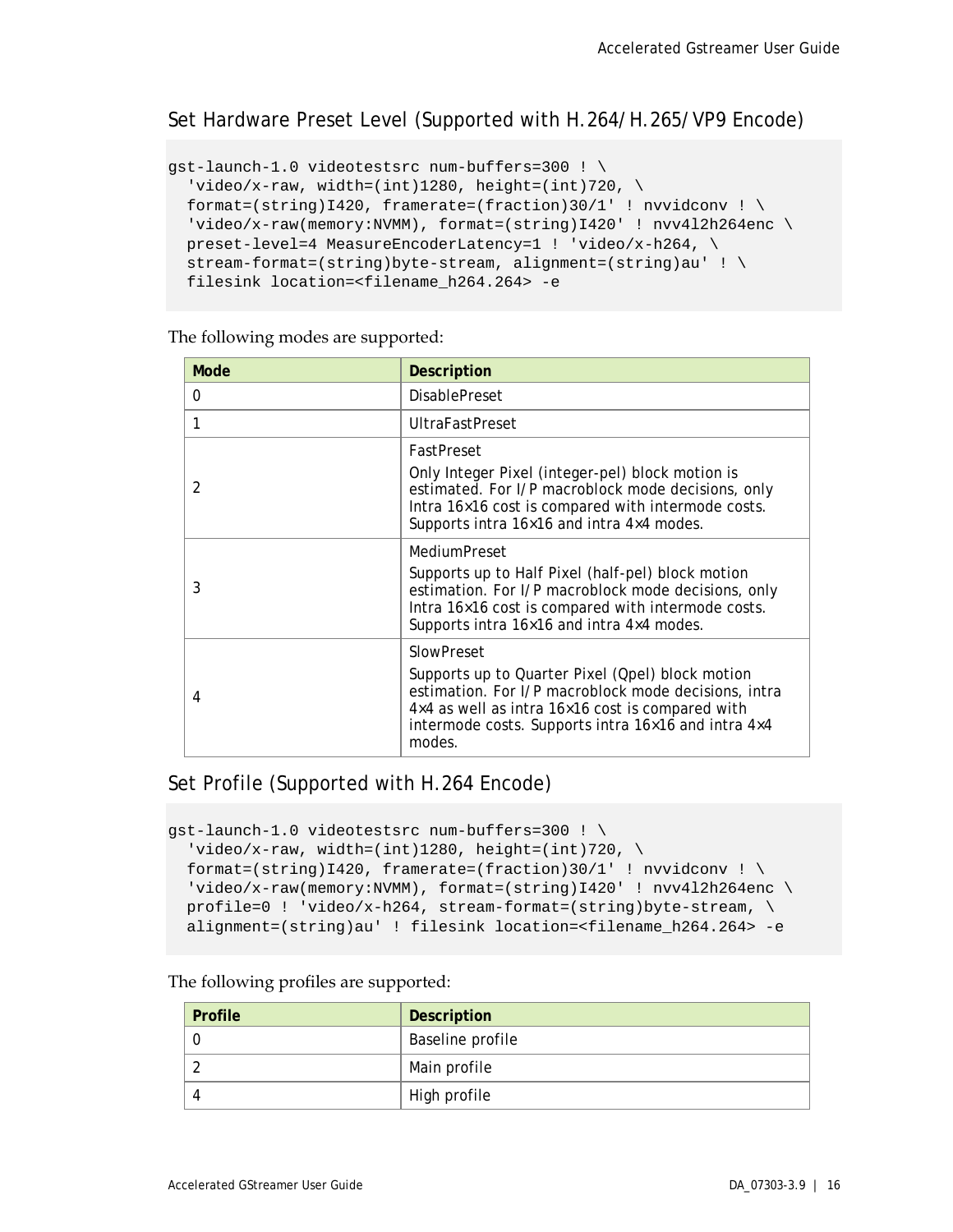### Set Hardware Preset Level (Supported with H.264/H.265/VP9 Encode)

```
gst-launch-1.0 videotestsrc num-buffers=300 ! \
  'video/x-raw, width=(int)1280, height=(int)720, \
  format=(string)I420, framerate=(fraction)30/1' ! nvvidconv ! \
  'video/x-raw(memory:NVMM), format=(string)I420' ! nvv4l2h264enc \
  preset-level=4 MeasureEncoderLatency=1 ! 'video/x-h264, \
  stream-format=(string)byte-stream, alignment=(string)au' ! \
  filesink location=<filename_h264.264> -e
```

The following modes are supported:

| Mode | Description |
|---|---|
| 0 | DisablePreset |
| 1 | UltraFastPreset |
| 2 | FastPreset<br>Only Integer Pixel (integer-pel) block motion is estimated. For I/P macroblock mode decisions, only Intra 16×16 cost is compared with intermode costs. Supports intra 16×16 and intra 4×4 modes. |
| 3 | MediumPreset<br>Supports up to Half Pixel (half-pel) block motion estimation. For I/P macroblock mode decisions, only Intra 16×16 cost is compared with intermode costs. Supports intra 16×16 and intra 4×4 modes. |
| 4 | SlowPreset<br>Supports up to Quarter Pixel (Qpel) block motion estimation. For I/P macroblock mode decisions, intra 4×4 as well as intra 16×16 cost is compared with intermode costs. Supports intra 16×16 and intra 4×4 modes. |

### Set Profile (Supported with H.264 Encode)

```
gst-launch-1.0 videotestsrc num-buffers=300 ! \
  'video/x-raw, width=(int)1280, height=(int)720, \
  format=(string)I420, framerate=(fraction)30/1' ! nvvidconv ! \
  'video/x-raw(memory:NVMM), format=(string)I420' ! nvv4l2h264enc \
  profile=0 ! 'video/x-h264, stream-format=(string)byte-stream, \
  alignment=(string)au' ! filesink location=<filename_h264.264> -e
```

The following profiles are supported:

| Profile | Description |
|---|---|
| 0 | Baseline profile |
| 2 | Main profile |
| 4 | High profile |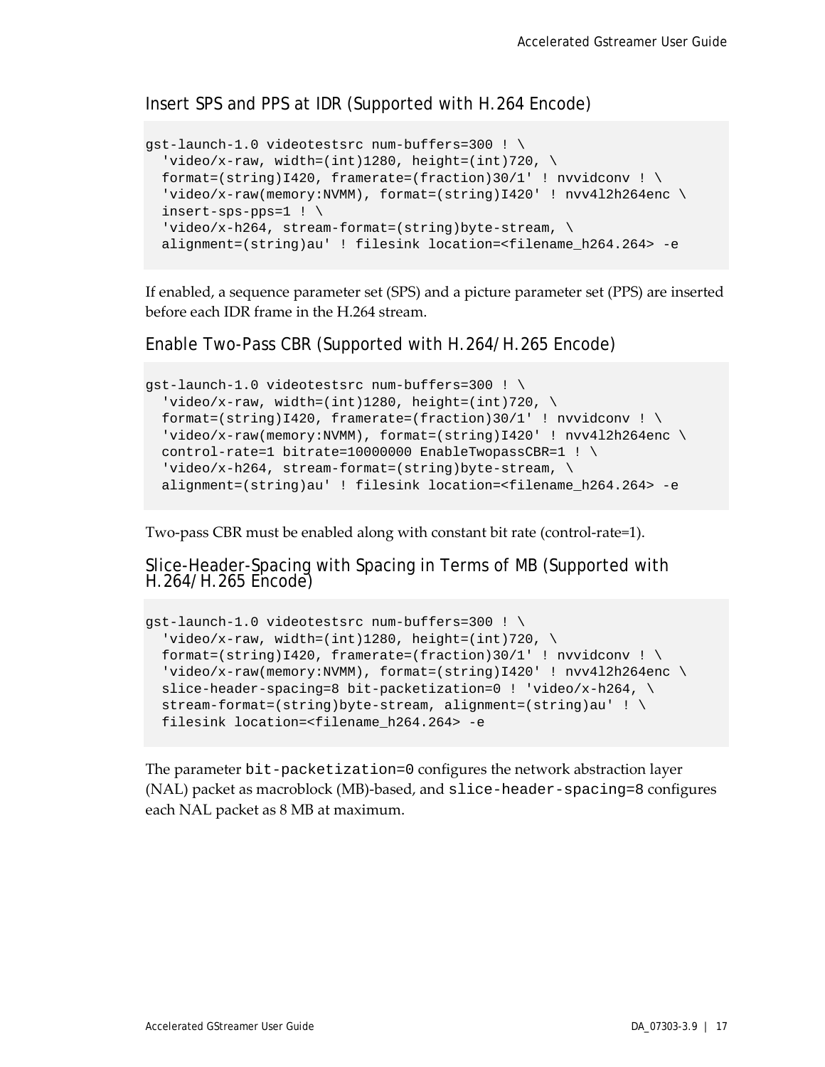### Insert SPS and PPS at IDR (Supported with H.264 Encode)

```
gst-launch-1.0 videotestsrc num-buffers=300 ! \
  'video/x-raw, width=(int)1280, height=(int)720, \
  format=(string)I420, framerate=(fraction)30/1' ! nvvidconv ! \
  'video/x-raw(memory:NVMM), format=(string)I420' ! nvv4l2h264enc \
  insert-sps-pps=1 ! \
  'video/x-h264, stream-format=(string)byte-stream, \
  alignment=(string)au' ! filesink location=<filename_h264.264> -e
```

If enabled, a sequence parameter set (SPS) and a picture parameter set (PPS) are inserted before each IDR frame in the H.264 stream.

### Enable Two-Pass CBR (Supported with H.264/H.265 Encode)

```
gst-launch-1.0 videotestsrc num-buffers=300 ! \
  'video/x-raw, width=(int)1280, height=(int)720, \
  format=(string)I420, framerate=(fraction)30/1' ! nvvidconv ! \
  'video/x-raw(memory:NVMM), format=(string)I420' ! nvv4l2h264enc \
  control-rate=1 bitrate=10000000 EnableTwopassCBR=1 ! \
  'video/x-h264, stream-format=(string)byte-stream, \
  alignment=(string)au' ! filesink location=<filename_h264.264> -e
```

Two-pass CBR must be enabled along with constant bit rate (control-rate=1).

### Slice-Header-Spacing with Spacing in Terms of MB (Supported with H.264/H.265 Encode)

```
gst-launch-1.0 videotestsrc num-buffers=300 ! \
  'video/x-raw, width=(int)1280, height=(int)720, \
  format=(string)I420, framerate=(fraction)30/1' ! nvvidconv ! \
  'video/x-raw(memory:NVMM), format=(string)I420' ! nvv4l2h264enc \
  slice-header-spacing=8 bit-packetization=0 ! 'video/x-h264, \
  stream-format=(string)byte-stream, alignment=(string)au' ! \
  filesink location=<filename_h264.264> -e
```

The parameter `bit-packetization=0` configures the network abstraction layer (NAL) packet as macroblock (MB)-based, and `slice-header-spacing=8` configures each NAL packet as 8 MB at maximum.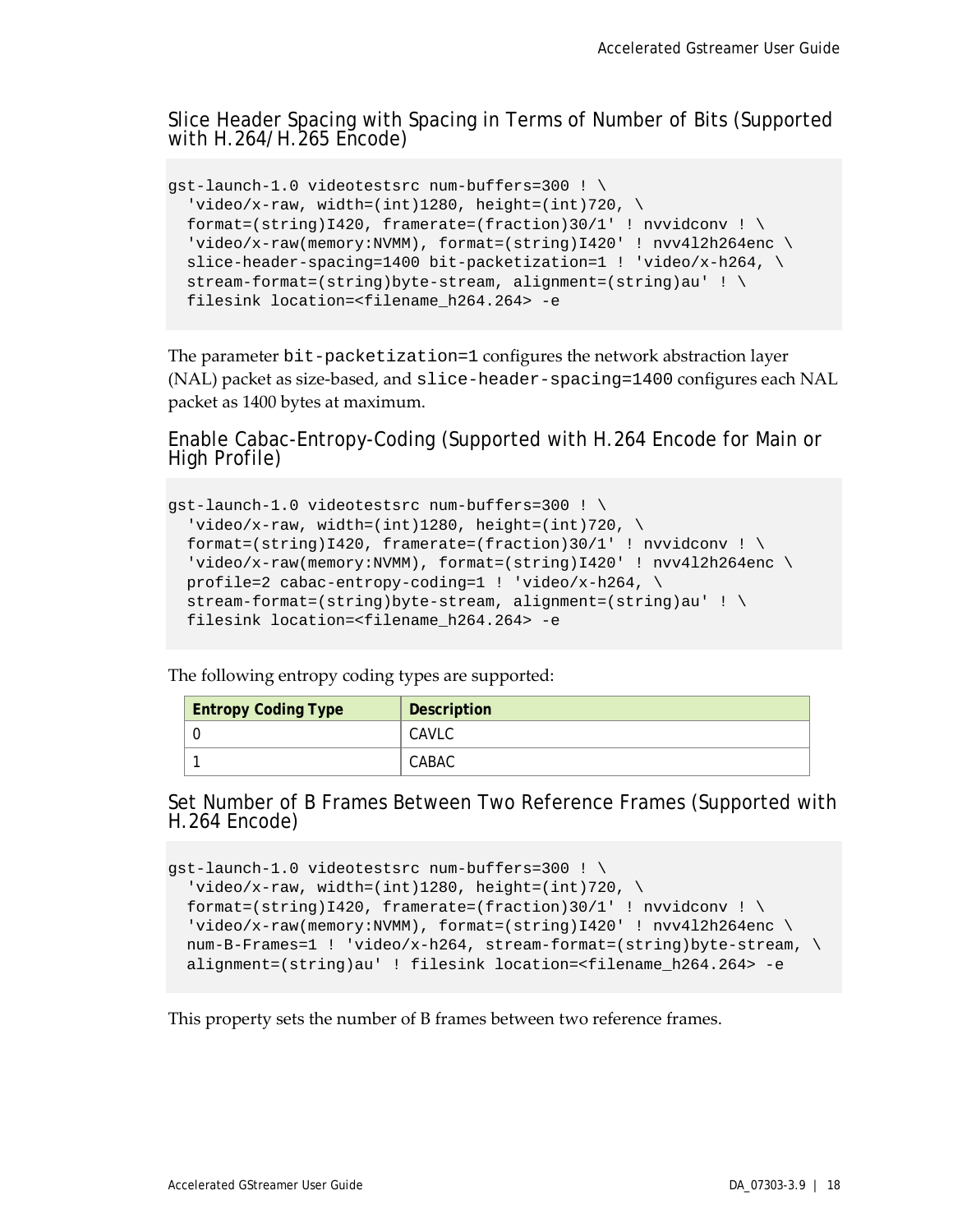### Slice Header Spacing with Spacing in Terms of Number of Bits (Supported with H.264/H.265 Encode)

```
gst-launch-1.0 videotestsrc num-buffers=300 ! \
  'video/x-raw, width=(int)1280, height=(int)720, \
  format=(string)I420, framerate=(fraction)30/1' ! nvvidconv ! \
  'video/x-raw(memory:NVMM), format=(string)I420' ! nvv4l2h264enc \
  slice-header-spacing=1400 bit-packetization=1 ! 'video/x-h264, \
  stream-format=(string)byte-stream, alignment=(string)au' ! \
  filesink location=<filename_h264.264> -e
```

The parameter `bit-packetization=1` configures the network abstraction layer (NAL) packet as size-based, and `slice-header-spacing=1400` configures each NAL packet as 1400 bytes at maximum.

### Enable Cabac-Entropy-Coding (Supported with H.264 Encode for Main or High Profile)

```
gst-launch-1.0 videotestsrc num-buffers=300 ! \
  'video/x-raw, width=(int)1280, height=(int)720, \
  format=(string)I420, framerate=(fraction)30/1' ! nvvidconv ! \
  'video/x-raw(memory:NVMM), format=(string)I420' ! nvv4l2h264enc \
  profile=2 cabac-entropy-coding=1 ! 'video/x-h264, \
  stream-format=(string)byte-stream, alignment=(string)au' ! \
  filesink location=<filename_h264.264> -e
```

The following entropy coding types are supported:

| Entropy Coding Type | Description |
|---|---|
| 0 | CAVLC |
| 1 | CABAC |

### Set Number of B Frames Between Two Reference Frames (Supported with H.264 Encode)

```
gst-launch-1.0 videotestsrc num-buffers=300 ! \
  'video/x-raw, width=(int)1280, height=(int)720, \
  format=(string)I420, framerate=(fraction)30/1' ! nvvidconv ! \
  'video/x-raw(memory:NVMM), format=(string)I420' ! nvv4l2h264enc \
  num-B-Frames=1 ! 'video/x-h264, stream-format=(string)byte-stream, \
  alignment=(string)au' ! filesink location=<filename_h264.264> -e
```

This property sets the number of B frames between two reference frames.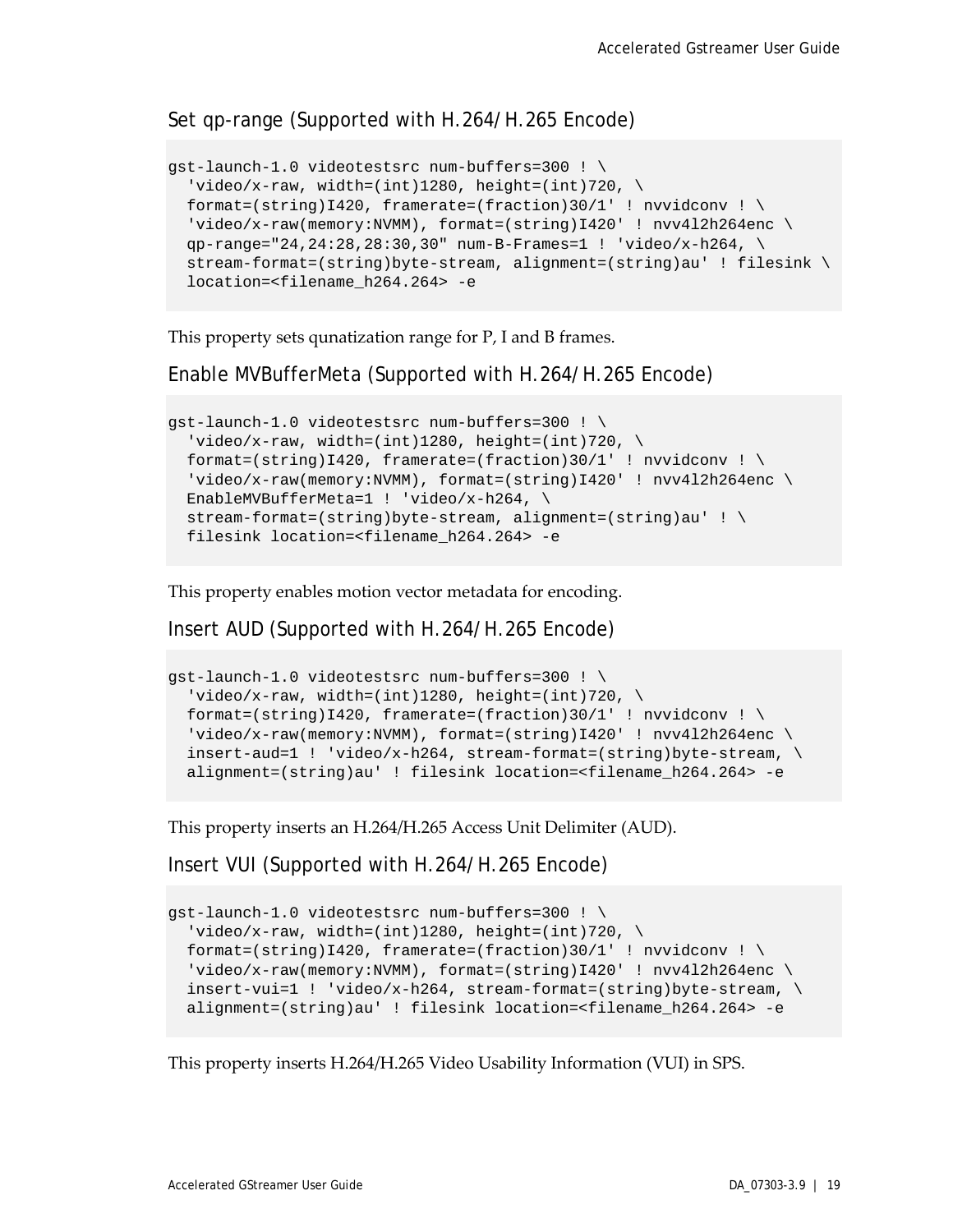### Set qp-range (Supported with H.264/H.265 Encode)

```
gst-launch-1.0 videotestsrc num-buffers=300 ! \
  'video/x-raw, width=(int)1280, height=(int)720, \
  format=(string)I420, framerate=(fraction)30/1' ! nvvidconv ! \
  'video/x-raw(memory:NVMM), format=(string)I420' ! nvv4l2h264enc \
  qp-range="24,24:28,28:30,30" num-B-Frames=1 ! 'video/x-h264, \
  stream-format=(string)byte-stream, alignment=(string)au' ! filesink \
  location=<filename_h264.264> -e
```

This property sets qunatization range for P, I and B frames.

### Enable MVBufferMeta (Supported with H.264/H.265 Encode)

```
gst-launch-1.0 videotestsrc num-buffers=300 ! \
  'video/x-raw, width=(int)1280, height=(int)720, \
  format=(string)I420, framerate=(fraction)30/1' ! nvvidconv ! \
  'video/x-raw(memory:NVMM), format=(string)I420' ! nvv4l2h264enc \
  EnableMVBufferMeta=1 ! 'video/x-h264, \
  stream-format=(string)byte-stream, alignment=(string)au' ! \
  filesink location=<filename_h264.264> -e
```

This property enables motion vector metadata for encoding.

### Insert AUD (Supported with H.264/H.265 Encode)

```
gst-launch-1.0 videotestsrc num-buffers=300 ! \
  'video/x-raw, width=(int)1280, height=(int)720, \
  format=(string)I420, framerate=(fraction)30/1' ! nvvidconv ! \
  'video/x-raw(memory:NVMM), format=(string)I420' ! nvv4l2h264enc \
  insert-aud=1 ! 'video/x-h264, stream-format=(string)byte-stream, \
  alignment=(string)au' ! filesink location=<filename_h264.264> -e
```

This property inserts an H.264/H.265 Access Unit Delimiter (AUD).

### Insert VUI (Supported with H.264/H.265 Encode)

```
gst-launch-1.0 videotestsrc num-buffers=300 ! \
  'video/x-raw, width=(int)1280, height=(int)720, \
  format=(string)I420, framerate=(fraction)30/1' ! nvvidconv ! \
  'video/x-raw(memory:NVMM), format=(string)I420' ! nvv4l2h264enc \
  insert-vui=1 ! 'video/x-h264, stream-format=(string)byte-stream, \
  alignment=(string)au' ! filesink location=<filename_h264.264> -e
```

This property inserts H.264/H.265 Video Usability Information (VUI) in SPS.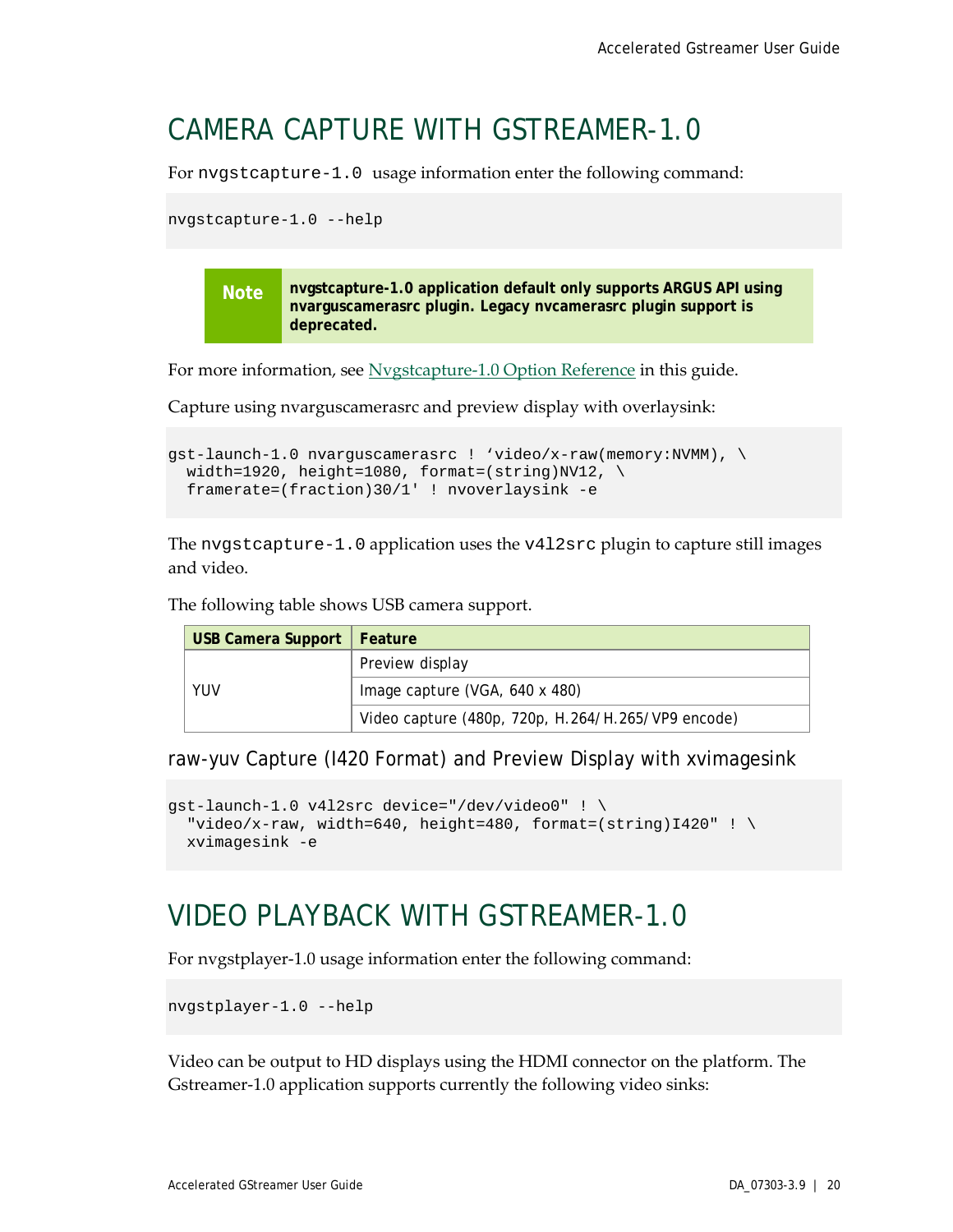# CAMERA CAPTURE WITH GSTREAMER-1.0

For `nvgstcapture-1.0` usage information enter the following command:

```
nvgstcapture-1.0 --help
```

> **Note** **nvgstcapture-1.0 application default only supports ARGUS API using nvarguscamerasrc plugin. Legacy nvcamerasrc plugin support is deprecated.**

For more information, see Nvgstcapture-1.0 Option Reference in this guide.

Capture using nvarguscamerasrc and preview display with overlaysink:

```
gst-launch-1.0 nvarguscamerasrc ! ‘video/x-raw(memory:NVMM), \
  width=1920, height=1080, format=(string)NV12, \
  framerate=(fraction)30/1' ! nvoverlaysink -e
```

The `nvgstcapture-1.0` application uses the `v4l2src` plugin to capture still images and video.

The following table shows USB camera support.

| USB Camera Support | Feature |
|---|---|
| YUV | Preview display |
| | Image capture (VGA, 640 x 480) |
| | Video capture (480p, 720p, H.264/H.265/VP9 encode) |

## raw-yuv Capture (I420 Format) and Preview Display with xvimagesink

```
gst-launch-1.0 v4l2src device="/dev/video0" ! \
  "video/x-raw, width=640, height=480, format=(string)I420" ! \
  xvimagesink -e
```

# VIDEO PLAYBACK WITH GSTREAMER-1.0

For nvgstplayer-1.0 usage information enter the following command:

```
nvgstplayer-1.0 --help
```

Video can be output to HD displays using the HDMI connector on the platform. The Gstreamer-1.0 application supports currently the following video sinks: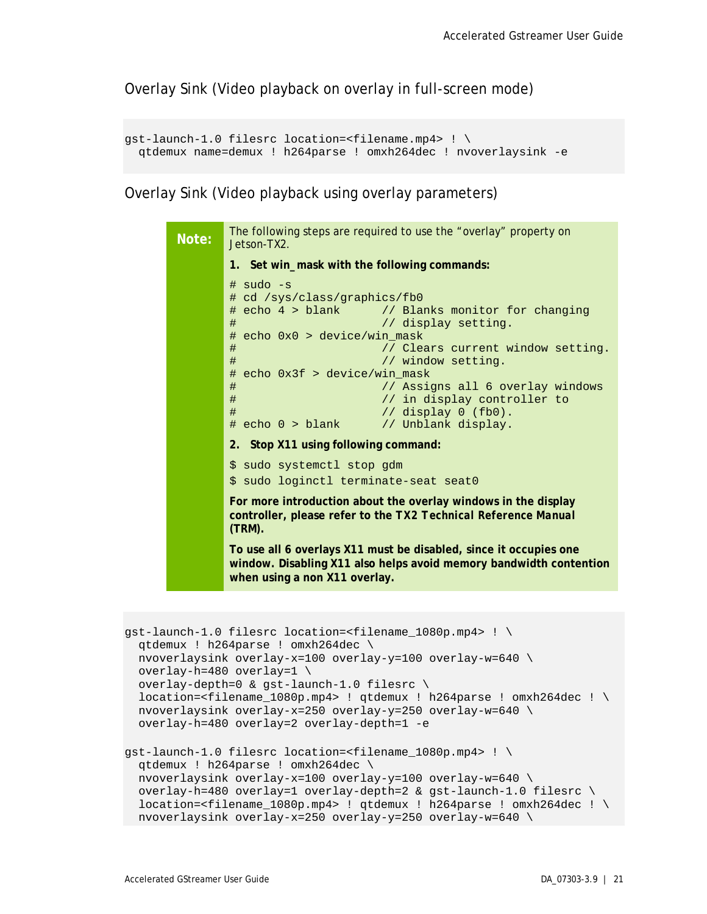### Overlay Sink (Video playback on overlay in full-screen mode)

```
gst-launch-1.0 filesrc location=<filename.mp4> ! \
  qtdemux name=demux ! h264parse ! omxh264dec ! nvoverlaysink -e
```

### Overlay Sink (Video playback using overlay parameters)

> **Note:** The following steps are required to use the "overlay" property on Jetson-TX2.
>
> **1. Set win_mask with the following commands:**
>
> ```
> # sudo -s
> # cd /sys/class/graphics/fb0
> # echo 4 > blank      // Blanks monitor for changing
> #                     // display setting.
> # echo 0x0 > device/win_mask
> #                     // Clears current window setting.
> #                     // window setting.
> # echo 0x3f > device/win_mask
> #                     // Assigns all 6 overlay windows
> #                     // in display controller to
> #                     // display 0 (fb0).
> # echo 0 > blank      // Unblank display.
> ```
>
> **2. Stop X11 using following command:**
>
> ```
> $ sudo systemctl stop gdm
> $ sudo loginctl terminate-seat seat0
> ```
>
> **For more introduction about the overlay windows in the display controller, please refer to the TX2 *Technical Reference Manual* (TRM).**
>
> **To use all 6 overlays X11 must be disabled, since it occupies one window. Disabling X11 also helps avoid memory bandwidth contention when using a non X11 overlay.**

```
gst-launch-1.0 filesrc location=<filename_1080p.mp4> ! \
  qtdemux ! h264parse ! omxh264dec \
  nvoverlaysink overlay-x=100 overlay-y=100 overlay-w=640 \
  overlay-h=480 overlay=1 \
  overlay-depth=0 & gst-launch-1.0 filesrc \
  location=<filename_1080p.mp4> ! qtdemux ! h264parse ! omxh264dec ! \
  nvoverlaysink overlay-x=250 overlay-y=250 overlay-w=640 \
  overlay-h=480 overlay=2 overlay-depth=1 -e

gst-launch-1.0 filesrc location=<filename_1080p.mp4> ! \
  qtdemux ! h264parse ! omxh264dec \
  nvoverlaysink overlay-x=100 overlay-y=100 overlay-w=640 \
  overlay-h=480 overlay=1 overlay-depth=2 & gst-launch-1.0 filesrc \
  location=<filename_1080p.mp4> ! qtdemux ! h264parse ! omxh264dec ! \
  nvoverlaysink overlay-x=250 overlay-y=250 overlay-w=640 \
```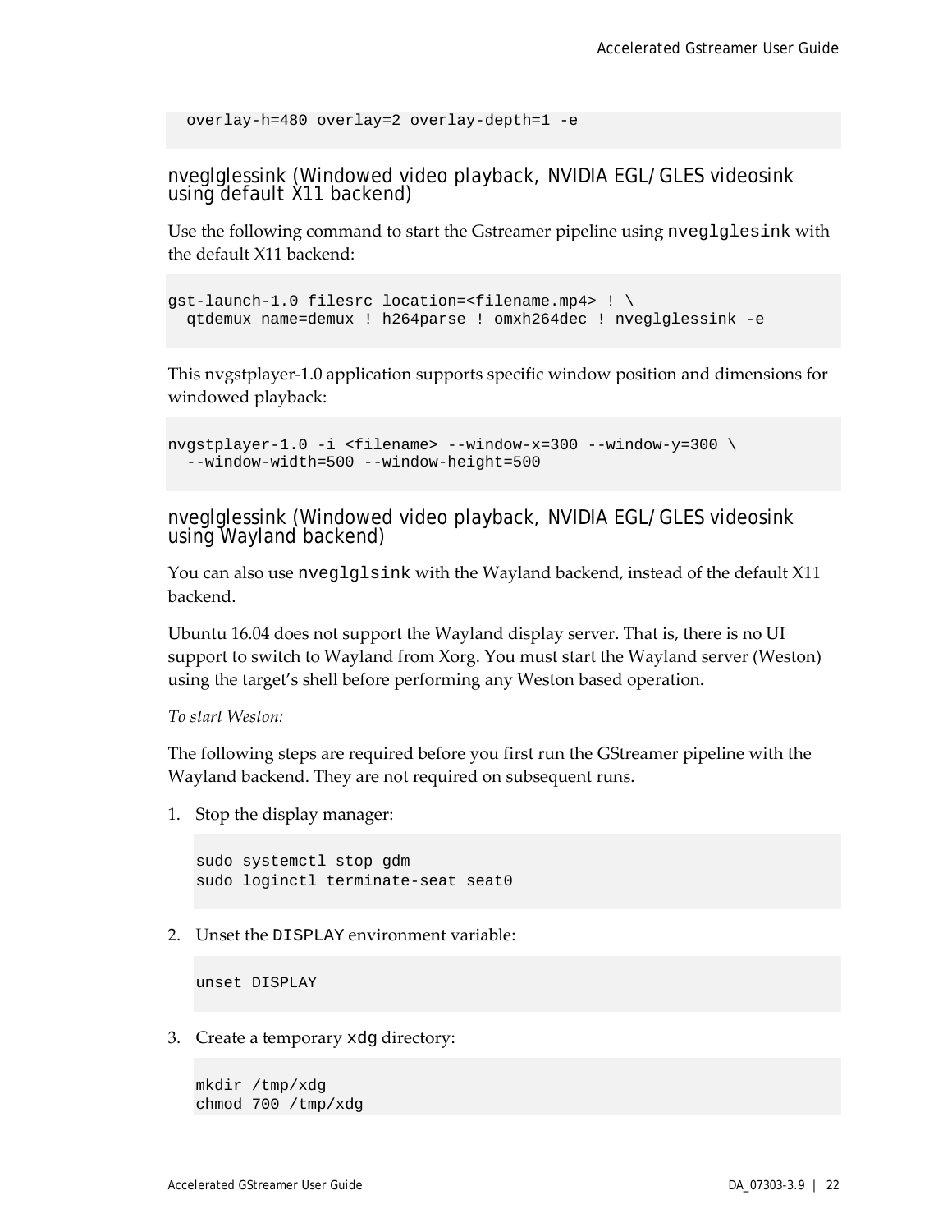```
  overlay-h=480 overlay=2 overlay-depth=1 -e
```

### nveglglessink (Windowed video playback, NVIDIA EGL/GLES videosink using default X11 backend)

Use the following command to start the Gstreamer pipeline using `nveglglesink` with the default X11 backend:

```
gst-launch-1.0 filesrc location=<filename.mp4> ! \
  qtdemux name=demux ! h264parse ! omxh264dec ! nveglglessink -e
```

This nvgstplayer-1.0 application supports specific window position and dimensions for windowed playback:

```
nvgstplayer-1.0 -i <filename> --window-x=300 --window-y=300 \
  --window-width=500 --window-height=500
```

### nveglglessink (Windowed video playback, NVIDIA EGL/GLES videosink using Wayland backend)

You can also use `nveglglsink` with the Wayland backend, instead of the default X11 backend.

Ubuntu 16.04 does not support the Wayland display server. That is, there is no UI support to switch to Wayland from Xorg. You must start the Wayland server (Weston) using the target's shell before performing any Weston based operation.

*To start Weston:*

The following steps are required before you first run the GStreamer pipeline with the Wayland backend. They are not required on subsequent runs.

1. Stop the display manager:

   ```
   sudo systemctl stop gdm
   sudo loginctl terminate-seat seat0
   ```

2. Unset the `DISPLAY` environment variable:

   ```
   unset DISPLAY
   ```

3. Create a temporary `xdg` directory:

   ```
   mkdir /tmp/xdg
   chmod 700 /tmp/xdg
   ```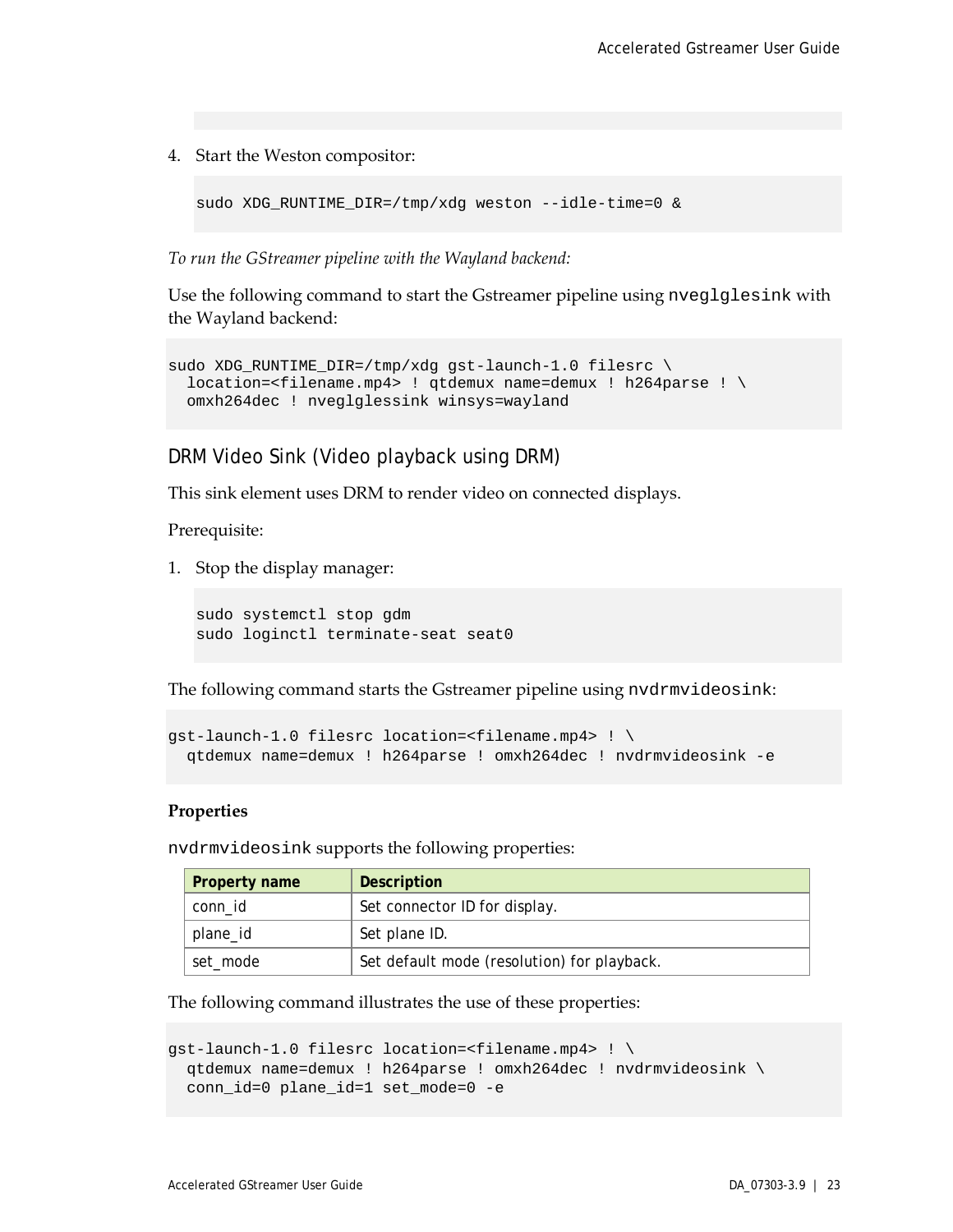4. Start the Weston compositor:

```
sudo XDG_RUNTIME_DIR=/tmp/xdg weston --idle-time=0 &
```

*To run the GStreamer pipeline with the Wayland backend:*

Use the following command to start the Gstreamer pipeline using nveglglesink with the Wayland backend:

```
sudo XDG_RUNTIME_DIR=/tmp/xdg gst-launch-1.0 filesrc \
  location=<filename.mp4> ! qtdemux name=demux ! h264parse ! \
  omxh264dec ! nveglglessink winsys=wayland
```

## DRM Video Sink (Video playback using DRM)

This sink element uses DRM to render video on connected displays.

Prerequisite:

1. Stop the display manager:

```
sudo systemctl stop gdm
sudo loginctl terminate-seat seat0
```

The following command starts the Gstreamer pipeline using nvdrmvideosink:

```
gst-launch-1.0 filesrc location=<filename.mp4> ! \
  qtdemux name=demux ! h264parse ! omxh264dec ! nvdrmvideosink -e
```

**Properties**

nvdrmvideosink supports the following properties:

| Property name | Description |
|---|---|
| conn_id | Set connector ID for display. |
| plane_id | Set plane ID. |
| set_mode | Set default mode (resolution) for playback. |

The following command illustrates the use of these properties:

```
gst-launch-1.0 filesrc location=<filename.mp4> ! \
  qtdemux name=demux ! h264parse ! omxh264dec ! nvdrmvideosink \
  conn_id=0 plane_id=1 set_mode=0 -e
```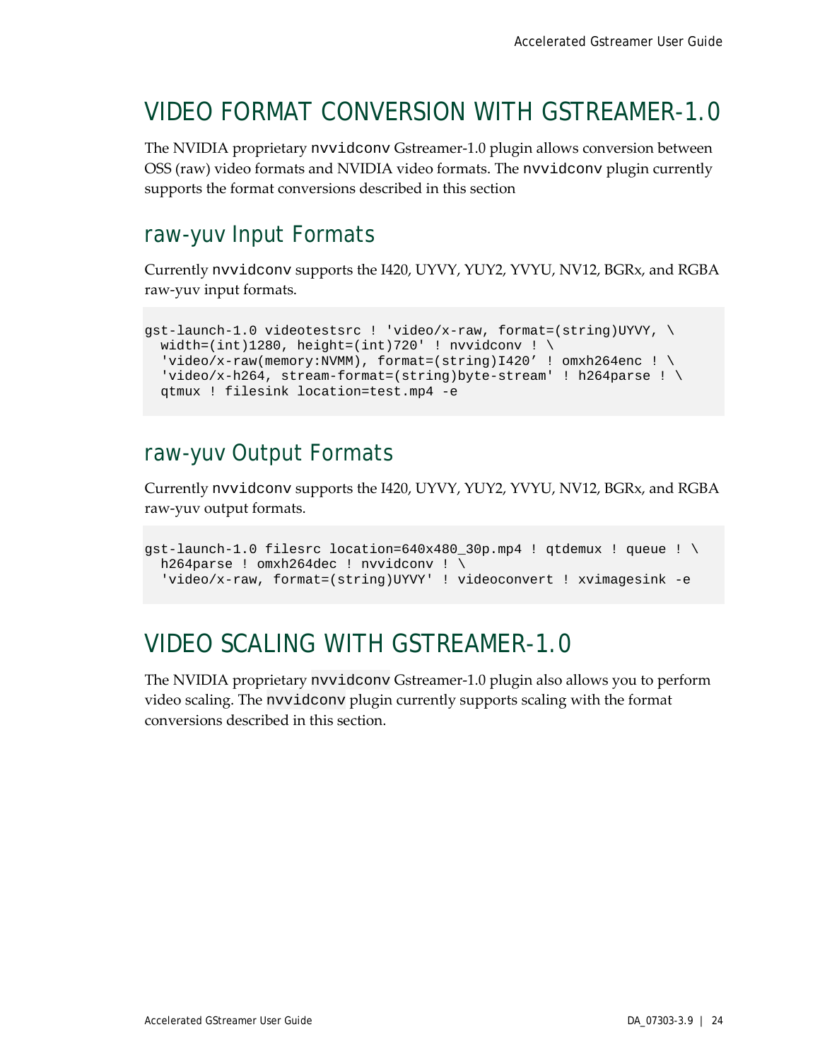# VIDEO FORMAT CONVERSION WITH GSTREAMER-1.0

The NVIDIA proprietary `nvvidconv` Gstreamer-1.0 plugin allows conversion between OSS (raw) video formats and NVIDIA video formats. The `nvvidconv` plugin currently supports the format conversions described in this section

## raw-yuv Input Formats

Currently `nvvidconv` supports the I420, UYVY, YUY2, YVYU, NV12, BGRx, and RGBA raw-yuv input formats.

```
gst-launch-1.0 videotestsrc ! 'video/x-raw, format=(string)UYVY, \
  width=(int)1280, height=(int)720' ! nvvidconv ! \
  'video/x-raw(memory:NVMM), format=(string)I420' ! omxh264enc ! \
  'video/x-h264, stream-format=(string)byte-stream' ! h264parse ! \
  qtmux ! filesink location=test.mp4 -e
```

## raw-yuv Output Formats

Currently `nvvidconv` supports the I420, UYVY, YUY2, YVYU, NV12, BGRx, and RGBA raw-yuv output formats.

```
gst-launch-1.0 filesrc location=640x480_30p.mp4 ! qtdemux ! queue ! \
  h264parse ! omxh264dec ! nvvidconv ! \
  'video/x-raw, format=(string)UYVY' ! videoconvert ! xvimagesink -e
```

# VIDEO SCALING WITH GSTREAMER-1.0

The NVIDIA proprietary `nvvidconv` Gstreamer-1.0 plugin also allows you to perform video scaling. The `nvvidconv` plugin currently supports scaling with the format conversions described in this section.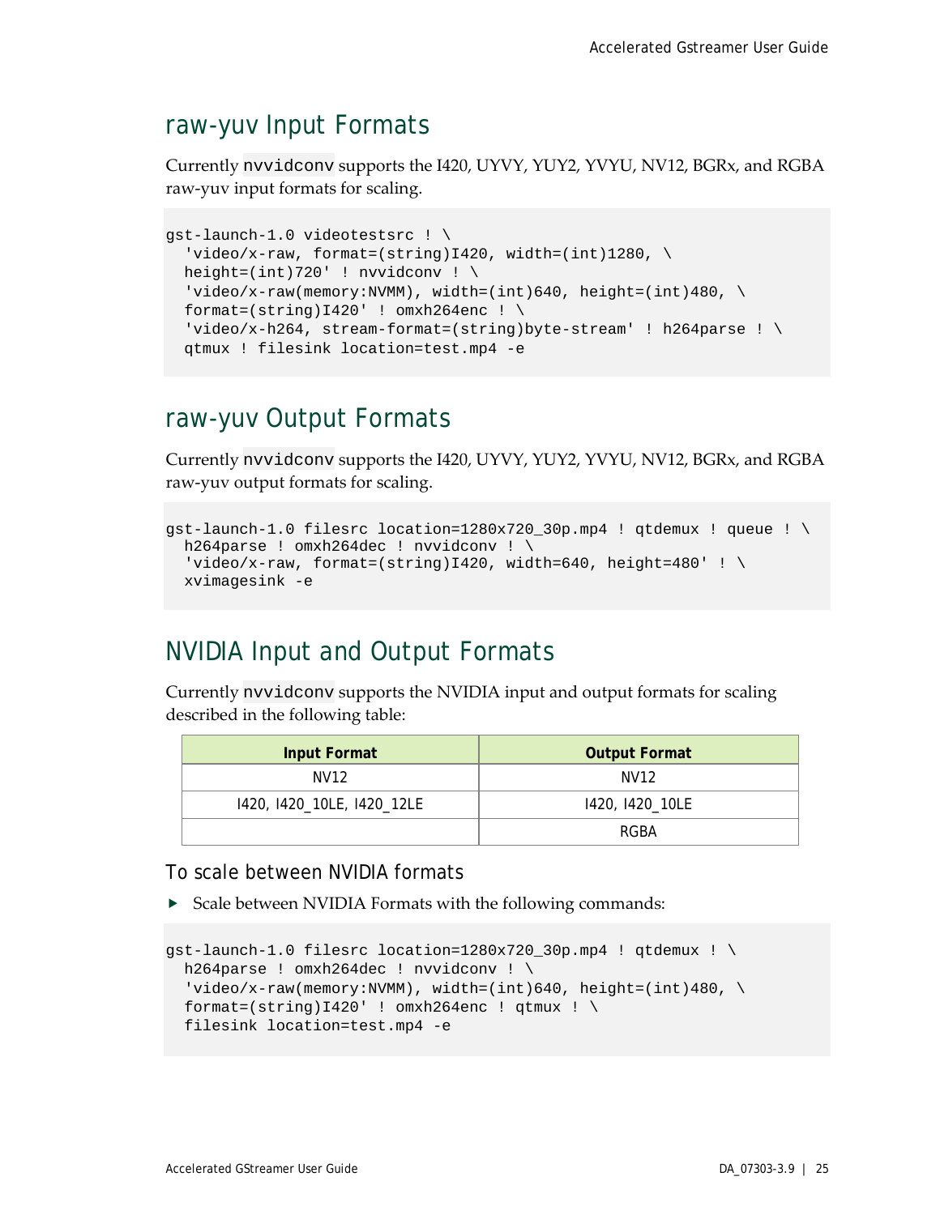## raw-yuv Input Formats

Currently `nvvidconv` supports the I420, UYVY, YUY2, YVYU, NV12, BGRx, and RGBA raw-yuv input formats for scaling.

```
gst-launch-1.0 videotestsrc ! \
  'video/x-raw, format=(string)I420, width=(int)1280, \
  height=(int)720' ! nvvidconv ! \
  'video/x-raw(memory:NVMM), width=(int)640, height=(int)480, \
  format=(string)I420' ! omxh264enc ! \
  'video/x-h264, stream-format=(string)byte-stream' ! h264parse ! \
  qtmux ! filesink location=test.mp4 -e
```

## raw-yuv Output Formats

Currently `nvvidconv` supports the I420, UYVY, YUY2, YVYU, NV12, BGRx, and RGBA raw-yuv output formats for scaling.

```
gst-launch-1.0 filesrc location=1280x720_30p.mp4 ! qtdemux ! queue ! \
  h264parse ! omxh264dec ! nvvidconv ! \
  'video/x-raw, format=(string)I420, width=640, height=480' ! \
  xvimagesink -e
```

## NVIDIA Input and Output Formats

Currently `nvvidconv` supports the NVIDIA input and output formats for scaling described in the following table:

| Input Format | Output Format |
|---|---|
| NV12 | NV12 |
| I420, I420_10LE, I420_12LE | I420, I420_10LE |
| | RGBA |

### To scale between NVIDIA formats

- Scale between NVIDIA Formats with the following commands:

```
gst-launch-1.0 filesrc location=1280x720_30p.mp4 ! qtdemux ! \
  h264parse ! omxh264dec ! nvvidconv ! \
  'video/x-raw(memory:NVMM), width=(int)640, height=(int)480, \
  format=(string)I420' ! omxh264enc ! qtmux ! \
  filesink location=test.mp4 -e
```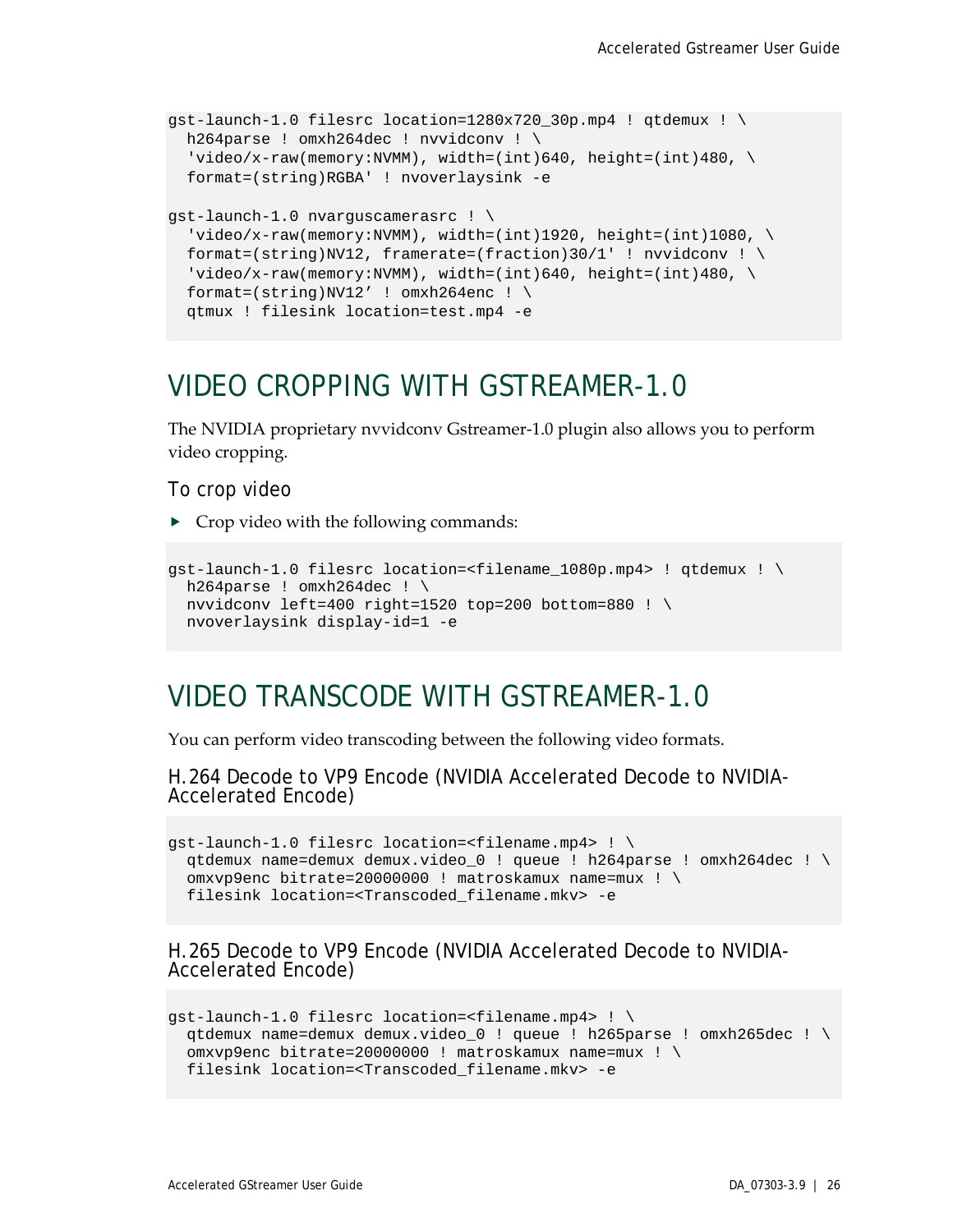```
gst-launch-1.0 filesrc location=1280x720_30p.mp4 ! qtdemux ! \
  h264parse ! omxh264dec ! nvvidconv ! \
  'video/x-raw(memory:NVMM), width=(int)640, height=(int)480, \
  format=(string)RGBA' ! nvoverlaysink -e

gst-launch-1.0 nvarguscamerasrc ! \
  'video/x-raw(memory:NVMM), width=(int)1920, height=(int)1080, \
  format=(string)NV12, framerate=(fraction)30/1' ! nvvidconv ! \
  'video/x-raw(memory:NVMM), width=(int)640, height=(int)480, \
  format=(string)NV12' ! omxh264enc ! \
  qtmux ! filesink location=test.mp4 -e
```

# VIDEO CROPPING WITH GSTREAMER-1.0

The NVIDIA proprietary nvvidconv Gstreamer-1.0 plugin also allows you to perform video cropping.

### To crop video

- Crop video with the following commands:

```
gst-launch-1.0 filesrc location=<filename_1080p.mp4> ! qtdemux ! \
  h264parse ! omxh264dec ! \
  nvvidconv left=400 right=1520 top=200 bottom=880 ! \
  nvoverlaysink display-id=1 -e
```

# VIDEO TRANSCODE WITH GSTREAMER-1.0

You can perform video transcoding between the following video formats.

### H.264 Decode to VP9 Encode (NVIDIA Accelerated Decode to NVIDIA-Accelerated Encode)

```
gst-launch-1.0 filesrc location=<filename.mp4> ! \
  qtdemux name=demux demux.video_0 ! queue ! h264parse ! omxh264dec ! \
  omxvp9enc bitrate=20000000 ! matroskamux name=mux ! \
  filesink location=<Transcoded_filename.mkv> -e
```

### H.265 Decode to VP9 Encode (NVIDIA Accelerated Decode to NVIDIA-Accelerated Encode)

```
gst-launch-1.0 filesrc location=<filename.mp4> ! \
  qtdemux name=demux demux.video_0 ! queue ! h265parse ! omxh265dec ! \
  omxvp9enc bitrate=20000000 ! matroskamux name=mux ! \
  filesink location=<Transcoded_filename.mkv> -e
```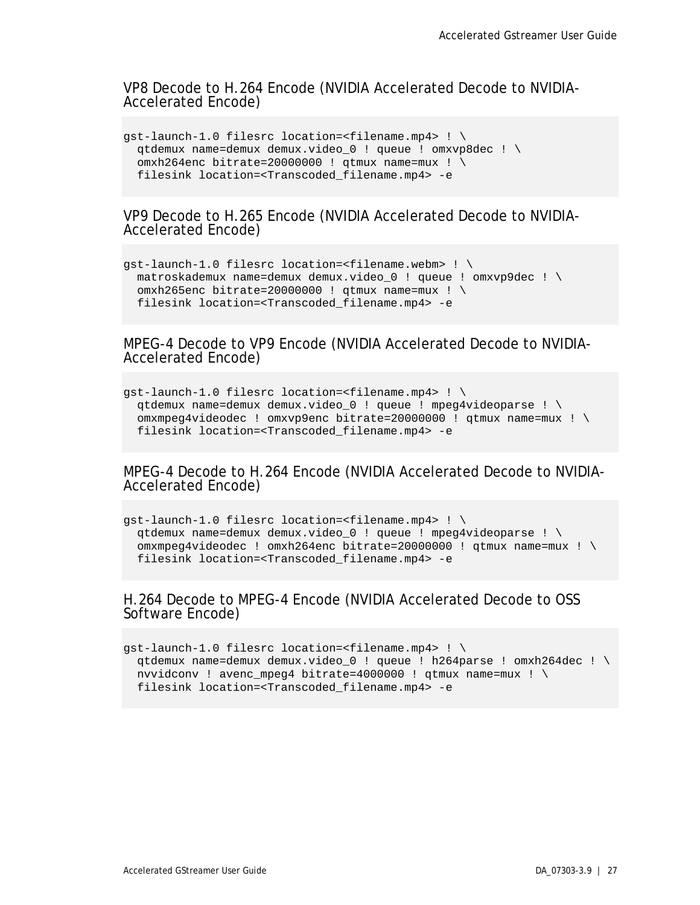### VP8 Decode to H.264 Encode (NVIDIA Accelerated Decode to NVIDIA-Accelerated Encode)

```
gst-launch-1.0 filesrc location=<filename.mp4> ! \
  qtdemux name=demux demux.video_0 ! queue ! omxvp8dec ! \
  omxh264enc bitrate=20000000 ! qtmux name=mux ! \
  filesink location=<Transcoded_filename.mp4> -e
```

### VP9 Decode to H.265 Encode (NVIDIA Accelerated Decode to NVIDIA-Accelerated Encode)

```
gst-launch-1.0 filesrc location=<filename.webm> ! \
  matroskademux name=demux demux.video_0 ! queue ! omxvp9dec ! \
  omxh265enc bitrate=20000000 ! qtmux name=mux ! \
  filesink location=<Transcoded_filename.mp4> -e
```

### MPEG-4 Decode to VP9 Encode (NVIDIA Accelerated Decode to NVIDIA-Accelerated Encode)

```
gst-launch-1.0 filesrc location=<filename.mp4> ! \
  qtdemux name=demux demux.video_0 ! queue ! mpeg4videoparse ! \
  omxmpeg4videodec ! omxvp9enc bitrate=20000000 ! qtmux name=mux ! \
  filesink location=<Transcoded_filename.mp4> -e
```

### MPEG-4 Decode to H.264 Encode (NVIDIA Accelerated Decode to NVIDIA-Accelerated Encode)

```
gst-launch-1.0 filesrc location=<filename.mp4> ! \
  qtdemux name=demux demux.video_0 ! queue ! mpeg4videoparse ! \
  omxmpeg4videodec ! omxh264enc bitrate=20000000 ! qtmux name=mux ! \
  filesink location=<Transcoded_filename.mp4> -e
```

### H.264 Decode to MPEG-4 Encode (NVIDIA Accelerated Decode to OSS Software Encode)

```
gst-launch-1.0 filesrc location=<filename.mp4> ! \
  qtdemux name=demux demux.video_0 ! queue ! h264parse ! omxh264dec ! \
  nvvidconv ! avenc_mpeg4 bitrate=4000000 ! qtmux name=mux ! \
  filesink location=<Transcoded_filename.mp4> -e
```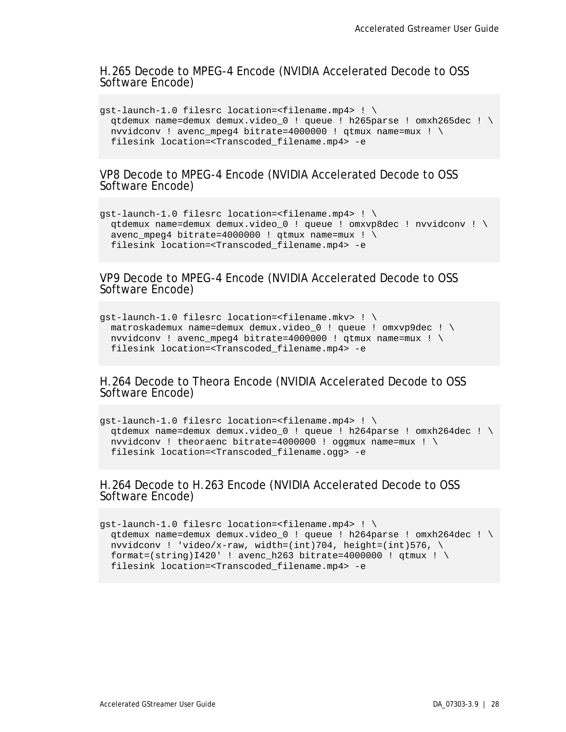### H.265 Decode to MPEG-4 Encode (NVIDIA Accelerated Decode to OSS Software Encode)

```
gst-launch-1.0 filesrc location=<filename.mp4> ! \
  qtdemux name=demux demux.video_0 ! queue ! h265parse ! omxh265dec ! \
  nvvidconv ! avenc_mpeg4 bitrate=4000000 ! qtmux name=mux ! \
  filesink location=<Transcoded_filename.mp4> -e
```

### VP8 Decode to MPEG-4 Encode (NVIDIA Accelerated Decode to OSS Software Encode)

```
gst-launch-1.0 filesrc location=<filename.mp4> ! \
  qtdemux name=demux demux.video_0 ! queue ! omxvp8dec ! nvvidconv ! \
  avenc_mpeg4 bitrate=4000000 ! qtmux name=mux ! \
  filesink location=<Transcoded_filename.mp4> -e
```

### VP9 Decode to MPEG-4 Encode (NVIDIA Accelerated Decode to OSS Software Encode)

```
gst-launch-1.0 filesrc location=<filename.mkv> ! \
  matroskademux name=demux demux.video_0 ! queue ! omxvp9dec ! \
  nvvidconv ! avenc_mpeg4 bitrate=4000000 ! qtmux name=mux ! \
  filesink location=<Transcoded_filename.mp4> -e
```

### H.264 Decode to Theora Encode (NVIDIA Accelerated Decode to OSS Software Encode)

```
gst-launch-1.0 filesrc location=<filename.mp4> ! \
  qtdemux name=demux demux.video_0 ! queue ! h264parse ! omxh264dec ! \
  nvvidconv ! theoraenc bitrate=4000000 ! oggmux name=mux ! \
  filesink location=<Transcoded_filename.ogg> -e
```

### H.264 Decode to H.263 Encode (NVIDIA Accelerated Decode to OSS Software Encode)

```
gst-launch-1.0 filesrc location=<filename.mp4> ! \
  qtdemux name=demux demux.video_0 ! queue ! h264parse ! omxh264dec ! \
  nvvidconv ! 'video/x-raw, width=(int)704, height=(int)576, \
  format=(string)I420' ! avenc_h263 bitrate=4000000 ! qtmux ! \
  filesink location=<Transcoded_filename.mp4> -e
```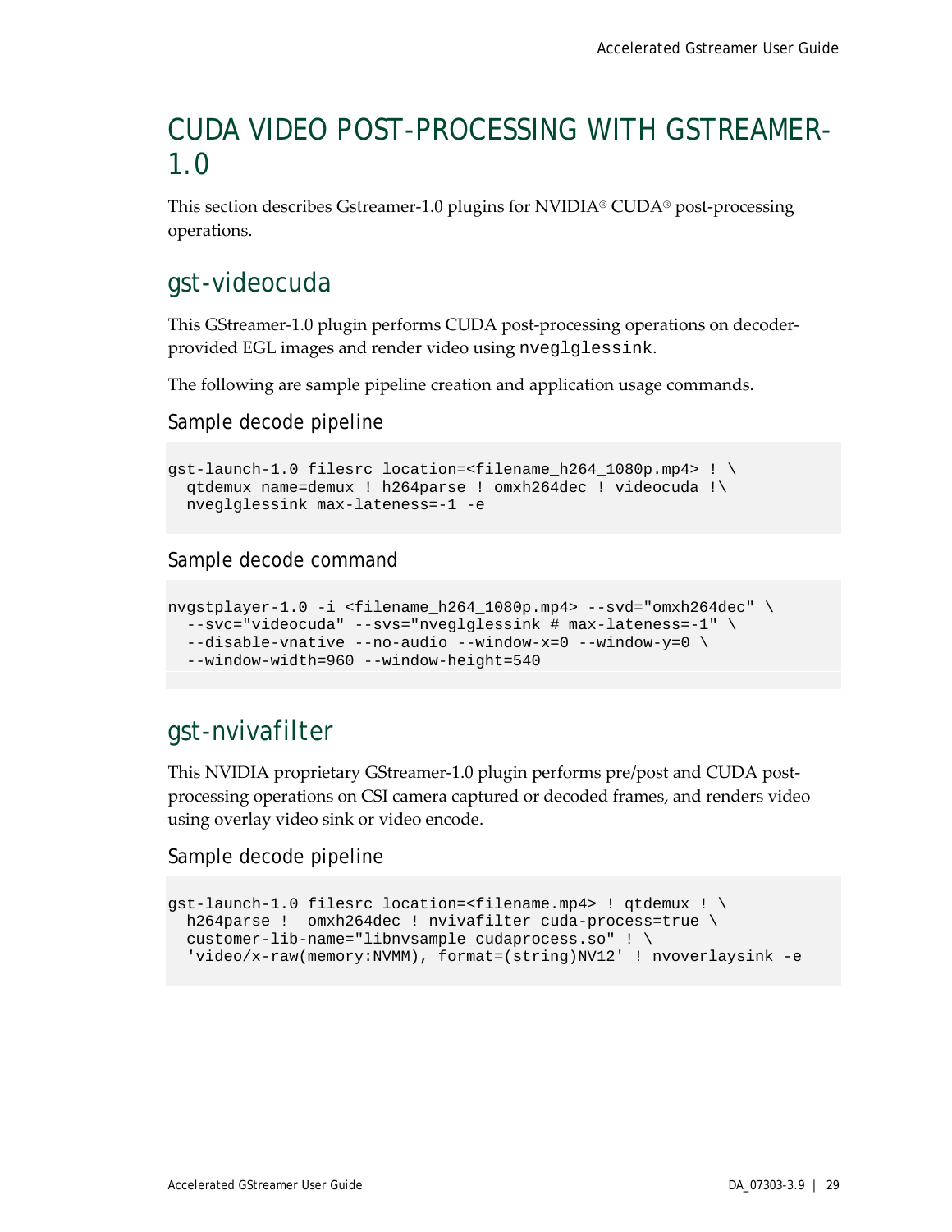# CUDA VIDEO POST-PROCESSING WITH GSTREAMER-1.0

This section describes Gstreamer-1.0 plugins for NVIDIA® CUDA® post-processing operations.

## gst-videocuda

This GStreamer-1.0 plugin performs CUDA post-processing operations on decoder-provided EGL images and render video using `nveglglessink`.

The following are sample pipeline creation and application usage commands.

### Sample decode pipeline

```
gst-launch-1.0 filesrc location=<filename_h264_1080p.mp4> ! \
  qtdemux name=demux ! h264parse ! omxh264dec ! videocuda !\
  nveglglessink max-lateness=-1 -e
```

### Sample decode command

```
nvgstplayer-1.0 -i <filename_h264_1080p.mp4> --svd="omxh264dec" \
  --svc="videocuda" --svs="nveglglessink # max-lateness=-1" \
  --disable-vnative --no-audio --window-x=0 --window-y=0 \
  --window-width=960 --window-height=540
```

## gst-nvivafilter

This NVIDIA proprietary GStreamer-1.0 plugin performs pre/post and CUDA post-processing operations on CSI camera captured or decoded frames, and renders video using overlay video sink or video encode.

### Sample decode pipeline

```
gst-launch-1.0 filesrc location=<filename.mp4> ! qtdemux ! \
  h264parse !  omxh264dec ! nvivafilter cuda-process=true \
  customer-lib-name="libnvsample_cudaprocess.so" ! \
  'video/x-raw(memory:NVMM), format=(string)NV12' ! nvoverlaysink -e
```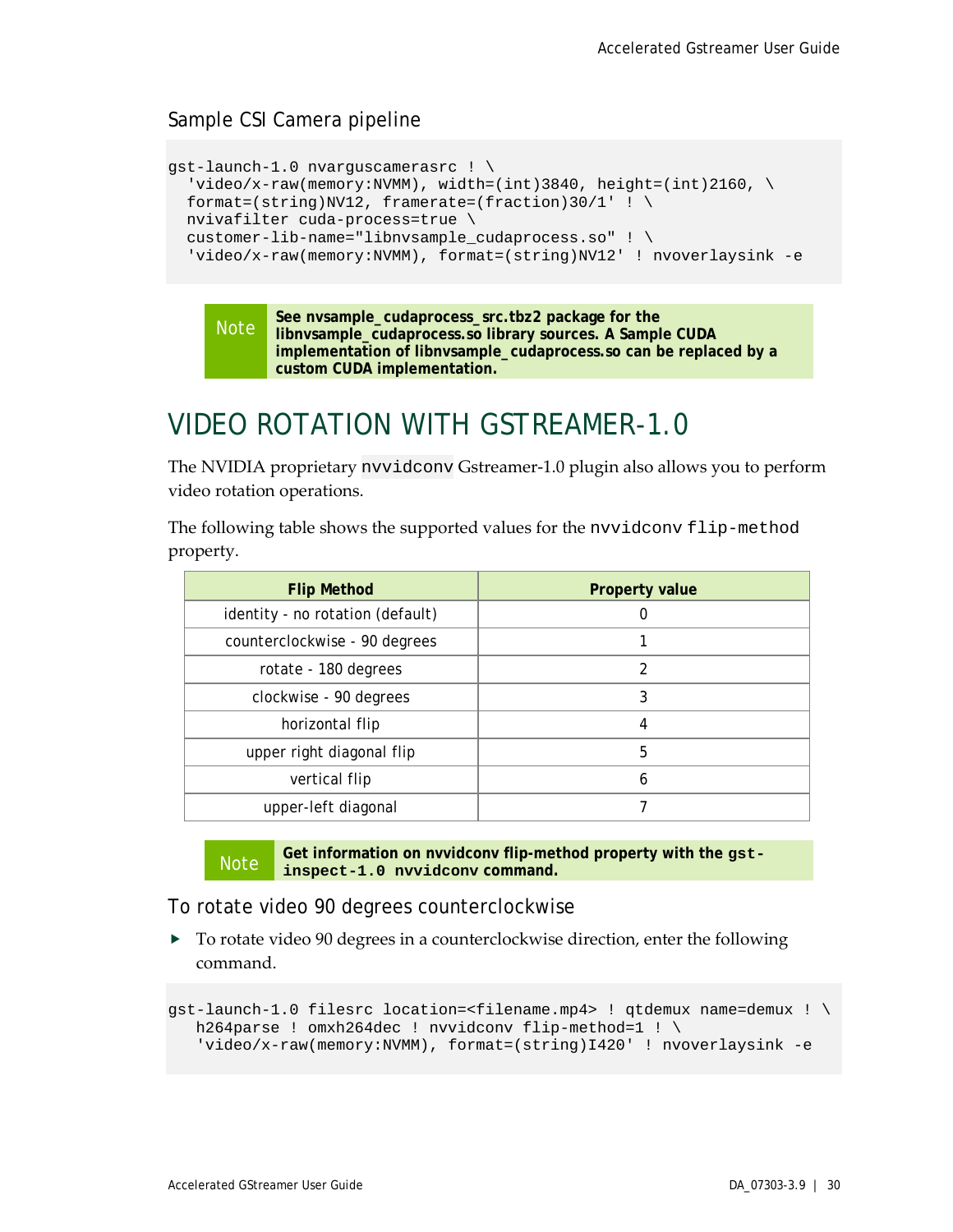### Sample CSI Camera pipeline

```
gst-launch-1.0 nvarguscamerasrc ! \
  'video/x-raw(memory:NVMM), width=(int)3840, height=(int)2160, \
  format=(string)NV12, framerate=(fraction)30/1' ! \
  nvivafilter cuda-process=true \
  customer-lib-name="libnvsample_cudaprocess.so" ! \
  'video/x-raw(memory:NVMM), format=(string)NV12' ! nvoverlaysink -e
```

> **Note** **See nvsample_cudaprocess_src.tbz2 package for the libnvsample_cudaprocess.so library sources. A Sample CUDA implementation of libnvsample_cudaprocess.so can be replaced by a custom CUDA implementation.**

# VIDEO ROTATION WITH GSTREAMER-1.0

The NVIDIA proprietary `nvvidconv` Gstreamer-1.0 plugin also allows you to perform video rotation operations.

The following table shows the supported values for the `nvvidconv` `flip-method` property.

| Flip Method | Property value |
| --- | --- |
| identity - no rotation (default) | 0 |
| counterclockwise - 90 degrees | 1 |
| rotate - 180 degrees | 2 |
| clockwise - 90 degrees | 3 |
| horizontal flip | 4 |
| upper right diagonal flip | 5 |
| vertical flip | 6 |
| upper-left diagonal | 7 |

> **Note** **Get information on nvvidconv flip-method property with the `gst-inspect-1.0 nvvidconv` command.**

### To rotate video 90 degrees counterclockwise

- To rotate video 90 degrees in a counterclockwise direction, enter the following command.

```
gst-launch-1.0 filesrc location=<filename.mp4> ! qtdemux name=demux ! \
   h264parse ! omxh264dec ! nvvidconv flip-method=1 ! \
   'video/x-raw(memory:NVMM), format=(string)I420' ! nvoverlaysink -e
```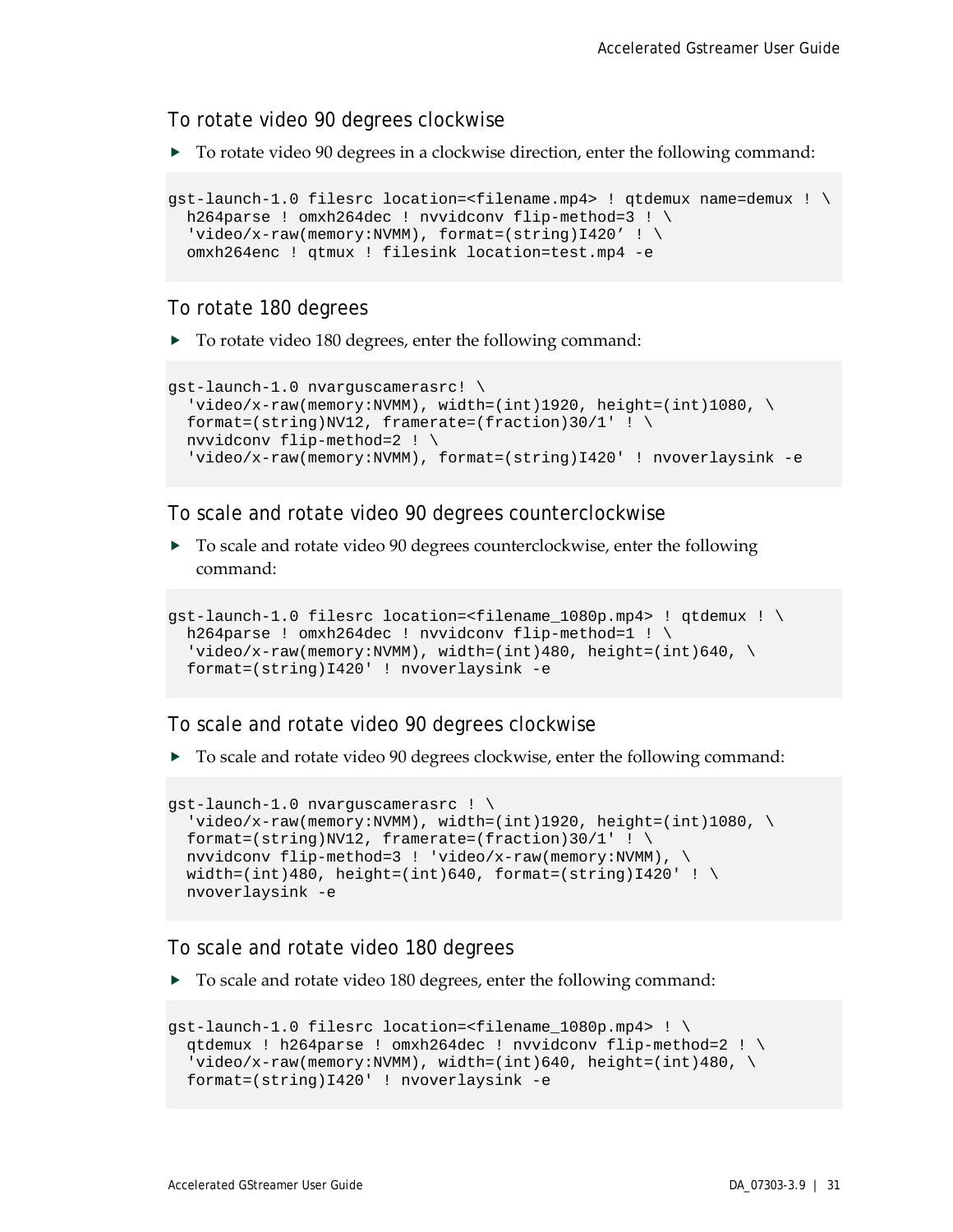### To rotate video 90 degrees clockwise

- To rotate video 90 degrees in a clockwise direction, enter the following command:

```
gst-launch-1.0 filesrc location=<filename.mp4> ! qtdemux name=demux ! \
  h264parse ! omxh264dec ! nvvidconv flip-method=3 ! \
  'video/x-raw(memory:NVMM), format=(string)I420’ ! \
  omxh264enc ! qtmux ! filesink location=test.mp4 -e
```

### To rotate 180 degrees

- To rotate video 180 degrees, enter the following command:

```
gst-launch-1.0 nvarguscamerasrc! \
  'video/x-raw(memory:NVMM), width=(int)1920, height=(int)1080, \
  format=(string)NV12, framerate=(fraction)30/1' ! \
  nvvidconv flip-method=2 ! \
  'video/x-raw(memory:NVMM), format=(string)I420' ! nvoverlaysink -e
```

### To scale and rotate video 90 degrees counterclockwise

- To scale and rotate video 90 degrees counterclockwise, enter the following command:

```
gst-launch-1.0 filesrc location=<filename_1080p.mp4> ! qtdemux ! \
  h264parse ! omxh264dec ! nvvidconv flip-method=1 ! \
  'video/x-raw(memory:NVMM), width=(int)480, height=(int)640, \
  format=(string)I420' ! nvoverlaysink -e
```

### To scale and rotate video 90 degrees clockwise

- To scale and rotate video 90 degrees clockwise, enter the following command:

```
gst-launch-1.0 nvarguscamerasrc ! \
  'video/x-raw(memory:NVMM), width=(int)1920, height=(int)1080, \
  format=(string)NV12, framerate=(fraction)30/1' ! \
  nvvidconv flip-method=3 ! 'video/x-raw(memory:NVMM), \
  width=(int)480, height=(int)640, format=(string)I420' ! \
  nvoverlaysink -e
```

### To scale and rotate video 180 degrees

- To scale and rotate video 180 degrees, enter the following command:

```
gst-launch-1.0 filesrc location=<filename_1080p.mp4> ! \
  qtdemux ! h264parse ! omxh264dec ! nvvidconv flip-method=2 ! \
  'video/x-raw(memory:NVMM), width=(int)640, height=(int)480, \
  format=(string)I420' ! nvoverlaysink -e
```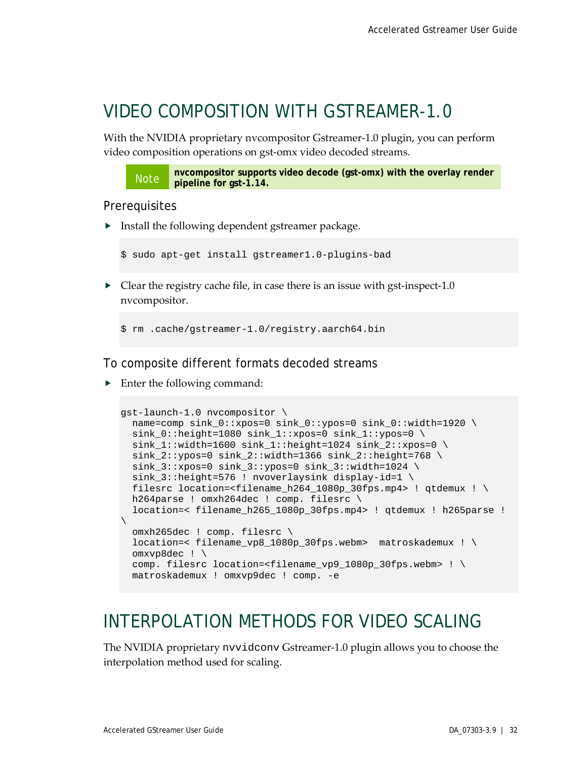# VIDEO COMPOSITION WITH GSTREAMER-1.0

With the NVIDIA proprietary nvcompositor Gstreamer-1.0 plugin, you can perform video composition operations on gst-omx video decoded streams.

> **Note** **nvcompositor supports video decode (gst-omx) with the overlay render pipeline for gst-1.14.**

## Prerequisites

- Install the following dependent gstreamer package.

```
$ sudo apt-get install gstreamer1.0-plugins-bad
```

- Clear the registry cache file, in case there is an issue with gst-inspect-1.0 nvcompositor.

```
$ rm .cache/gstreamer-1.0/registry.aarch64.bin
```

## To composite different formats decoded streams

- Enter the following command:

```
gst-launch-1.0 nvcompositor \
  name=comp sink_0::xpos=0 sink_0::ypos=0 sink_0::width=1920 \
  sink_0::height=1080 sink_1::xpos=0 sink_1::ypos=0 \
  sink_1::width=1600 sink_1::height=1024 sink_2::xpos=0 \
  sink_2::ypos=0 sink_2::width=1366 sink_2::height=768 \
  sink_3::xpos=0 sink_3::ypos=0 sink_3::width=1024 \
  sink_3::height=576 ! nvoverlaysink display-id=1 \
  filesrc location=<filename_h264_1080p_30fps.mp4> ! qtdemux ! \
  h264parse ! omxh264dec ! comp. filesrc \
  location=< filename_h265_1080p_30fps.mp4> ! qtdemux ! h265parse !
\
  omxh265dec ! comp. filesrc \
  location=< filename_vp8_1080p_30fps.webm>  matroskademux ! \
  omxvp8dec ! \
  comp. filesrc location=<filename_vp9_1080p_30fps.webm> ! \
  matroskademux ! omxvp9dec ! comp. -e
```

# INTERPOLATION METHODS FOR VIDEO SCALING

The NVIDIA proprietary `nvvidconv` Gstreamer-1.0 plugin allows you to choose the interpolation method used for scaling.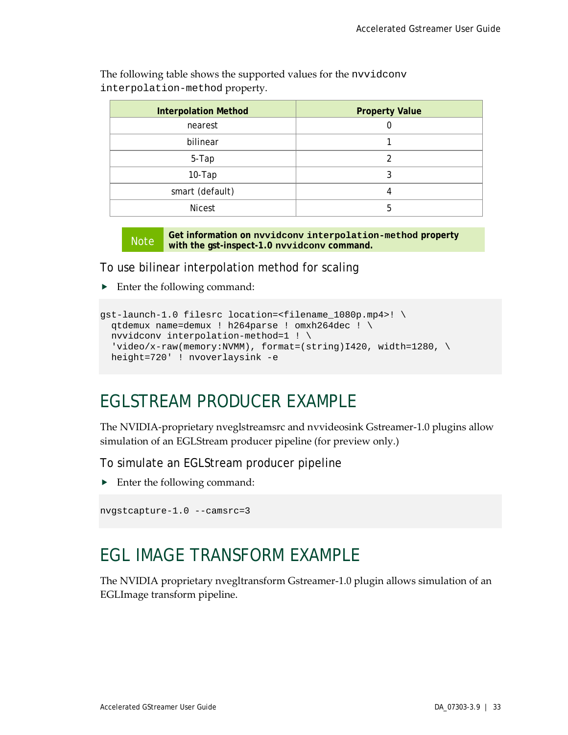The following table shows the supported values for the `nvvidconv interpolation-method` property.

| Interpolation Method | Property Value |
| --- | --- |
| nearest | 0 |
| bilinear | 1 |
| 5-Tap | 2 |
| 10-Tap | 3 |
| smart (default) | 4 |
| Nicest | 5 |

> **Note** **Get information on nvvidconv `interpolation-method` property with the gst-inspect-1.0 nvvidconv command.**

### To use bilinear interpolation method for scaling

- Enter the following command:

```
gst-launch-1.0 filesrc location=<filename_1080p.mp4>! \
  qtdemux name=demux ! h264parse ! omxh264dec ! \
  nvvidconv interpolation-method=1 ! \
  'video/x-raw(memory:NVMM), format=(string)I420, width=1280, \
  height=720' ! nvoverlaysink -e
```

## EGLSTREAM PRODUCER EXAMPLE

The NVIDIA-proprietary nveglstreamsrc and nvvideosink Gstreamer-1.0 plugins allow simulation of an EGLStream producer pipeline (for preview only.)

### To simulate an EGLStream producer pipeline

- Enter the following command:

```
nvgstcapture-1.0 --camsrc=3
```

## EGL IMAGE TRANSFORM EXAMPLE

The NVIDIA proprietary nvegltransform Gstreamer-1.0 plugin allows simulation of an EGLImage transform pipeline.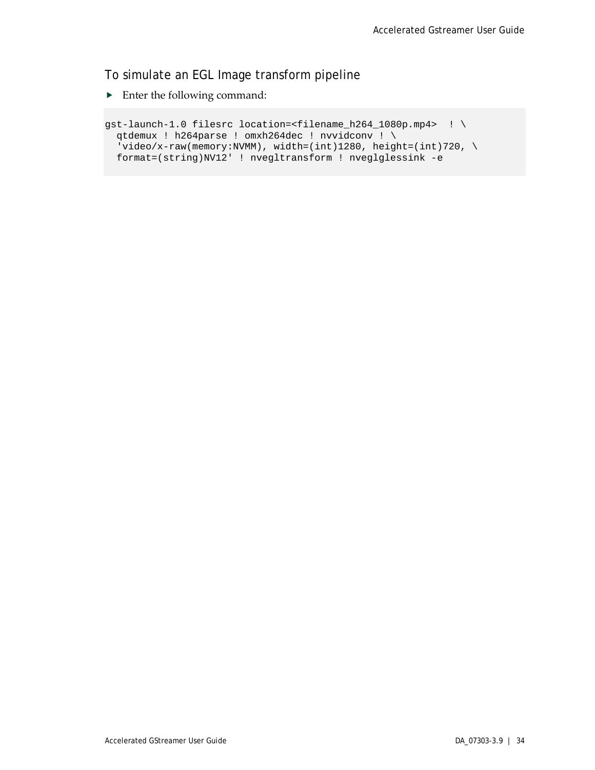### To simulate an EGL Image transform pipeline

- Enter the following command:

```
gst-launch-1.0 filesrc location=<filename_h264_1080p.mp4>  ! \
  qtdemux ! h264parse ! omxh264dec ! nvvidconv ! \
  'video/x-raw(memory:NVMM), width=(int)1280, height=(int)720, \
  format=(string)NV12' ! nvegltransform ! nveglglessink -e
```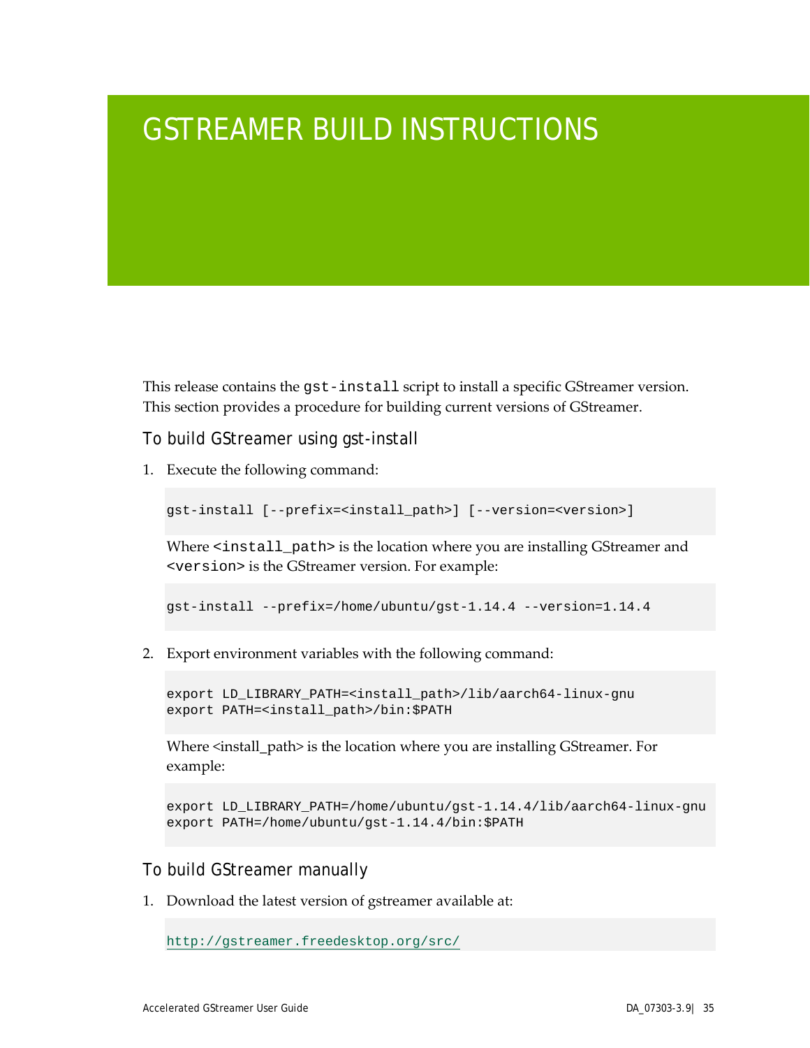# GSTREAMER BUILD INSTRUCTIONS

This release contains the `gst-install` script to install a specific GStreamer version. This section provides a procedure for building current versions of GStreamer.

## To build GStreamer using gst-install

1. Execute the following command:

   ```
   gst-install [--prefix=<install_path>] [--version=<version>]
   ```

   Where `<install_path>` is the location where you are installing GStreamer and `<version>` is the GStreamer version. For example:

   ```
   gst-install --prefix=/home/ubuntu/gst-1.14.4 --version=1.14.4
   ```

2. Export environment variables with the following command:

   ```
   export LD_LIBRARY_PATH=<install_path>/lib/aarch64-linux-gnu
   export PATH=<install_path>/bin:$PATH
   ```

   Where <install_path> is the location where you are installing GStreamer. For example:

   ```
   export LD_LIBRARY_PATH=/home/ubuntu/gst-1.14.4/lib/aarch64-linux-gnu
   export PATH=/home/ubuntu/gst-1.14.4/bin:$PATH
   ```

## To build GStreamer manually

1. Download the latest version of gstreamer available at:

   ```
   http://gstreamer.freedesktop.org/src/
   ```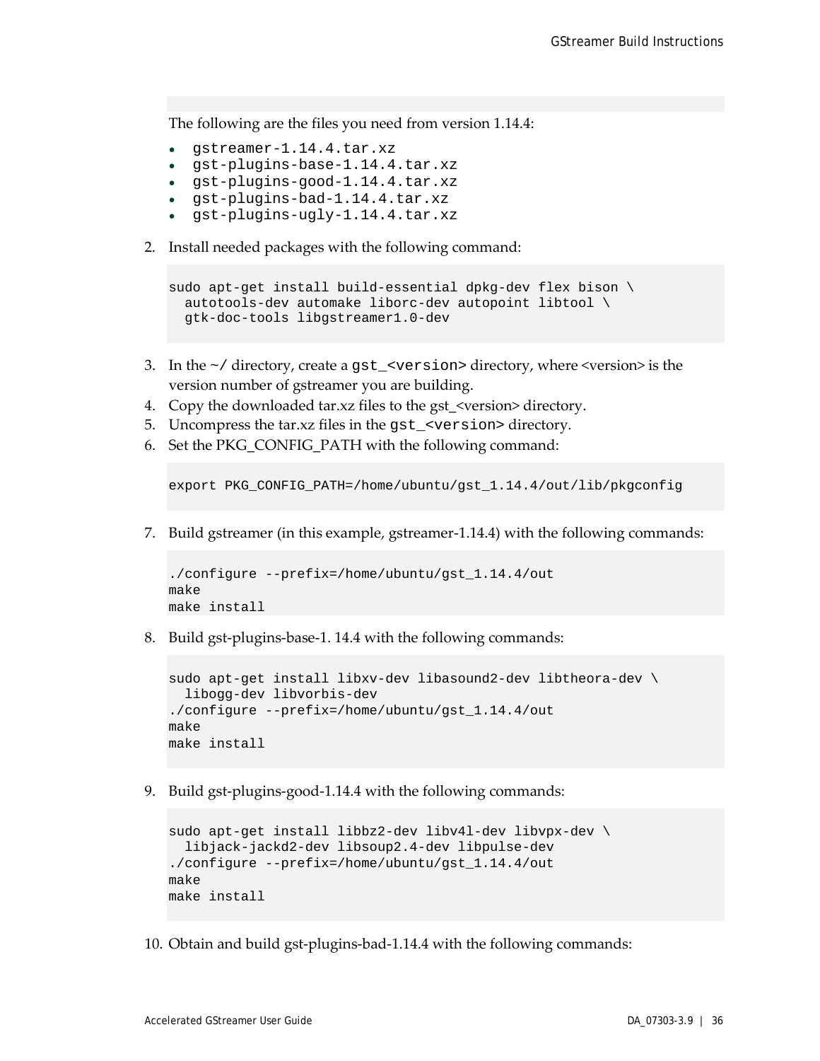The following are the files you need from version 1.14.4:

- gstreamer-1.14.4.tar.xz
- gst-plugins-base-1.14.4.tar.xz
- gst-plugins-good-1.14.4.tar.xz
- gst-plugins-bad-1.14.4.tar.xz
- gst-plugins-ugly-1.14.4.tar.xz

2. Install needed packages with the following command:

```
sudo apt-get install build-essential dpkg-dev flex bison \
  autotools-dev automake liborc-dev autopoint libtool \
  gtk-doc-tools libgstreamer1.0-dev
```

3. In the `~/` directory, create a `gst_<version>` directory, where <version> is the version number of gstreamer you are building.
4. Copy the downloaded tar.xz files to the gst_<version> directory.
5. Uncompress the tar.xz files in the `gst_<version>` directory.
6. Set the PKG_CONFIG_PATH with the following command:

```
export PKG_CONFIG_PATH=/home/ubuntu/gst_1.14.4/out/lib/pkgconfig
```

7. Build gstreamer (in this example, gstreamer-1.14.4) with the following commands:

```
./configure --prefix=/home/ubuntu/gst_1.14.4/out
make
make install
```

8. Build gst-plugins-base-1. 14.4 with the following commands:

```
sudo apt-get install libxv-dev libasound2-dev libtheora-dev \
  libogg-dev libvorbis-dev
./configure --prefix=/home/ubuntu/gst_1.14.4/out
make
make install
```

9. Build gst-plugins-good-1.14.4 with the following commands:

```
sudo apt-get install libbz2-dev libv4l-dev libvpx-dev \
  libjack-jackd2-dev libsoup2.4-dev libpulse-dev
./configure --prefix=/home/ubuntu/gst_1.14.4/out
make
make install
```

10. Obtain and build gst-plugins-bad-1.14.4 with the following commands: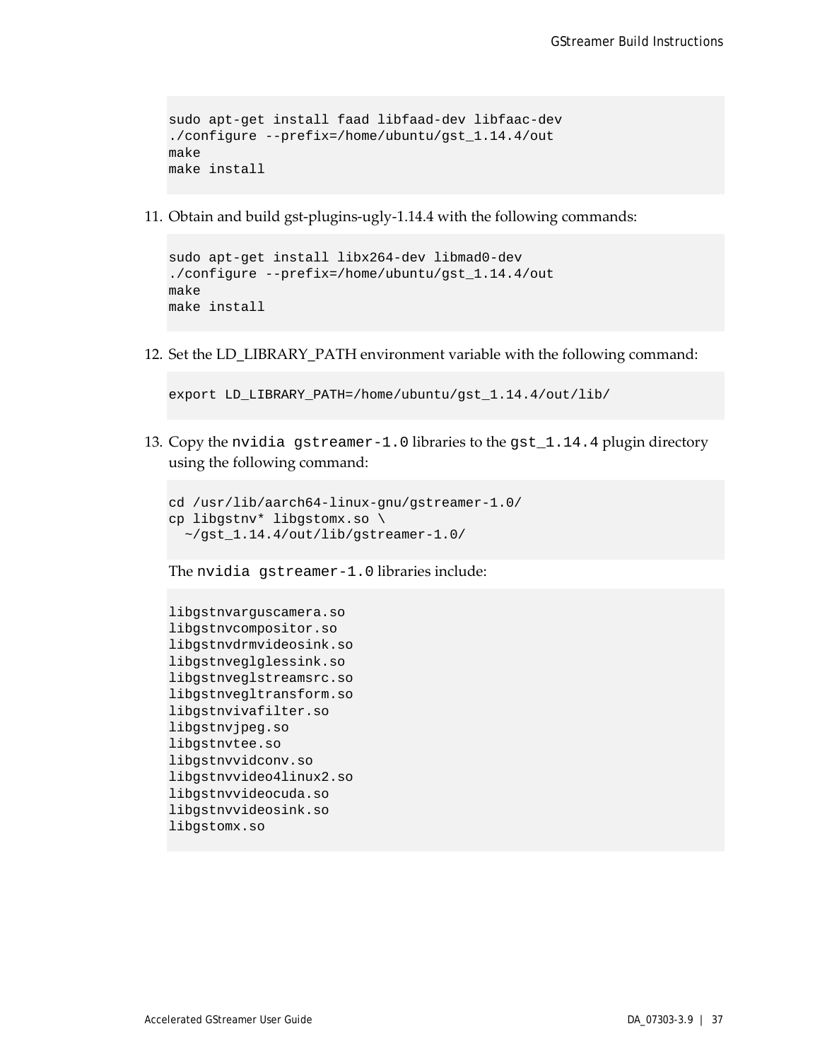```
sudo apt-get install faad libfaad-dev libfaac-dev
./configure --prefix=/home/ubuntu/gst_1.14.4/out
make
make install
```

11. Obtain and build gst-plugins-ugly-1.14.4 with the following commands:

```
sudo apt-get install libx264-dev libmad0-dev
./configure --prefix=/home/ubuntu/gst_1.14.4/out
make
make install
```

12. Set the LD_LIBRARY_PATH environment variable with the following command:

```
export LD_LIBRARY_PATH=/home/ubuntu/gst_1.14.4/out/lib/
```

13. Copy the `nvidia gstreamer-1.0` libraries to the `gst_1.14.4` plugin directory using the following command:

```
cd /usr/lib/aarch64-linux-gnu/gstreamer-1.0/
cp libgstnv* libgstomx.so \
  ~/gst_1.14.4/out/lib/gstreamer-1.0/
```

The `nvidia gstreamer-1.0` libraries include:

```
libgstnvarguscamera.so
libgstnvcompositor.so
libgstnvdrmvideosink.so
libgstnveglglessink.so
libgstnveglstreamsrc.so
libgstnvegltransform.so
libgstnvivafilter.so
libgstnvjpeg.so
libgstnvtee.so
libgstnvvidconv.so
libgstnvvideo4linux2.so
libgstnvvideocuda.so
libgstnvvideosink.so
libgstomx.so
```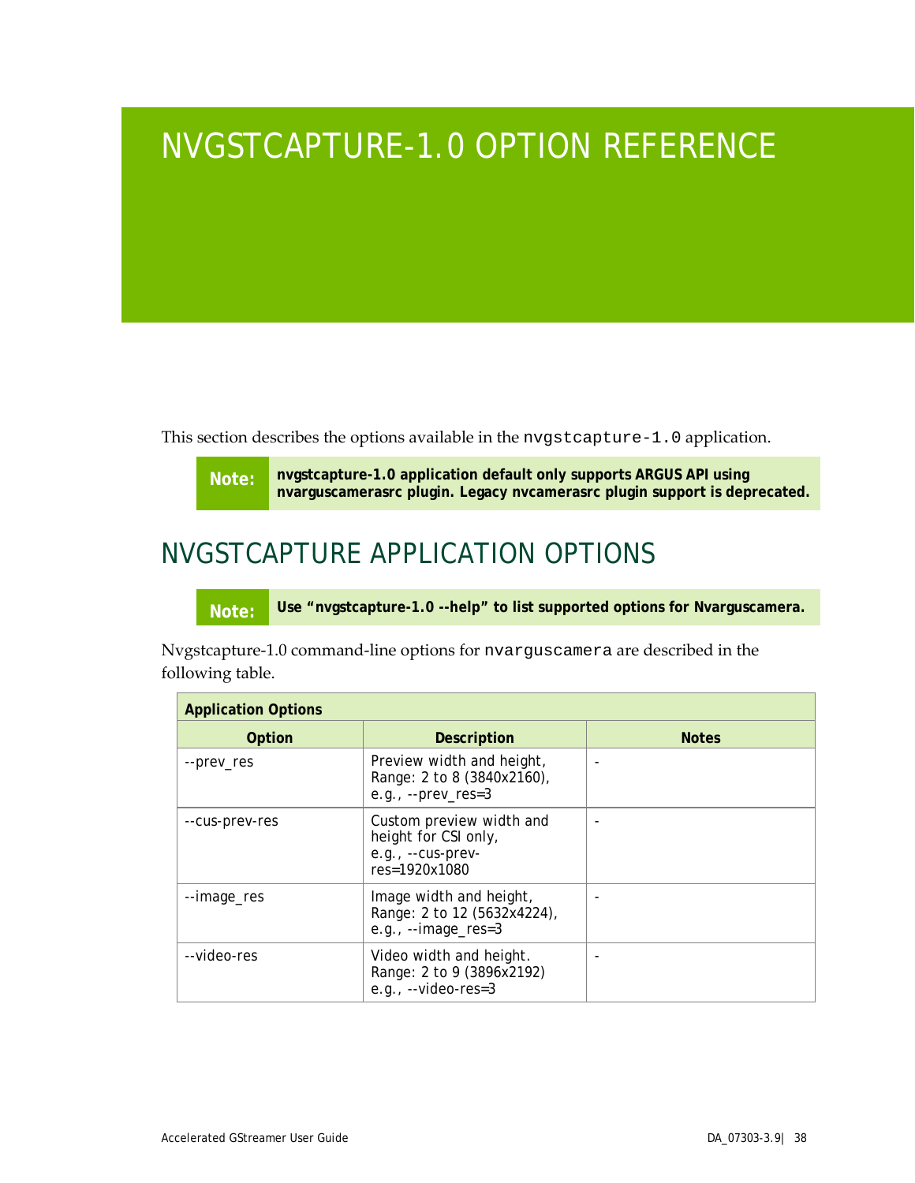# NVGSTCAPTURE-1.0 OPTION REFERENCE

This section describes the options available in the `nvgstcapture-1.0` application.

> **Note:** **nvgstcapture-1.0 application default only supports ARGUS API using nvarguscamerasrc plugin. Legacy nvcamerasrc plugin support is deprecated.**

## NVGSTCAPTURE APPLICATION OPTIONS

> **Note:** **Use "nvgstcapture-1.0 --help" to list supported options for Nvarguscamera.**

Nvgstcapture-1.0 command-line options for `nvarguscamera` are described in the following table.

| Application Options | | |
|---|---|---|
| **Option** | **Description** | **Notes** |
| --prev_res | Preview width and height, Range: 2 to 8 (3840x2160), e.g., --prev_res=3 | - |
| --cus-prev-res | Custom preview width and height for CSI only, e.g., --cus-prev-res=1920x1080 | - |
| --image_res | Image width and height, Range: 2 to 12 (5632x4224), e.g., --image_res=3 | - |
| --video-res | Video width and height. Range: 2 to 9 (3896x2192) e.g., --video-res=3 | - |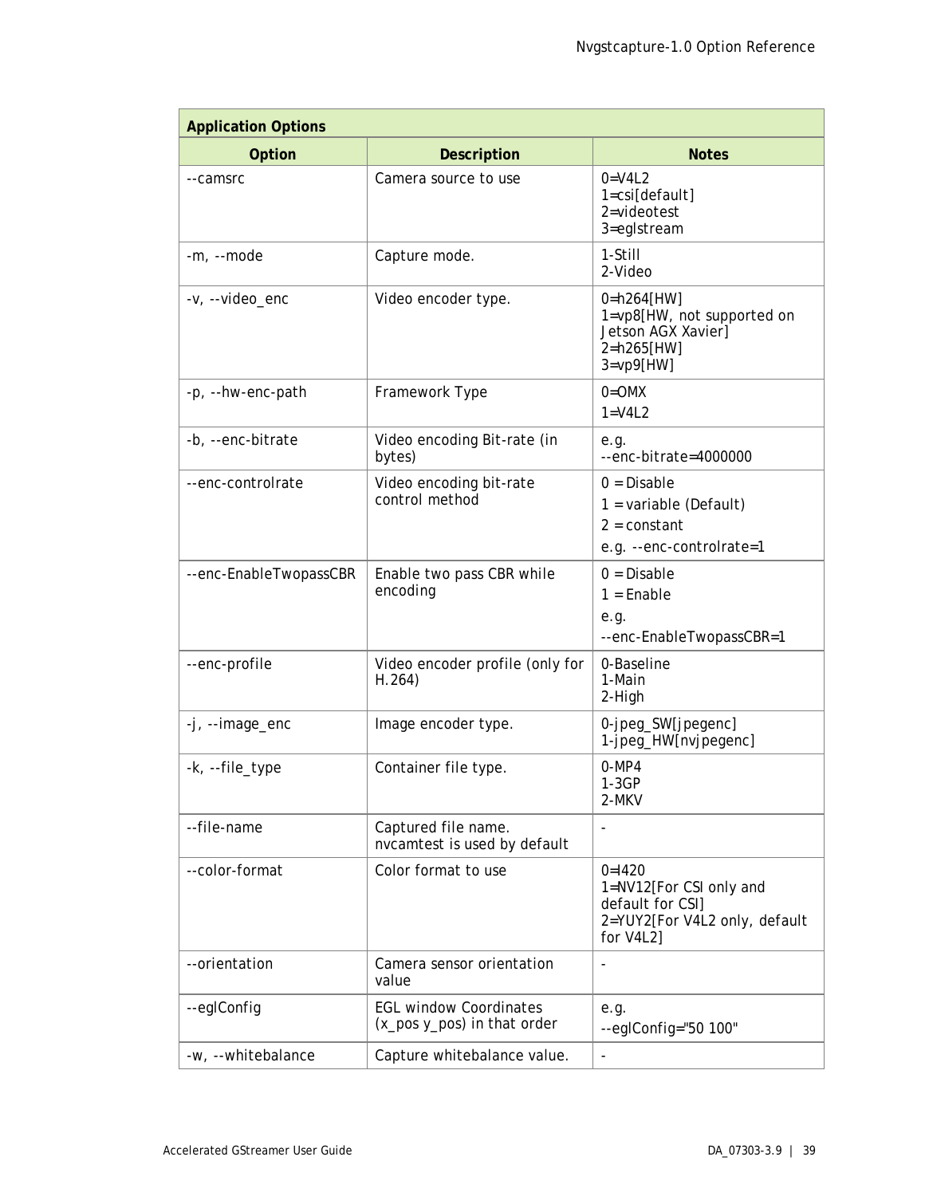| Application Options | | |
|---|---|---|
| **Option** | **Description** | **Notes** |
| --camsrc | Camera source to use | 0=V4L2<br>1=csi[default]<br>2=videotest<br>3=eglstream |
| -m, --mode | Capture mode. | 1-Still<br>2-Video |
| -v, --video_enc | Video encoder type. | 0=h264[HW]<br>1=vp8[HW, not supported on Jetson AGX Xavier]<br>2=h265[HW]<br>3=vp9[HW] |
| -p, --hw-enc-path | Framework Type | 0=OMX<br>1=V4L2 |
| -b, --enc-bitrate | Video encoding Bit-rate (in bytes) | e.g.<br>--enc-bitrate=4000000 |
| --enc-controlrate | Video encoding bit-rate control method | 0 = Disable<br>1 = variable (Default)<br>2 = constant<br>e.g. --enc-controlrate=1 |
| --enc-EnableTwopassCBR | Enable two pass CBR while encoding | 0 = Disable<br>1 = Enable<br>e.g.<br>--enc-EnableTwopassCBR=1 |
| --enc-profile | Video encoder profile (only for H.264) | 0-Baseline<br>1-Main<br>2-High |
| -j, --image_enc | Image encoder type. | 0-jpeg_SW[jpegenc]<br>1-jpeg_HW[nvjpegenc] |
| -k, --file_type | Container file type. | 0-MP4<br>1-3GP<br>2-MKV |
| --file-name | Captured file name. nvcamtest is used by default | - |
| --color-format | Color format to use | 0=I420<br>1=NV12[For CSI only and default for CSI]<br>2=YUY2[For V4L2 only, default for V4L2] |
| --orientation | Camera sensor orientation value | - |
| --eglConfig | EGL window Coordinates (x_pos y_pos) in that order | e.g.<br>--eglConfig="50 100" |
| -w, --whitebalance | Capture whitebalance value. | - |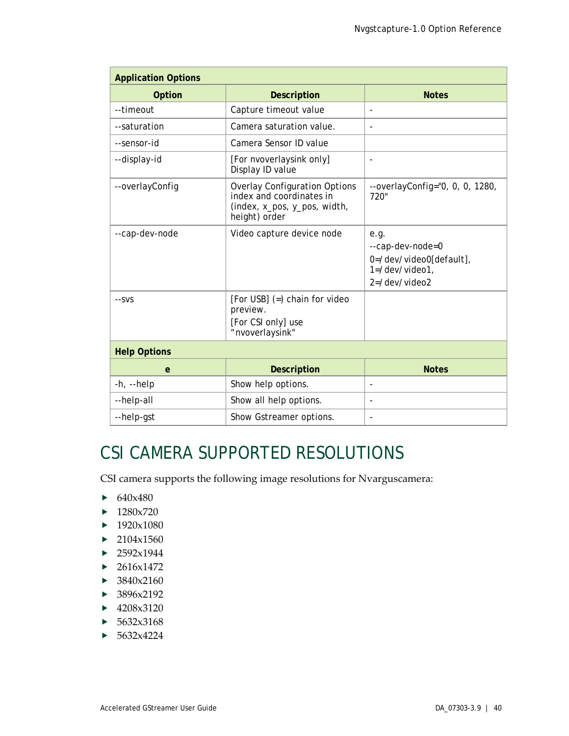| Application Options | | |
|---|---|---|
| **Option** | **Description** | **Notes** |
| --timeout | Capture timeout value | - |
| --saturation | Camera saturation value. | - |
| --sensor-id | Camera Sensor ID value | |
| --display-id | [For nvoverlaysink only] Display ID value | - |
| --overlayConfig | Overlay Configuration Options index and coordinates in (index, x_pos, y_pos, width, height) order | --overlayConfig="0, 0, 0, 1280, 720" |
| --cap-dev-node | Video capture device node | e.g. --cap-dev-node=0 0=/dev/video0[default], 1=/dev/video1, 2=/dev/video2 |
| --svs | [For USB] (=) chain for video preview. [For CSI only] use "nvoverlaysink" | |
| **Help Options** | | |
| **e** | **Description** | **Notes** |
| -h, --help | Show help options. | - |
| --help-all | Show all help options. | - |
| --help-gst | Show Gstreamer options. | - |

# CSI CAMERA SUPPORTED RESOLUTIONS

CSI camera supports the following image resolutions for Nvarguscamera:

- 640x480
- 1280x720
- 1920x1080
- 2104x1560
- 2592x1944
- 2616x1472
- 3840x2160
- 3896x2192
- 4208x3120
- 5632x3168
- 5632x4224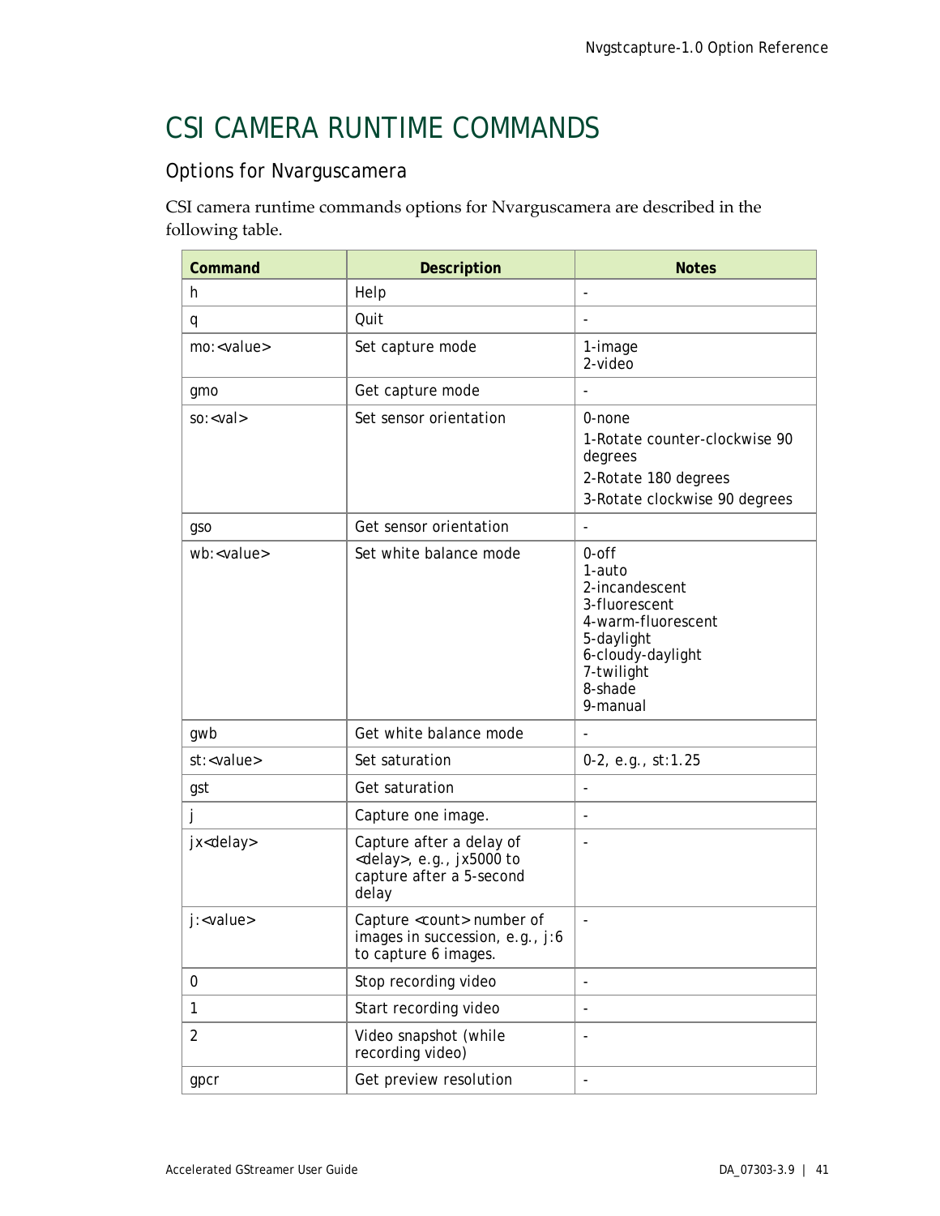# CSI CAMERA RUNTIME COMMANDS

## Options for Nvarguscamera

CSI camera runtime commands options for Nvarguscamera are described in the following table.

| Command | Description | Notes |
|---|---|---|
| h | Help | - |
| q | Quit | - |
| mo:<value> | Set capture mode | 1-image<br>2-video |
| gmo | Get capture mode | - |
| so:<val> | Set sensor orientation | 0-none<br>1-Rotate counter-clockwise 90 degrees<br>2-Rotate 180 degrees<br>3-Rotate clockwise 90 degrees |
| gso | Get sensor orientation | - |
| wb:<value> | Set white balance mode | 0-off<br>1-auto<br>2-incandescent<br>3-fluorescent<br>4-warm-fluorescent<br>5-daylight<br>6-cloudy-daylight<br>7-twilight<br>8-shade<br>9-manual |
| gwb | Get white balance mode | - |
| st:<value> | Set saturation | 0-2, e.g., st:1.25 |
| gst | Get saturation | - |
| j | Capture one image. | - |
| jx<delay> | Capture after a delay of <delay>, e.g., jx5000 to capture after a 5-second delay | - |
| j:<value> | Capture <count> number of images in succession, e.g., j:6 to capture 6 images. | - |
| 0 | Stop recording video | - |
| 1 | Start recording video | - |
| 2 | Video snapshot (while recording video) | - |
| gpcr | Get preview resolution | - |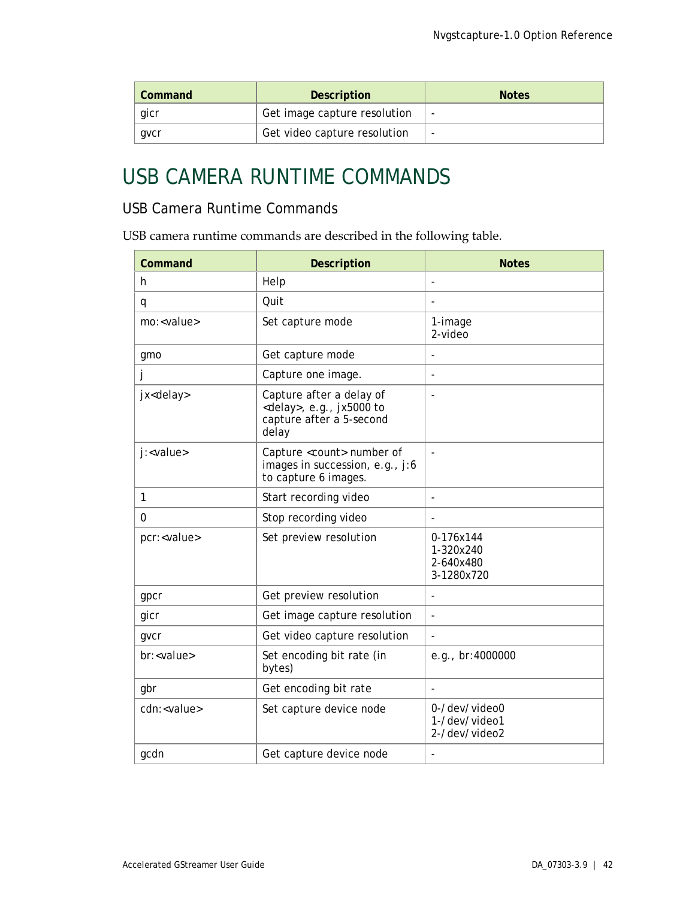| Command | Description | Notes |
| --- | --- | --- |
| gicr | Get image capture resolution | - |
| gvcr | Get video capture resolution | - |

# USB CAMERA RUNTIME COMMANDS

## USB Camera Runtime Commands

USB camera runtime commands are described in the following table.

| Command | Description | Notes |
| --- | --- | --- |
| h | Help | - |
| q | Quit | - |
| mo:<value> | Set capture mode | 1-image<br>2-video |
| gmo | Get capture mode | - |
| j | Capture one image. | - |
| jx<delay> | Capture after a delay of <delay>, e.g., jx5000 to capture after a 5-second delay | - |
| j:<value> | Capture <count> number of images in succession, e.g., j:6 to capture 6 images. | - |
| 1 | Start recording video | - |
| 0 | Stop recording video | - |
| pcr:<value> | Set preview resolution | 0-176x144<br>1-320x240<br>2-640x480<br>3-1280x720 |
| gpcr | Get preview resolution | - |
| gicr | Get image capture resolution | - |
| gvcr | Get video capture resolution | - |
| br:<value> | Set encoding bit rate (in bytes) | e.g., br:4000000 |
| gbr | Get encoding bit rate | - |
| cdn:<value> | Set capture device node | 0-/dev/video0<br>1-/dev/video1<br>2-/dev/video2 |
| gcdn | Get capture device node | - |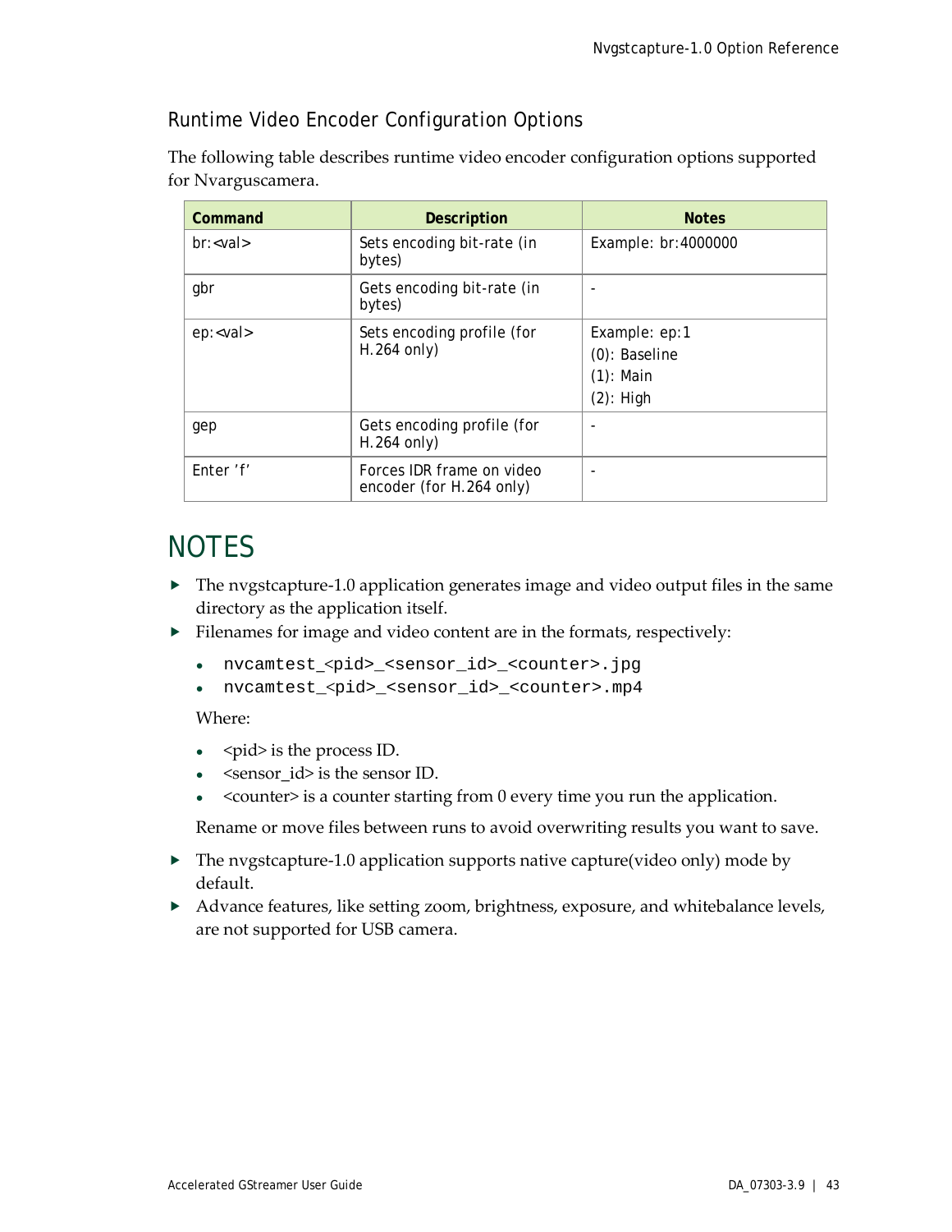### Runtime Video Encoder Configuration Options

The following table describes runtime video encoder configuration options supported for Nvarguscamera.

| Command | Description | Notes |
|---|---|---|
| br:<val> | Sets encoding bit-rate (in bytes) | Example: br:4000000 |
| gbr | Gets encoding bit-rate (in bytes) | - |
| ep:<val> | Sets encoding profile (for H.264 only) | Example: ep:1<br>(0): Baseline<br>(1): Main<br>(2): High |
| gep | Gets encoding profile (for H.264 only) | - |
| Enter 'f' | Forces IDR frame on video encoder (for H.264 only) | - |

# NOTES

- The nvgstcapture-1.0 application generates image and video output files in the same directory as the application itself.
- Filenames for image and video content are in the formats, respectively:
  - `nvcamtest_<pid>_<sensor_id>_<counter>.jpg`
  - `nvcamtest_<pid>_<sensor_id>_<counter>.mp4`

  Where:

  - <pid> is the process ID.
  - <sensor_id> is the sensor ID.
  - <counter> is a counter starting from 0 every time you run the application.

  Rename or move files between runs to avoid overwriting results you want to save.
- The nvgstcapture-1.0 application supports native capture(video only) mode by default.
- Advance features, like setting zoom, brightness, exposure, and whitebalance levels, are not supported for USB camera.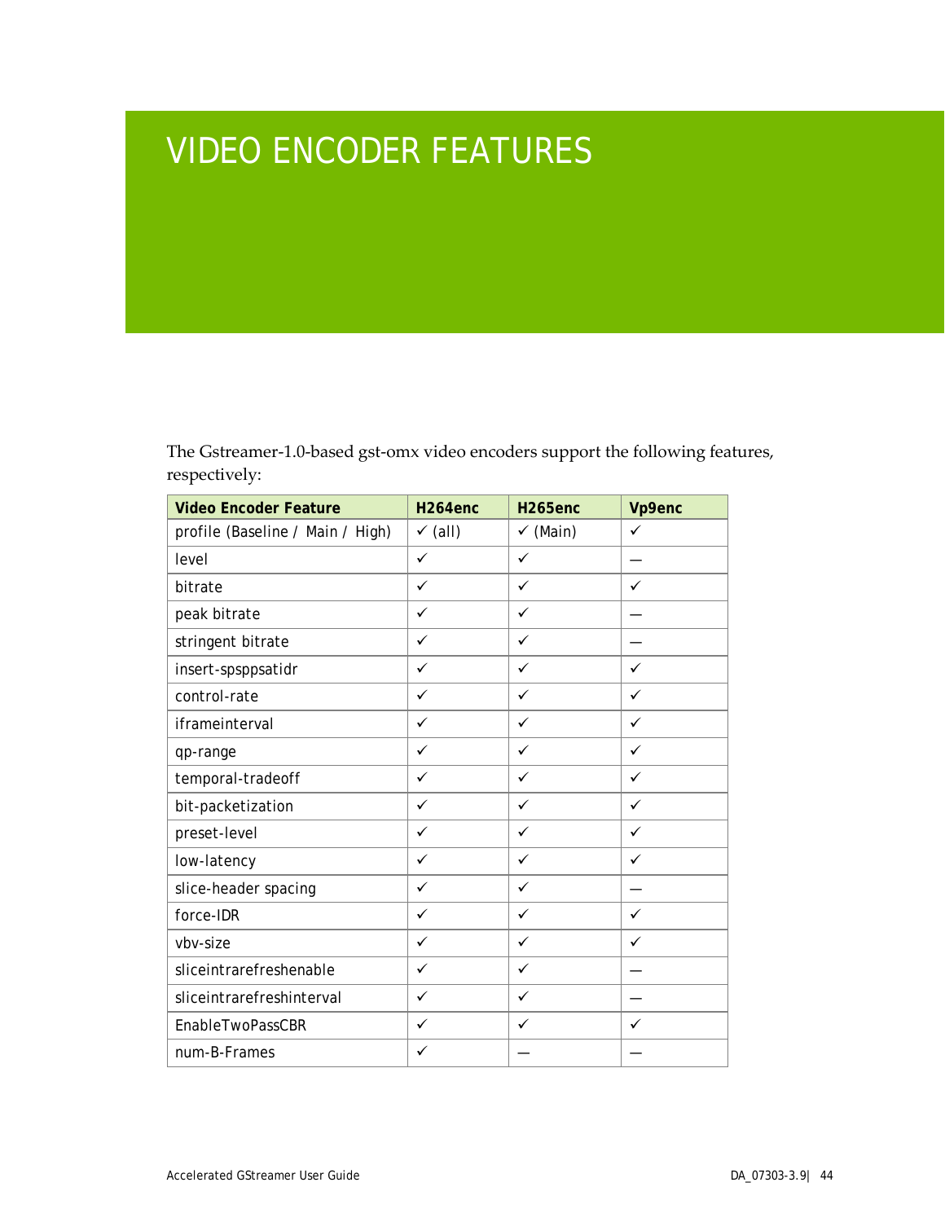# VIDEO ENCODER FEATURES

The Gstreamer-1.0-based gst-omx video encoders support the following features, respectively:

| Video Encoder Feature | H264enc | H265enc | Vp9enc |
|---|---|---|---|
| profile (Baseline / Main / High) | ✓ (all) | ✓ (Main) | ✓ |
| level | ✓ | ✓ | — |
| bitrate | ✓ | ✓ | ✓ |
| peak bitrate | ✓ | ✓ | — |
| stringent bitrate | ✓ | ✓ | — |
| insert-spsppsatidr | ✓ | ✓ | ✓ |
| control-rate | ✓ | ✓ | ✓ |
| iframeinterval | ✓ | ✓ | ✓ |
| qp-range | ✓ | ✓ | ✓ |
| temporal-tradeoff | ✓ | ✓ | ✓ |
| bit-packetization | ✓ | ✓ | ✓ |
| preset-level | ✓ | ✓ | ✓ |
| low-latency | ✓ | ✓ | ✓ |
| slice-header spacing | ✓ | ✓ | — |
| force-IDR | ✓ | ✓ | ✓ |
| vbv-size | ✓ | ✓ | ✓ |
| sliceintrarefreshenable | ✓ | ✓ | — |
| sliceintrarefreshinterval | ✓ | ✓ | — |
| EnableTwoPassCBR | ✓ | ✓ | ✓ |
| num-B-Frames | ✓ | — | — |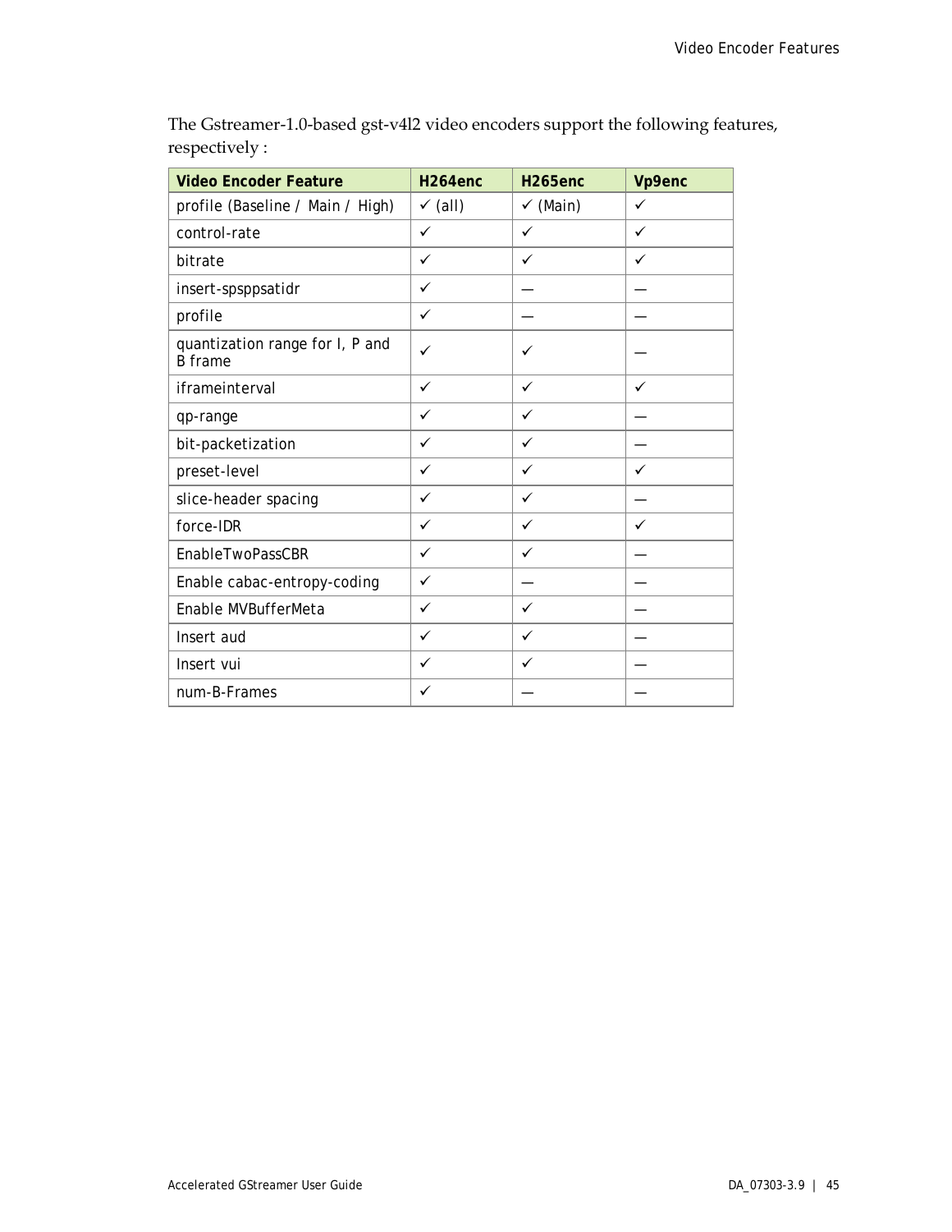The Gstreamer-1.0-based gst-v4l2 video encoders support the following features, respectively :

| Video Encoder Feature | H264enc | H265enc | Vp9enc |
| --- | --- | --- | --- |
| profile (Baseline / Main / High) | ✓ (all) | ✓ (Main) | ✓ |
| control-rate | ✓ | ✓ | ✓ |
| bitrate | ✓ | ✓ | ✓ |
| insert-spsppsatidr | ✓ | — | — |
| profile | ✓ | — | — |
| quantization range for I, P and B frame | ✓ | ✓ | — |
| iframeinterval | ✓ | ✓ | ✓ |
| qp-range | ✓ | ✓ | — |
| bit-packetization | ✓ | ✓ | — |
| preset-level | ✓ | ✓ | ✓ |
| slice-header spacing | ✓ | ✓ | — |
| force-IDR | ✓ | ✓ | ✓ |
| EnableTwoPassCBR | ✓ | ✓ | — |
| Enable cabac-entropy-coding | ✓ | — | — |
| Enable MVBufferMeta | ✓ | ✓ | — |
| Insert aud | ✓ | ✓ | — |
| Insert vui | ✓ | ✓ | — |
| num-B-Frames | ✓ | — | — |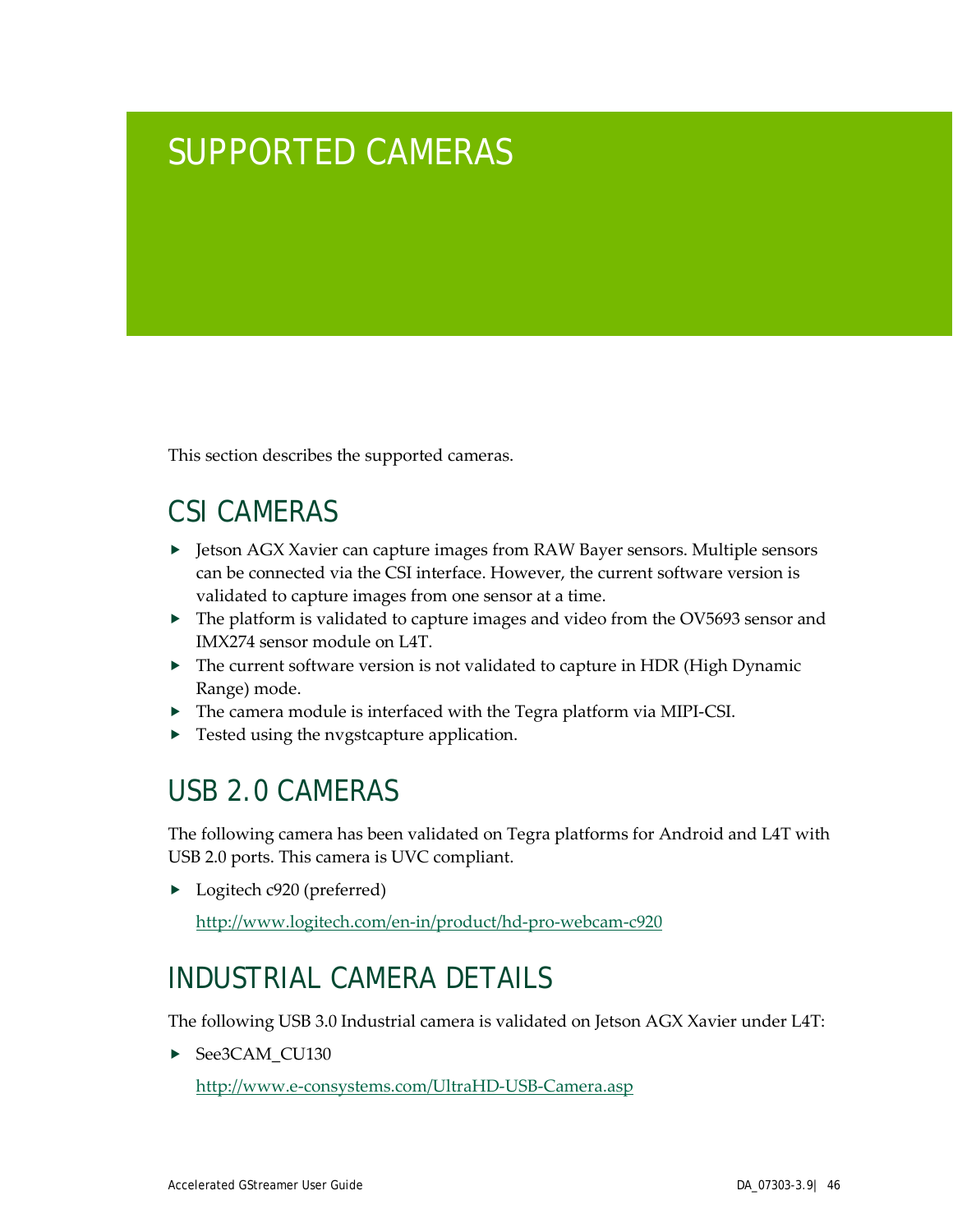# SUPPORTED CAMERAS

This section describes the supported cameras.

## CSI CAMERAS

- Jetson AGX Xavier can capture images from RAW Bayer sensors. Multiple sensors can be connected via the CSI interface. However, the current software version is validated to capture images from one sensor at a time.
- The platform is validated to capture images and video from the OV5693 sensor and IMX274 sensor module on L4T.
- The current software version is not validated to capture in HDR (High Dynamic Range) mode.
- The camera module is interfaced with the Tegra platform via MIPI-CSI.
- Tested using the nvgstcapture application.

## USB 2.0 CAMERAS

The following camera has been validated on Tegra platforms for Android and L4T with USB 2.0 ports. This camera is UVC compliant.

- Logitech c920 (preferred)

  http://www.logitech.com/en-in/product/hd-pro-webcam-c920

## INDUSTRIAL CAMERA DETAILS

The following USB 3.0 Industrial camera is validated on Jetson AGX Xavier under L4T:

- See3CAM_CU130

  http://www.e-consystems.com/UltraHD-USB-Camera.asp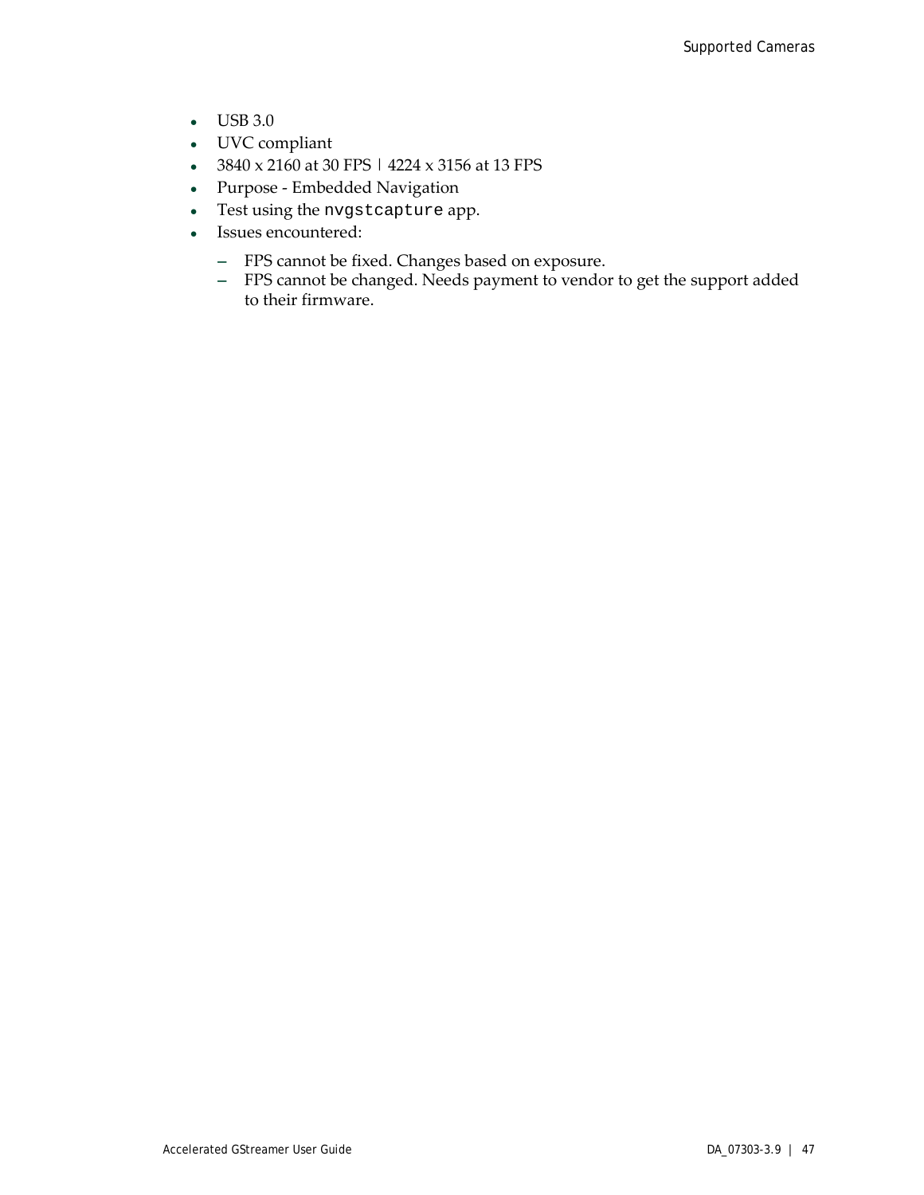- USB 3.0
- UVC compliant
- 3840 x 2160 at 30 FPS | 4224 x 3156 at 13 FPS
- Purpose - Embedded Navigation
- Test using the `nvgstcapture` app.
- Issues encountered:
  - FPS cannot be fixed. Changes based on exposure.
  - FPS cannot be changed. Needs payment to vendor to get the support added to their firmware.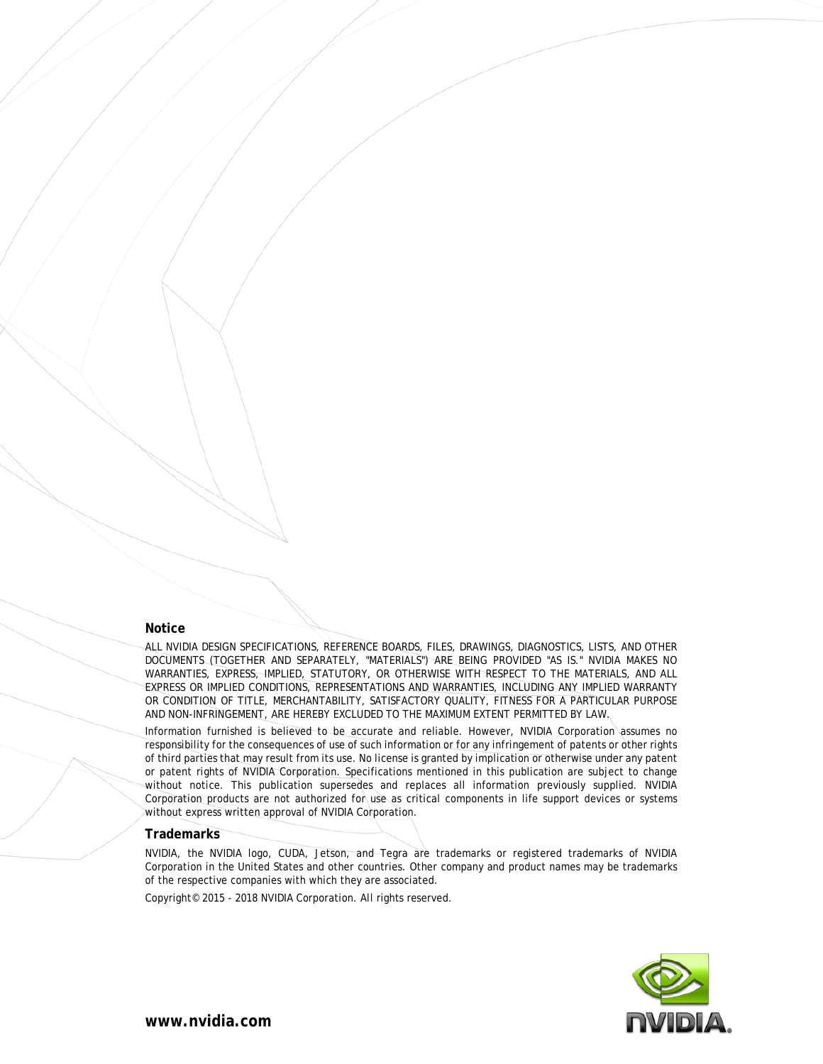## Notice

ALL NVIDIA DESIGN SPECIFICATIONS, REFERENCE BOARDS, FILES, DRAWINGS, DIAGNOSTICS, LISTS, AND OTHER DOCUMENTS (TOGETHER AND SEPARATELY, "MATERIALS") ARE BEING PROVIDED "AS IS." NVIDIA MAKES NO WARRANTIES, EXPRESS, IMPLIED, STATUTORY, OR OTHERWISE WITH RESPECT TO THE MATERIALS, AND ALL EXPRESS OR IMPLIED CONDITIONS, REPRESENTATIONS AND WARRANTIES, INCLUDING ANY IMPLIED WARRANTY OR CONDITION OF TITLE, MERCHANTABILITY, SATISFACTORY QUALITY, FITNESS FOR A PARTICULAR PURPOSE AND NON-INFRINGEMENT, ARE HEREBY EXCLUDED TO THE MAXIMUM EXTENT PERMITTED BY LAW.

Information furnished is believed to be accurate and reliable. However, NVIDIA Corporation assumes no responsibility for the consequences of use of such information or for any infringement of patents or other rights of third parties that may result from its use. No license is granted by implication or otherwise under any patent or patent rights of NVIDIA Corporation. Specifications mentioned in this publication are subject to change without notice. This publication supersedes and replaces all information previously supplied. NVIDIA Corporation products are not authorized for use as critical components in life support devices or systems without express written approval of NVIDIA Corporation.

## Trademarks

NVIDIA, the NVIDIA logo, CUDA, Jetson, and Tegra are trademarks or registered trademarks of NVIDIA Corporation in the United States and other countries. Other company and product names may be trademarks of the respective companies with which they are associated.

Copyright © 2015 - 2018 NVIDIA Corporation. All rights reserved.

**www.nvidia.com**